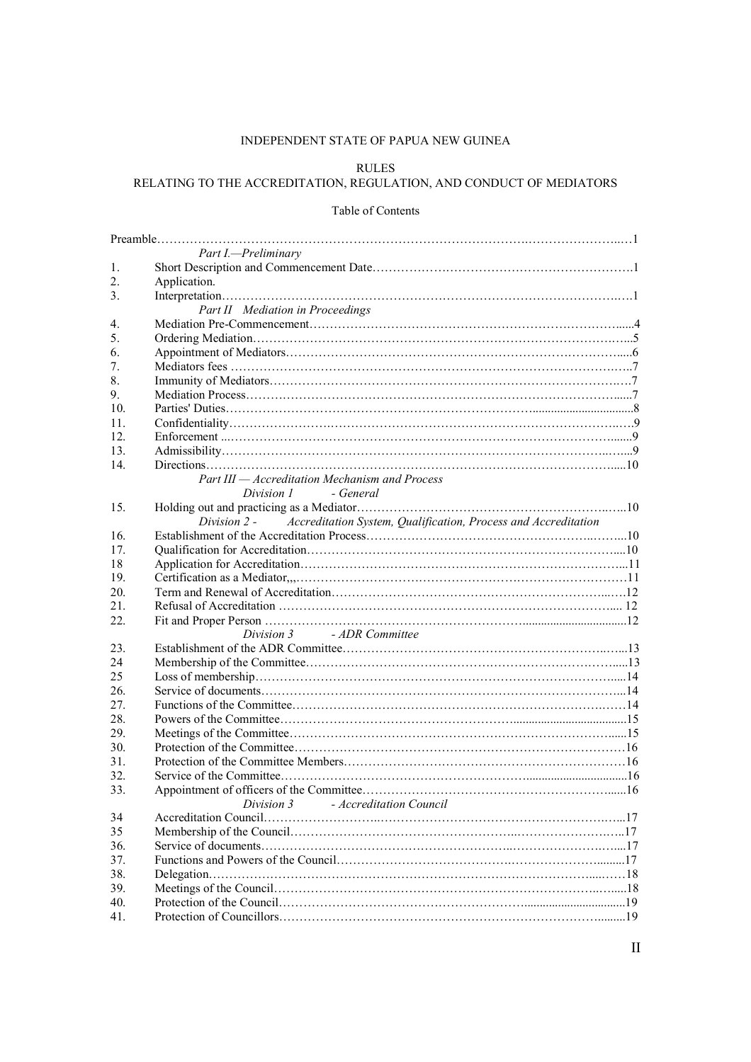INDEPENDENT STATE OF PAPUA NEW GUINEA

RULES

RELATING TO THE ACCREDITATION, REGULATION, AND CONDUCT OF MEDIATORS

Table of Contents

| | | |
|---|---|---|
| Preamble | | 1 |
| | *Part I.—Preliminary* | |
| 1. | Short Description and Commencement Date | 1 |
| 2. | Application. | |
| 3. | Interpretation | 1 |
| | *Part II Mediation in Proceedings* | |
| 4. | Mediation Pre-Commencement | 4 |
| 5. | Ordering Mediation | 5 |
| 6. | Appointment of Mediators | 6 |
| 7. | Mediators fees | 7 |
| 8. | Immunity of Mediators | 7 |
| 9. | Mediation Process | 7 |
| 10. | Parties' Duties | 8 |
| 11. | Confidentiality | 9 |
| 12. | Enforcement | 9 |
| 13. | Admissibility | 9 |
| 14. | Directions | 10 |
| | *Part III — Accreditation Mechanism and Process* | |
| | *Division 1 - General* | |
| 15. | Holding out and practicing as a Mediator | 10 |
| | *Division 2 - Accreditation System, Qualification, Process and Accreditation* | |
| 16. | Establishment of the Accreditation Process | 10 |
| 17. | Qualification for Accreditation | 10 |
| 18 | Application for Accreditation | 11 |
| 19. | Certification as a Mediator,,, | 11 |
| 20. | Term and Renewal of Accreditation | 12 |
| 21. | Refusal of Accreditation | 12 |
| 22. | Fit and Proper Person | 12 |
| | *Division 3 - ADR Committee* | |
| 23. | Establishment of the ADR Committee | 13 |
| 24 | Membership of the Committee | 13 |
| 25 | Loss of membership | 14 |
| 26. | Service of documents | 14 |
| 27. | Functions of the Committee | 14 |
| 28. | Powers of the Committee | 15 |
| 29. | Meetings of the Committee | 15 |
| 30. | Protection of the Committee | 16 |
| 31. | Protection of the Committee Members | 16 |
| 32. | Service of the Committee | 16 |
| 33. | Appointment of officers of the Committee | 16 |
| | *Division 3 - Accreditation Council* | |
| 34 | Accreditation Council | 17 |
| 35 | Membership of the Council | 17 |
| 36. | Service of documents | 17 |
| 37. | Functions and Powers of the Council | 17 |
| 38. | Delegation | 18 |
| 39. | Meetings of the Council | 18 |
| 40. | Protection of the Council | 19 |
| 41. | Protection of Councillors | 19 |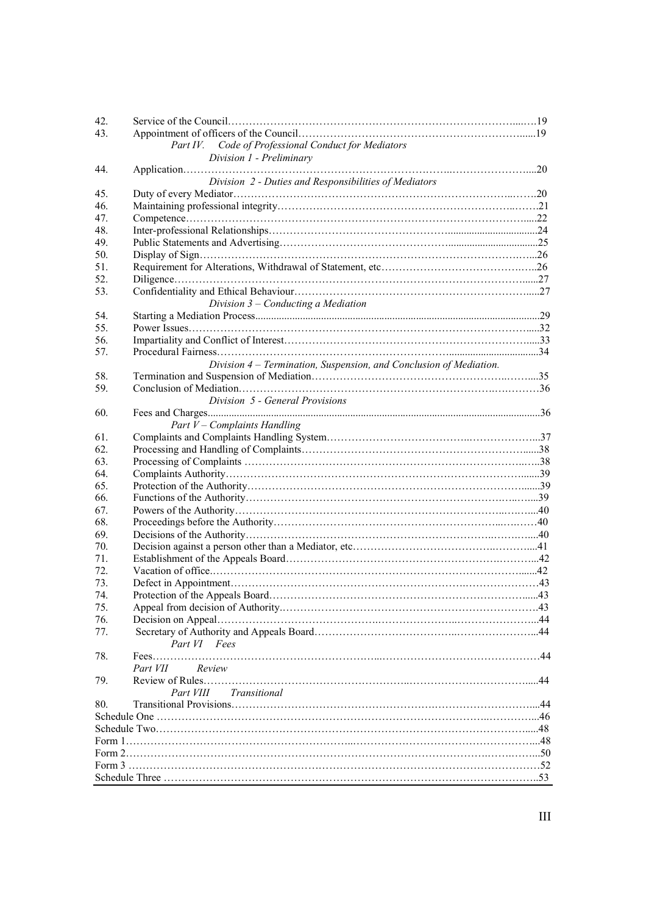| | | |
|---|---|---|
| 42. | Service of the Council | 19 |
| 43. | Appointment of officers of the Council | 19 |
| | *Part IV. Code of Professional Conduct for Mediators* | |
| | *Division 1 - Preliminary* | |
| 44. | Application | 20 |
| | *Division 2 - Duties and Responsibilities of Mediators* | |
| 45. | Duty of every Mediator | 20 |
| 46. | Maintaining professional integrity | 21 |
| 47. | Competence | 22 |
| 48. | Inter-professional Relationships | 24 |
| 49. | Public Statements and Advertising | 25 |
| 50. | Display of Sign | 26 |
| 51. | Requirement for Alterations, Withdrawal of Statement, etc | 26 |
| 52. | Diligence | 27 |
| 53. | Confidentiality and Ethical Behaviour | 27 |
| | *Division 3 – Conducting a Mediation* | |
| 54. | Starting a Mediation Process | 29 |
| 55. | Power Issues | 32 |
| 56. | Impartiality and Conflict of Interest | 33 |
| 57. | Procedural Fairness | 34 |
| | *Division 4 – Termination, Suspension, and Conclusion of Mediation.* | |
| 58. | Termination and Suspension of Mediation | 35 |
| 59. | Conclusion of Mediation | 36 |
| | *Division 5 - General Provisions* | |
| 60. | Fees and Charges | 36 |
| | *Part V – Complaints Handling* | |
| 61. | Complaints and Complaints Handling System | 37 |
| 62. | Processing and Handling of Complaints | 38 |
| 63. | Processing of Complaints | 38 |
| 64. | Complaints Authority | 39 |
| 65. | Protection of the Authority | 39 |
| 66. | Functions of the Authority | 39 |
| 67. | Powers of the Authority | 40 |
| 68. | Proceedings before the Authority | 40 |
| 69. | Decisions of the Authority | 40 |
| 70. | Decision against a person other than a Mediator, etc | 41 |
| 71. | Establishment of the Appeals Board | 42 |
| 72. | Vacation of office | 42 |
| 73. | Defect in Appointment | 43 |
| 74. | Protection of the Appeals Board | 43 |
| 75. | Appeal from decision of Authority | 43 |
| 76. | Decision on Appeal | 44 |
| 77. | Secretary of Authority and Appeals Board | 44 |
| | *Part VI Fees* | |
| 78. | Fees | 44 |
| | *Part VII Review* | |
| 79. | Review of Rules | 44 |
| | *Part VIII Transitional* | |
| 80. | Transitional Provisions | 44 |
| Schedule One | | 46 |
| Schedule Two | | 48 |
| Form 1 | | 48 |
| Form 2 | | 50 |
| Form 3 | | 52 |
| Schedule Three | | 53 |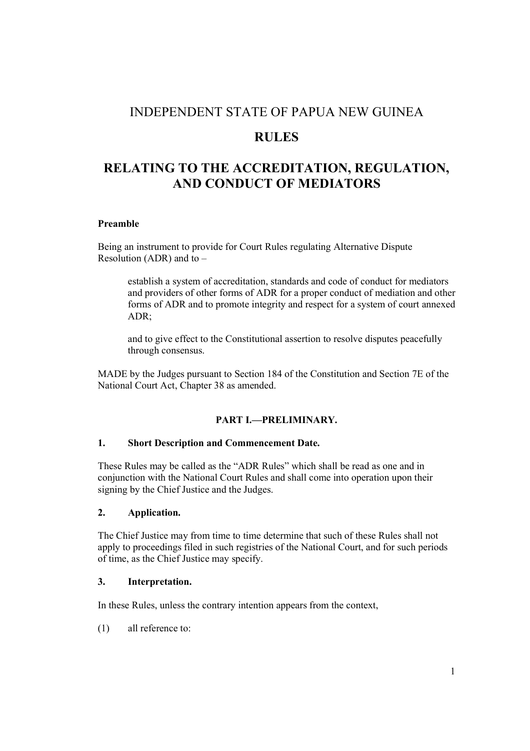# INDEPENDENT STATE OF PAPUA NEW GUINEA

# RULES

# RELATING TO THE ACCREDITATION, REGULATION, AND CONDUCT OF MEDIATORS

**Preamble**

Being an instrument to provide for Court Rules regulating Alternative Dispute Resolution (ADR) and to –

> establish a system of accreditation, standards and code of conduct for mediators and providers of other forms of ADR for a proper conduct of mediation and other forms of ADR and to promote integrity and respect for a system of court annexed ADR;
>
> and to give effect to the Constitutional assertion to resolve disputes peacefully through consensus.

MADE by the Judges pursuant to Section 184 of the Constitution and Section 7E of the National Court Act, Chapter 38 as amended.

## PART I.—PRELIMINARY.

### 1. Short Description and Commencement Date.

These Rules may be called as the "ADR Rules" which shall be read as one and in conjunction with the National Court Rules and shall come into operation upon their signing by the Chief Justice and the Judges.

### 2. Application.

The Chief Justice may from time to time determine that such of these Rules shall not apply to proceedings filed in such registries of the National Court, and for such periods of time, as the Chief Justice may specify.

### 3. Interpretation.

In these Rules, unless the contrary intention appears from the context,

(1) all reference to: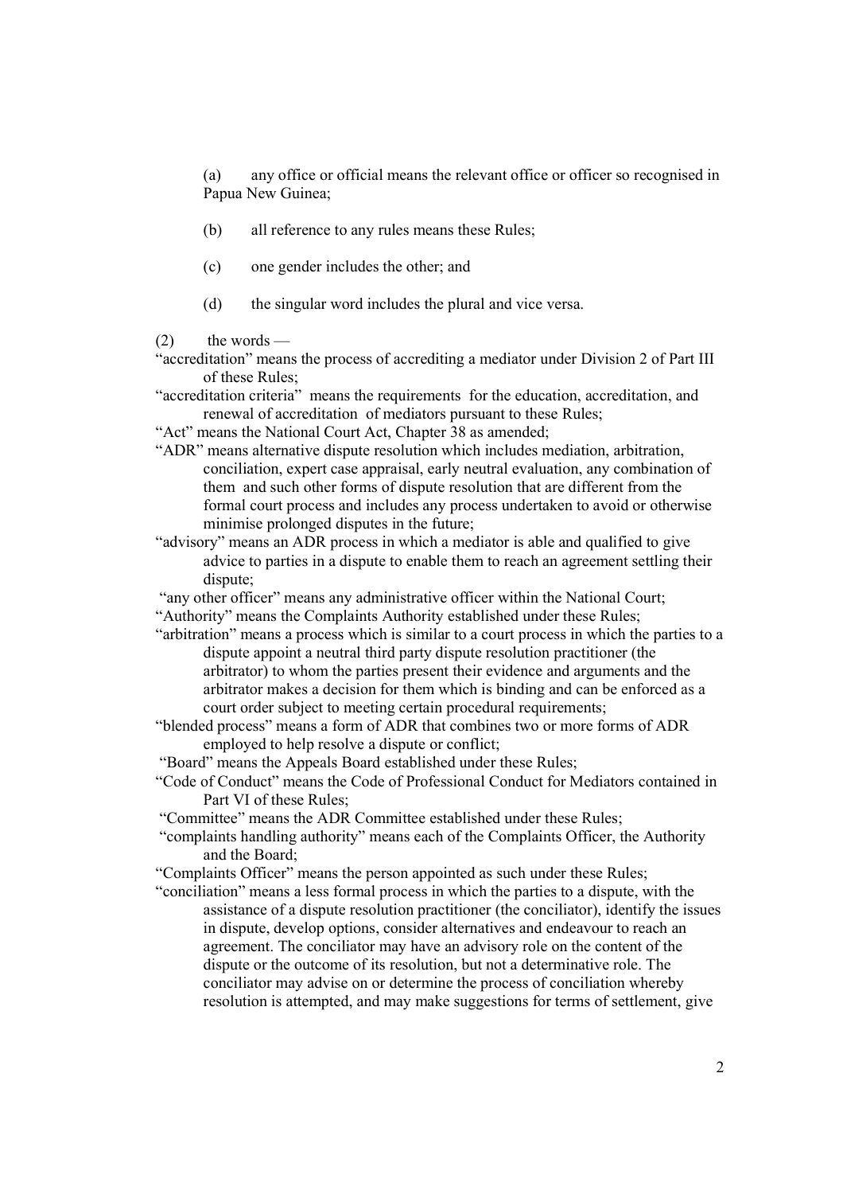(a) any office or official means the relevant office or officer so recognised in Papua New Guinea;

(b) all reference to any rules means these Rules;

(c) one gender includes the other; and

(d) the singular word includes the plural and vice versa.

(2) the words —

"accreditation" means the process of accrediting a mediator under Division 2 of Part III of these Rules;

"accreditation criteria" means the requirements for the education, accreditation, and renewal of accreditation of mediators pursuant to these Rules;

"Act" means the National Court Act, Chapter 38 as amended;

"ADR" means alternative dispute resolution which includes mediation, arbitration, conciliation, expert case appraisal, early neutral evaluation, any combination of them and such other forms of dispute resolution that are different from the formal court process and includes any process undertaken to avoid or otherwise minimise prolonged disputes in the future;

"advisory" means an ADR process in which a mediator is able and qualified to give advice to parties in a dispute to enable them to reach an agreement settling their dispute;

"any other officer" means any administrative officer within the National Court;

"Authority" means the Complaints Authority established under these Rules;

"arbitration" means a process which is similar to a court process in which the parties to a dispute appoint a neutral third party dispute resolution practitioner (the arbitrator) to whom the parties present their evidence and arguments and the arbitrator makes a decision for them which is binding and can be enforced as a court order subject to meeting certain procedural requirements;

"blended process" means a form of ADR that combines two or more forms of ADR employed to help resolve a dispute or conflict;

"Board" means the Appeals Board established under these Rules;

"Code of Conduct" means the Code of Professional Conduct for Mediators contained in Part VI of these Rules;

"Committee" means the ADR Committee established under these Rules;

"complaints handling authority" means each of the Complaints Officer, the Authority and the Board;

"Complaints Officer" means the person appointed as such under these Rules;

"conciliation" means a less formal process in which the parties to a dispute, with the assistance of a dispute resolution practitioner (the conciliator), identify the issues in dispute, develop options, consider alternatives and endeavour to reach an agreement. The conciliator may have an advisory role on the content of the dispute or the outcome of its resolution, but not a determinative role. The conciliator may advise on or determine the process of conciliation whereby resolution is attempted, and may make suggestions for terms of settlement, give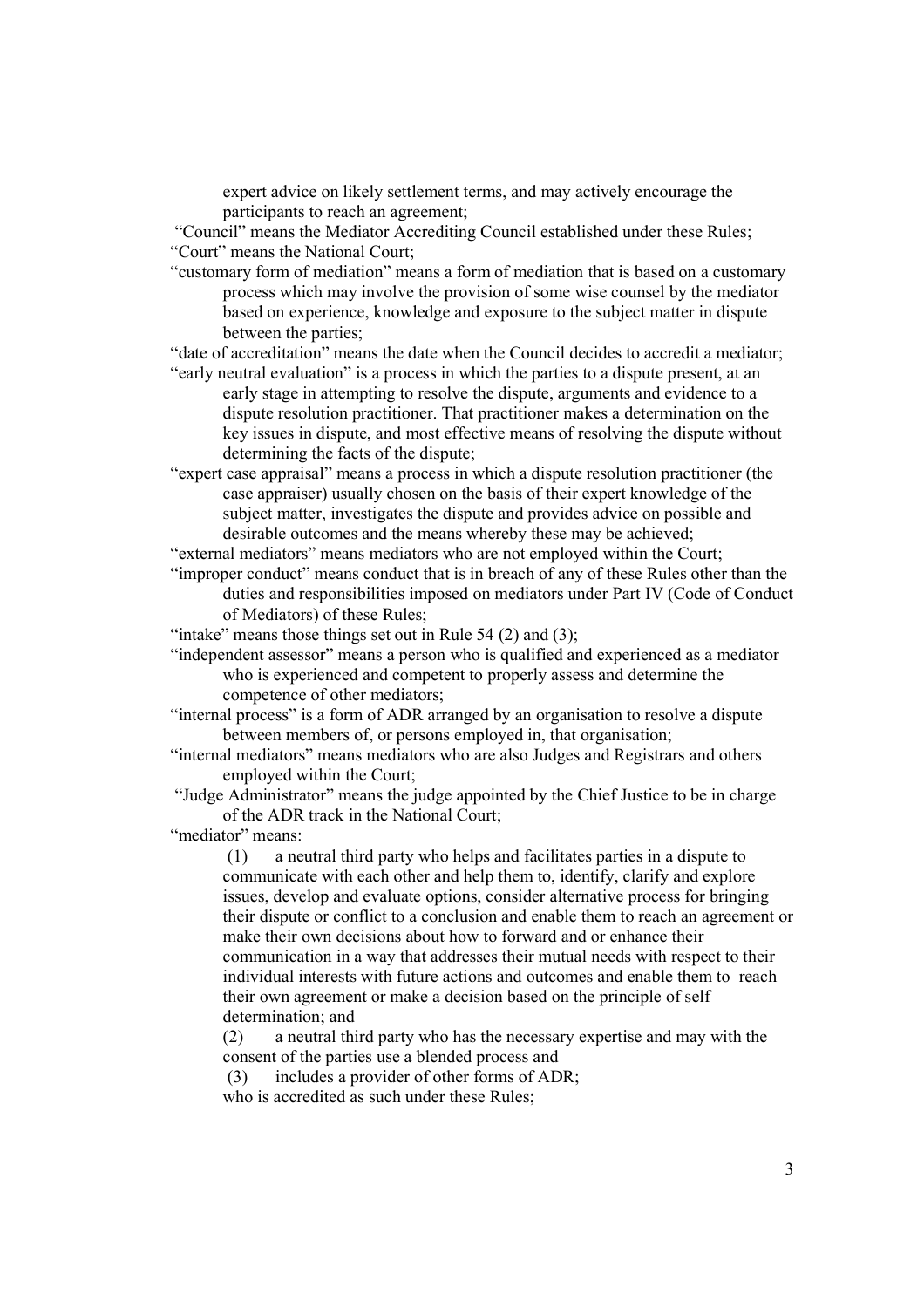expert advice on likely settlement terms, and may actively encourage the participants to reach an agreement;

"Council" means the Mediator Accrediting Council established under these Rules;

"Court" means the National Court;

"customary form of mediation" means a form of mediation that is based on a customary process which may involve the provision of some wise counsel by the mediator based on experience, knowledge and exposure to the subject matter in dispute between the parties;

"date of accreditation" means the date when the Council decides to accredit a mediator;

"early neutral evaluation" is a process in which the parties to a dispute present, at an early stage in attempting to resolve the dispute, arguments and evidence to a dispute resolution practitioner. That practitioner makes a determination on the key issues in dispute, and most effective means of resolving the dispute without determining the facts of the dispute;

"expert case appraisal" means a process in which a dispute resolution practitioner (the case appraiser) usually chosen on the basis of their expert knowledge of the subject matter, investigates the dispute and provides advice on possible and desirable outcomes and the means whereby these may be achieved;

"external mediators" means mediators who are not employed within the Court;

"improper conduct" means conduct that is in breach of any of these Rules other than the duties and responsibilities imposed on mediators under Part IV (Code of Conduct of Mediators) of these Rules;

"intake" means those things set out in Rule 54 (2) and (3);

"independent assessor" means a person who is qualified and experienced as a mediator who is experienced and competent to properly assess and determine the competence of other mediators;

"internal process" is a form of ADR arranged by an organisation to resolve a dispute between members of, or persons employed in, that organisation;

"internal mediators" means mediators who are also Judges and Registrars and others employed within the Court;

"Judge Administrator" means the judge appointed by the Chief Justice to be in charge of the ADR track in the National Court;

"mediator" means:

(1) a neutral third party who helps and facilitates parties in a dispute to communicate with each other and help them to, identify, clarify and explore issues, develop and evaluate options, consider alternative process for bringing their dispute or conflict to a conclusion and enable them to reach an agreement or make their own decisions about how to forward and or enhance their communication in a way that addresses their mutual needs with respect to their individual interests with future actions and outcomes and enable them to reach their own agreement or make a decision based on the principle of self determination; and

(2) a neutral third party who has the necessary expertise and may with the consent of the parties use a blended process and

(3) includes a provider of other forms of ADR;

who is accredited as such under these Rules;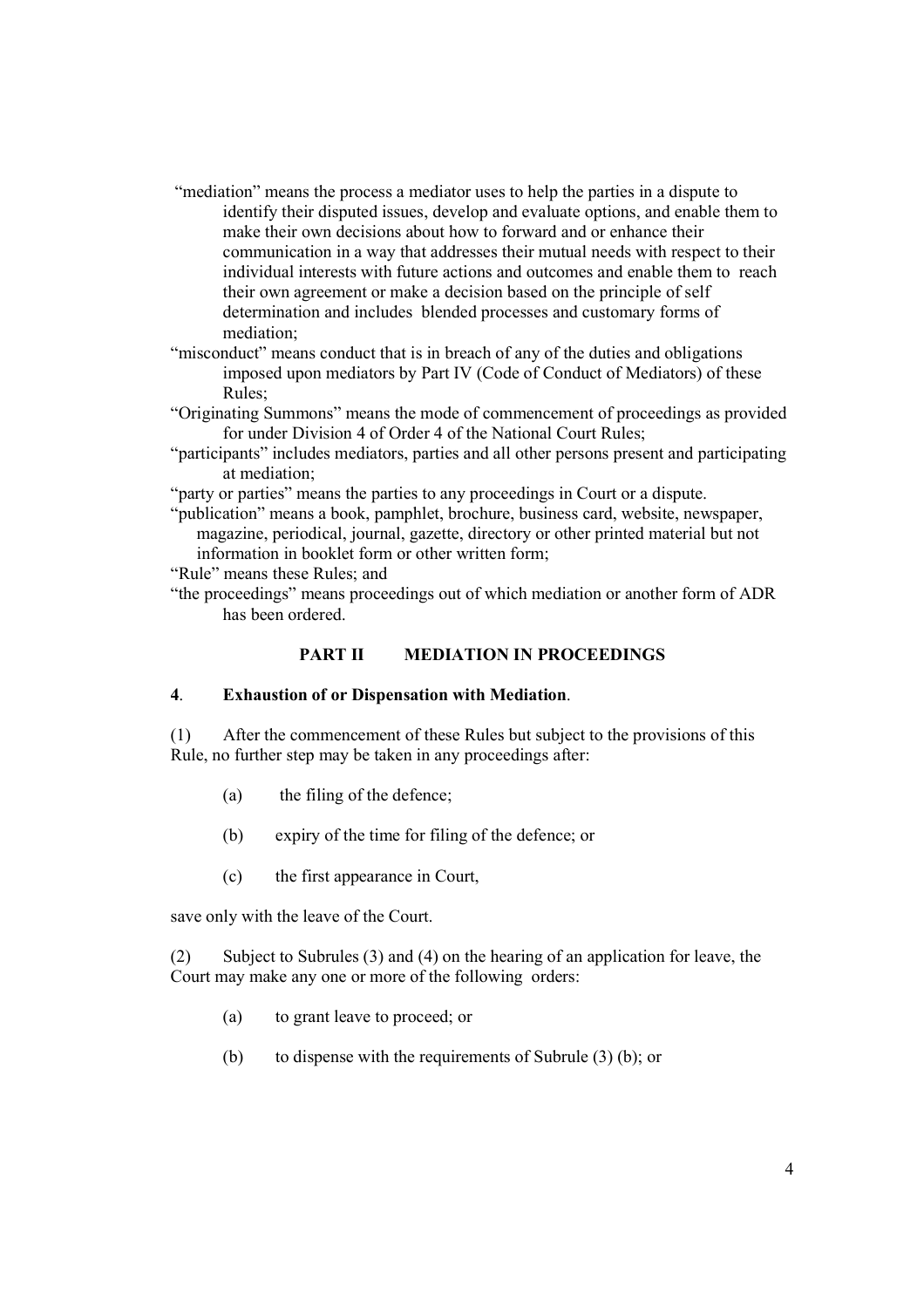"mediation" means the process a mediator uses to help the parties in a dispute to identify their disputed issues, develop and evaluate options, and enable them to make their own decisions about how to forward and or enhance their communication in a way that addresses their mutual needs with respect to their individual interests with future actions and outcomes and enable them to reach their own agreement or make a decision based on the principle of self determination and includes blended processes and customary forms of mediation;

"misconduct" means conduct that is in breach of any of the duties and obligations imposed upon mediators by Part IV (Code of Conduct of Mediators) of these Rules;

"Originating Summons" means the mode of commencement of proceedings as provided for under Division 4 of Order 4 of the National Court Rules;

"participants" includes mediators, parties and all other persons present and participating at mediation;

"party or parties" means the parties to any proceedings in Court or a dispute.

"publication" means a book, pamphlet, brochure, business card, website, newspaper, magazine, periodical, journal, gazette, directory or other printed material but not information in booklet form or other written form;

"Rule" means these Rules; and

"the proceedings" means proceedings out of which mediation or another form of ADR has been ordered.

## PART II MEDIATION IN PROCEEDINGS

### 4. Exhaustion of or Dispensation with Mediation.

(1) After the commencement of these Rules but subject to the provisions of this Rule, no further step may be taken in any proceedings after:

(a) the filing of the defence;

(b) expiry of the time for filing of the defence; or

(c) the first appearance in Court,

save only with the leave of the Court.

(2) Subject to Subrules (3) and (4) on the hearing of an application for leave, the Court may make any one or more of the following orders:

(a) to grant leave to proceed; or

(b) to dispense with the requirements of Subrule (3) (b); or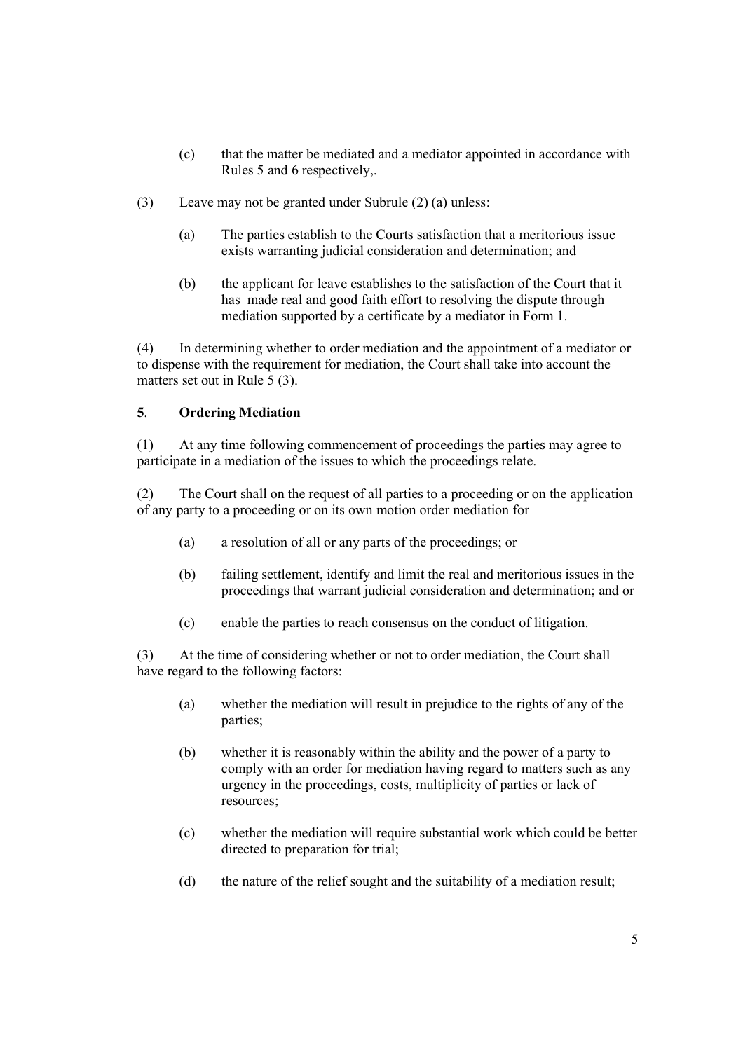(c) that the matter be mediated and a mediator appointed in accordance with Rules 5 and 6 respectively,.

(3) Leave may not be granted under Subrule (2) (a) unless:

(a) The parties establish to the Courts satisfaction that a meritorious issue exists warranting judicial consideration and determination; and

(b) the applicant for leave establishes to the satisfaction of the Court that it has made real and good faith effort to resolving the dispute through mediation supported by a certificate by a mediator in Form 1.

(4) In determining whether to order mediation and the appointment of a mediator or to dispense with the requirement for mediation, the Court shall take into account the matters set out in Rule 5 (3).

**5. Ordering Mediation**

(1) At any time following commencement of proceedings the parties may agree to participate in a mediation of the issues to which the proceedings relate.

(2) The Court shall on the request of all parties to a proceeding or on the application of any party to a proceeding or on its own motion order mediation for

(a) a resolution of all or any parts of the proceedings; or

(b) failing settlement, identify and limit the real and meritorious issues in the proceedings that warrant judicial consideration and determination; and or

(c) enable the parties to reach consensus on the conduct of litigation.

(3) At the time of considering whether or not to order mediation, the Court shall have regard to the following factors:

(a) whether the mediation will result in prejudice to the rights of any of the parties;

(b) whether it is reasonably within the ability and the power of a party to comply with an order for mediation having regard to matters such as any urgency in the proceedings, costs, multiplicity of parties or lack of resources;

(c) whether the mediation will require substantial work which could be better directed to preparation for trial;

(d) the nature of the relief sought and the suitability of a mediation result;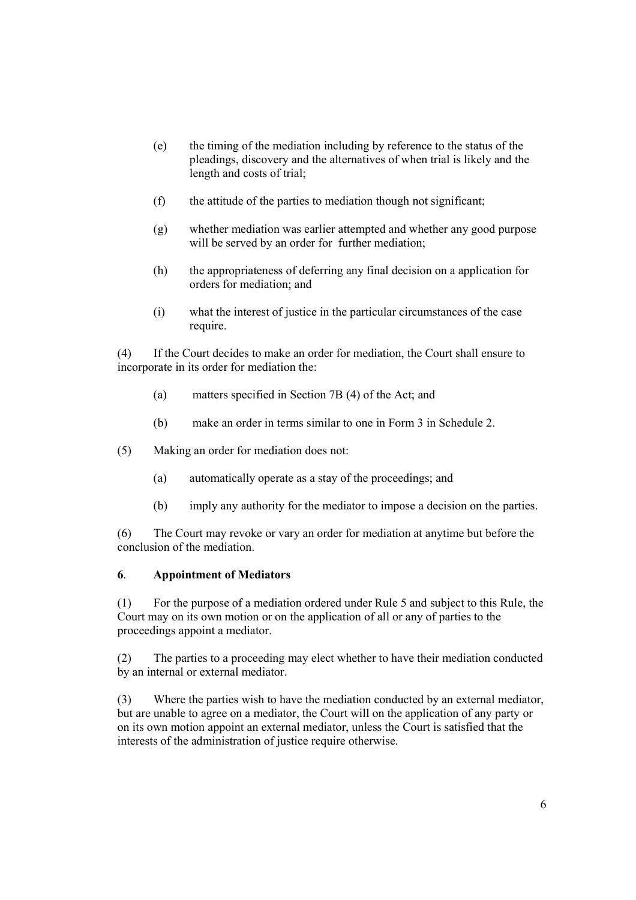(e) the timing of the mediation including by reference to the status of the pleadings, discovery and the alternatives of when trial is likely and the length and costs of trial;

(f) the attitude of the parties to mediation though not significant;

(g) whether mediation was earlier attempted and whether any good purpose will be served by an order for further mediation;

(h) the appropriateness of deferring any final decision on a application for orders for mediation; and

(i) what the interest of justice in the particular circumstances of the case require.

(4) If the Court decides to make an order for mediation, the Court shall ensure to incorporate in its order for mediation the:

(a) matters specified in Section 7B (4) of the Act; and

(b) make an order in terms similar to one in Form 3 in Schedule 2.

(5) Making an order for mediation does not:

(a) automatically operate as a stay of the proceedings; and

(b) imply any authority for the mediator to impose a decision on the parties.

(6) The Court may revoke or vary an order for mediation at anytime but before the conclusion of the mediation.

**6. Appointment of Mediators**

(1) For the purpose of a mediation ordered under Rule 5 and subject to this Rule, the Court may on its own motion or on the application of all or any of parties to the proceedings appoint a mediator.

(2) The parties to a proceeding may elect whether to have their mediation conducted by an internal or external mediator.

(3) Where the parties wish to have the mediation conducted by an external mediator, but are unable to agree on a mediator, the Court will on the application of any party or on its own motion appoint an external mediator, unless the Court is satisfied that the interests of the administration of justice require otherwise.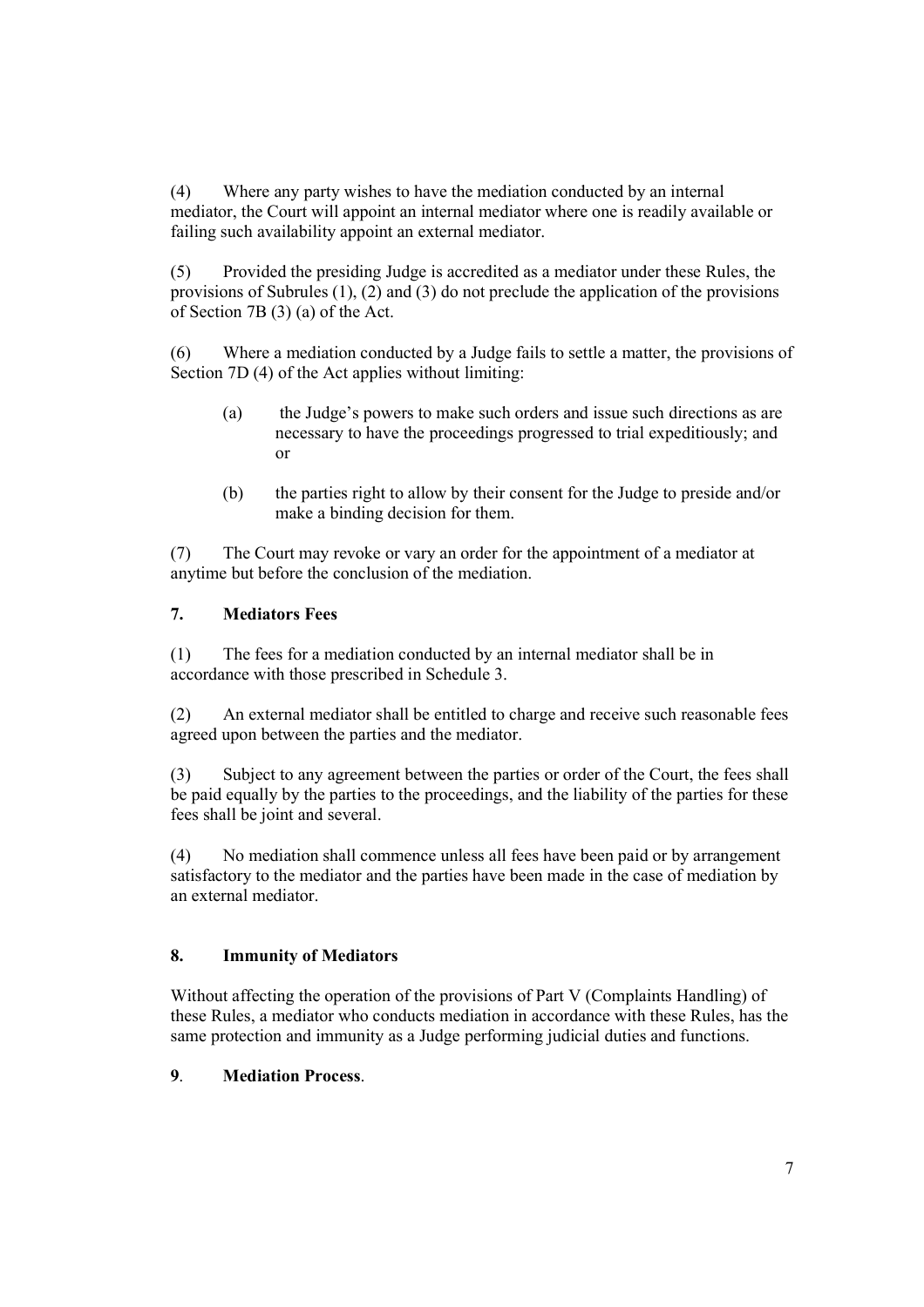(4) Where any party wishes to have the mediation conducted by an internal mediator, the Court will appoint an internal mediator where one is readily available or failing such availability appoint an external mediator.

(5) Provided the presiding Judge is accredited as a mediator under these Rules, the provisions of Subrules (1), (2) and (3) do not preclude the application of the provisions of Section 7B (3) (a) of the Act.

(6) Where a mediation conducted by a Judge fails to settle a matter, the provisions of Section 7D (4) of the Act applies without limiting:

> (a) the Judge's powers to make such orders and issue such directions as are necessary to have the proceedings progressed to trial expeditiously; and or
>
> (b) the parties right to allow by their consent for the Judge to preside and/or make a binding decision for them.

(7) The Court may revoke or vary an order for the appointment of a mediator at anytime but before the conclusion of the mediation.

### 7. Mediators Fees

(1) The fees for a mediation conducted by an internal mediator shall be in accordance with those prescribed in Schedule 3.

(2) An external mediator shall be entitled to charge and receive such reasonable fees agreed upon between the parties and the mediator.

(3) Subject to any agreement between the parties or order of the Court, the fees shall be paid equally by the parties to the proceedings, and the liability of the parties for these fees shall be joint and several.

(4) No mediation shall commence unless all fees have been paid or by arrangement satisfactory to the mediator and the parties have been made in the case of mediation by an external mediator.

### 8. Immunity of Mediators

Without affecting the operation of the provisions of Part V (Complaints Handling) of these Rules, a mediator who conducts mediation in accordance with these Rules, has the same protection and immunity as a Judge performing judicial duties and functions.

### 9. Mediation Process.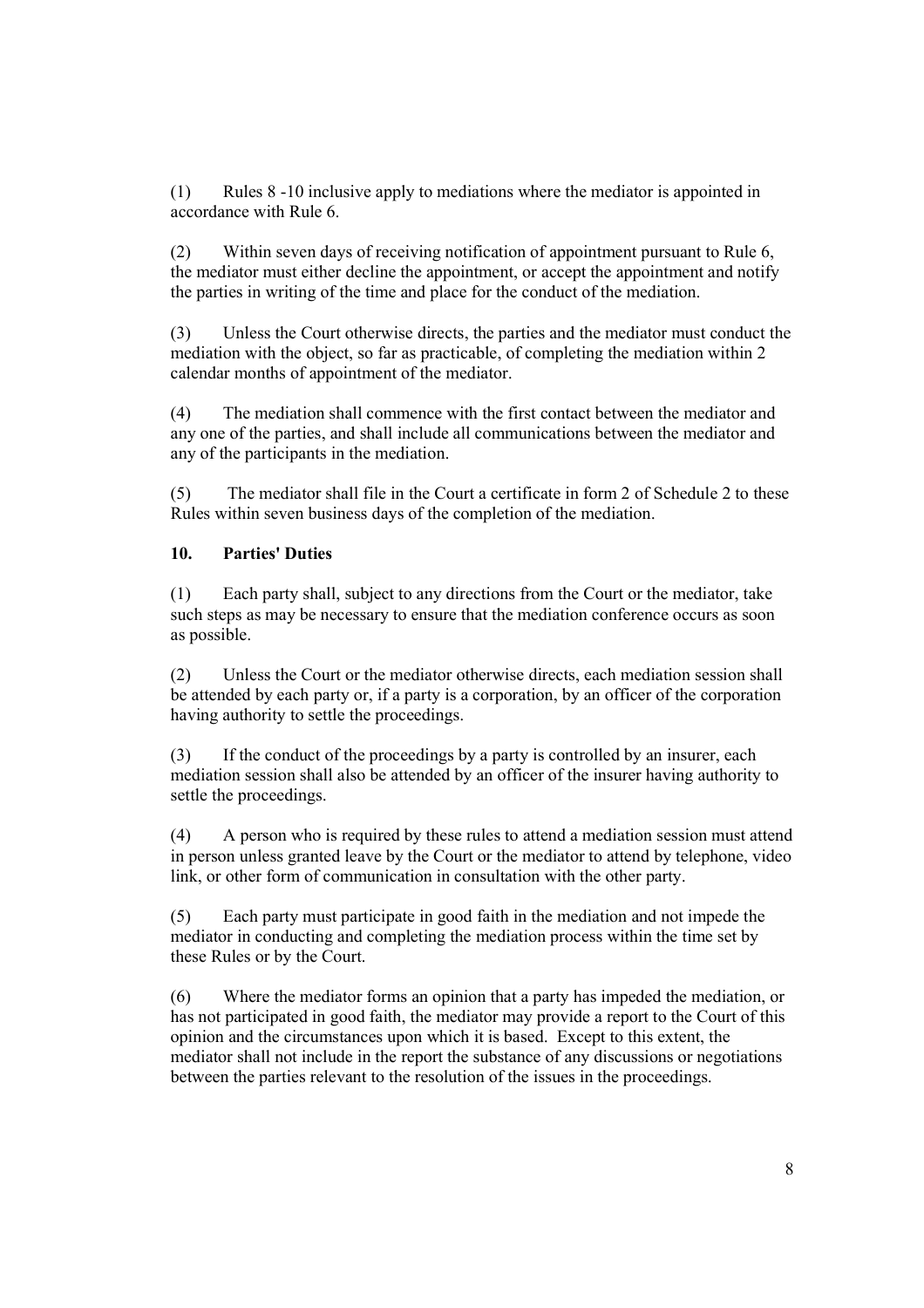(1) Rules 8 -10 inclusive apply to mediations where the mediator is appointed in accordance with Rule 6.

(2) Within seven days of receiving notification of appointment pursuant to Rule 6, the mediator must either decline the appointment, or accept the appointment and notify the parties in writing of the time and place for the conduct of the mediation.

(3) Unless the Court otherwise directs, the parties and the mediator must conduct the mediation with the object, so far as practicable, of completing the mediation within 2 calendar months of appointment of the mediator.

(4) The mediation shall commence with the first contact between the mediator and any one of the parties, and shall include all communications between the mediator and any of the participants in the mediation.

(5) The mediator shall file in the Court a certificate in form 2 of Schedule 2 to these Rules within seven business days of the completion of the mediation.

**10. Parties' Duties**

(1) Each party shall, subject to any directions from the Court or the mediator, take such steps as may be necessary to ensure that the mediation conference occurs as soon as possible.

(2) Unless the Court or the mediator otherwise directs, each mediation session shall be attended by each party or, if a party is a corporation, by an officer of the corporation having authority to settle the proceedings.

(3) If the conduct of the proceedings by a party is controlled by an insurer, each mediation session shall also be attended by an officer of the insurer having authority to settle the proceedings.

(4) A person who is required by these rules to attend a mediation session must attend in person unless granted leave by the Court or the mediator to attend by telephone, video link, or other form of communication in consultation with the other party.

(5) Each party must participate in good faith in the mediation and not impede the mediator in conducting and completing the mediation process within the time set by these Rules or by the Court.

(6) Where the mediator forms an opinion that a party has impeded the mediation, or has not participated in good faith, the mediator may provide a report to the Court of this opinion and the circumstances upon which it is based. Except to this extent, the mediator shall not include in the report the substance of any discussions or negotiations between the parties relevant to the resolution of the issues in the proceedings.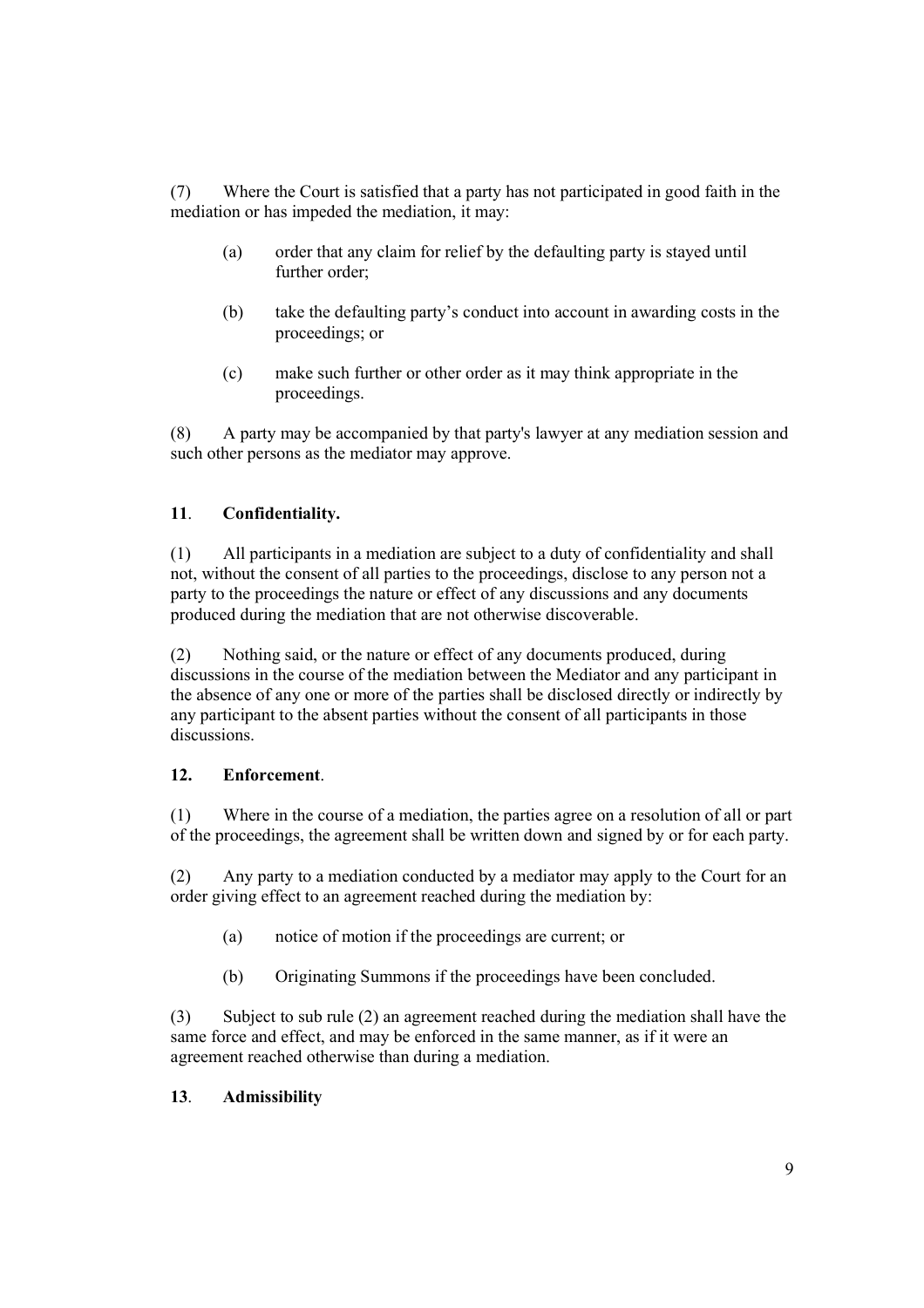(7) Where the Court is satisfied that a party has not participated in good faith in the mediation or has impeded the mediation, it may:

(a) order that any claim for relief by the defaulting party is stayed until further order;

(b) take the defaulting party's conduct into account in awarding costs in the proceedings; or

(c) make such further or other order as it may think appropriate in the proceedings.

(8) A party may be accompanied by that party's lawyer at any mediation session and such other persons as the mediator may approve.

**11**. **Confidentiality.**

(1) All participants in a mediation are subject to a duty of confidentiality and shall not, without the consent of all parties to the proceedings, disclose to any person not a party to the proceedings the nature or effect of any discussions and any documents produced during the mediation that are not otherwise discoverable.

(2) Nothing said, or the nature or effect of any documents produced, during discussions in the course of the mediation between the Mediator and any participant in the absence of any one or more of the parties shall be disclosed directly or indirectly by any participant to the absent parties without the consent of all participants in those discussions.

**12. Enforcement**.

(1) Where in the course of a mediation, the parties agree on a resolution of all or part of the proceedings, the agreement shall be written down and signed by or for each party.

(2) Any party to a mediation conducted by a mediator may apply to the Court for an order giving effect to an agreement reached during the mediation by:

(a) notice of motion if the proceedings are current; or

(b) Originating Summons if the proceedings have been concluded.

(3) Subject to sub rule (2) an agreement reached during the mediation shall have the same force and effect, and may be enforced in the same manner, as if it were an agreement reached otherwise than during a mediation.

**13**. **Admissibility**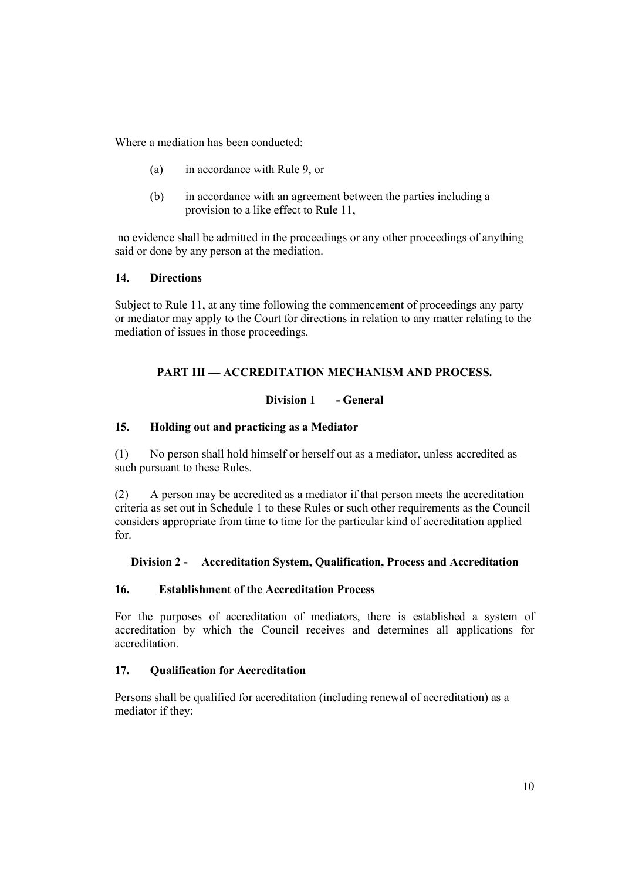Where a mediation has been conducted:

(a) in accordance with Rule 9, or

(b) in accordance with an agreement between the parties including a provision to a like effect to Rule 11,

no evidence shall be admitted in the proceedings or any other proceedings of anything said or done by any person at the mediation.

**14. Directions**

Subject to Rule 11, at any time following the commencement of proceedings any party or mediator may apply to the Court for directions in relation to any matter relating to the mediation of issues in those proceedings.

## PART III — ACCREDITATION MECHANISM AND PROCESS.

### Division 1 - General

**15. Holding out and practicing as a Mediator**

(1) No person shall hold himself or herself out as a mediator, unless accredited as such pursuant to these Rules.

(2) A person may be accredited as a mediator if that person meets the accreditation criteria as set out in Schedule 1 to these Rules or such other requirements as the Council considers appropriate from time to time for the particular kind of accreditation applied for.

### Division 2 - Accreditation System, Qualification, Process and Accreditation

**16. Establishment of the Accreditation Process**

For the purposes of accreditation of mediators, there is established a system of accreditation by which the Council receives and determines all applications for accreditation.

**17. Qualification for Accreditation**

Persons shall be qualified for accreditation (including renewal of accreditation) as a mediator if they: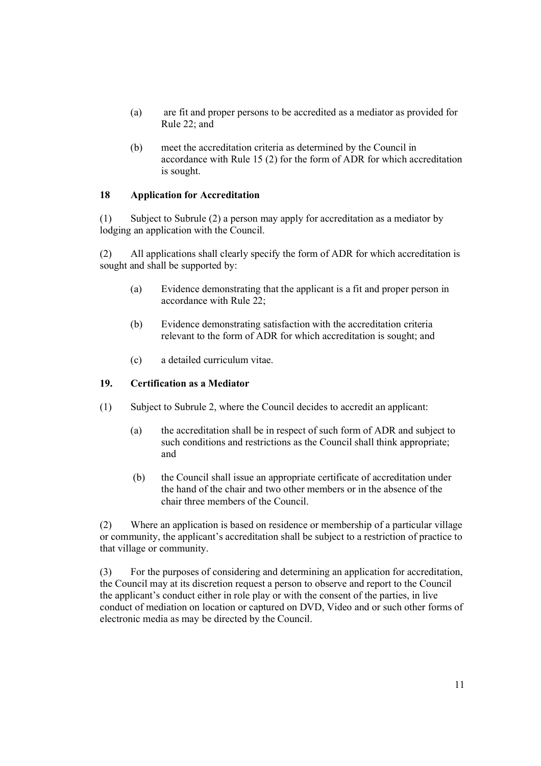(a) are fit and proper persons to be accredited as a mediator as provided for Rule 22; and

(b) meet the accreditation criteria as determined by the Council in accordance with Rule 15 (2) for the form of ADR for which accreditation is sought.

### 18 Application for Accreditation

(1) Subject to Subrule (2) a person may apply for accreditation as a mediator by lodging an application with the Council.

(2) All applications shall clearly specify the form of ADR for which accreditation is sought and shall be supported by:

(a) Evidence demonstrating that the applicant is a fit and proper person in accordance with Rule 22;

(b) Evidence demonstrating satisfaction with the accreditation criteria relevant to the form of ADR for which accreditation is sought; and

(c) a detailed curriculum vitae.

### 19. Certification as a Mediator

(1) Subject to Subrule 2, where the Council decides to accredit an applicant:

(a) the accreditation shall be in respect of such form of ADR and subject to such conditions and restrictions as the Council shall think appropriate; and

(b) the Council shall issue an appropriate certificate of accreditation under the hand of the chair and two other members or in the absence of the chair three members of the Council.

(2) Where an application is based on residence or membership of a particular village or community, the applicant's accreditation shall be subject to a restriction of practice to that village or community.

(3) For the purposes of considering and determining an application for accreditation, the Council may at its discretion request a person to observe and report to the Council the applicant's conduct either in role play or with the consent of the parties, in live conduct of mediation on location or captured on DVD, Video and or such other forms of electronic media as may be directed by the Council.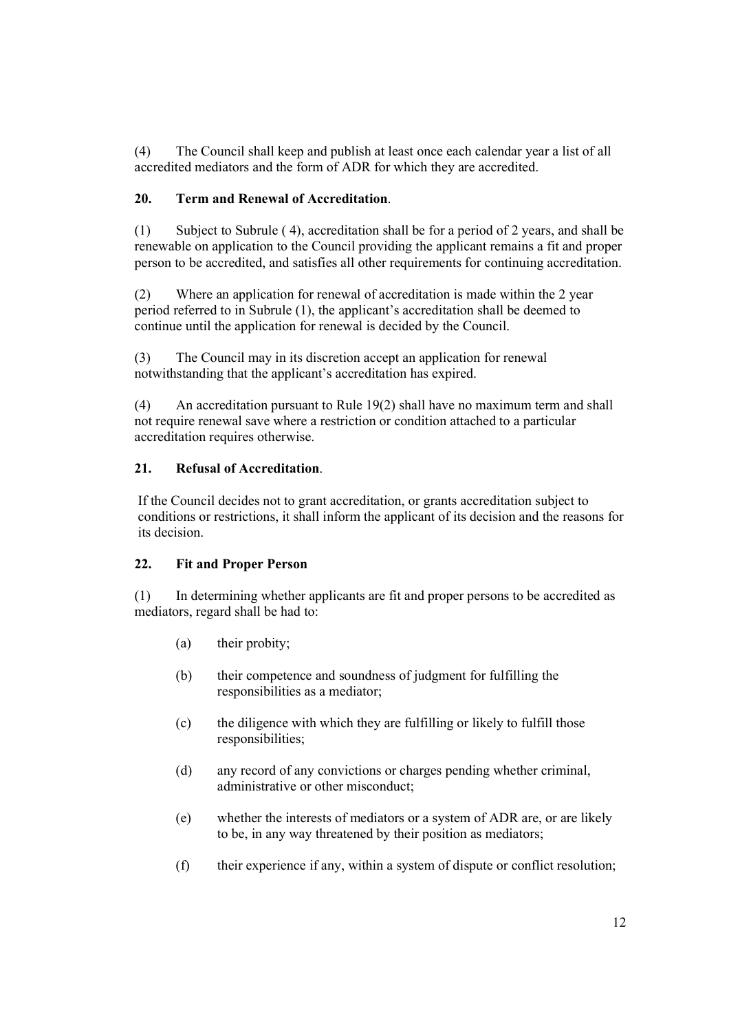(4) The Council shall keep and publish at least once each calendar year a list of all accredited mediators and the form of ADR for which they are accredited.

**20. Term and Renewal of Accreditation**.

(1) Subject to Subrule ( 4), accreditation shall be for a period of 2 years, and shall be renewable on application to the Council providing the applicant remains a fit and proper person to be accredited, and satisfies all other requirements for continuing accreditation.

(2) Where an application for renewal of accreditation is made within the 2 year period referred to in Subrule (1), the applicant's accreditation shall be deemed to continue until the application for renewal is decided by the Council.

(3) The Council may in its discretion accept an application for renewal notwithstanding that the applicant's accreditation has expired.

(4) An accreditation pursuant to Rule 19(2) shall have no maximum term and shall not require renewal save where a restriction or condition attached to a particular accreditation requires otherwise.

**21. Refusal of Accreditation**.

If the Council decides not to grant accreditation, or grants accreditation subject to conditions or restrictions, it shall inform the applicant of its decision and the reasons for its decision.

**22. Fit and Proper Person**

(1) In determining whether applicants are fit and proper persons to be accredited as mediators, regard shall be had to:

- (a) their probity;
- (b) their competence and soundness of judgment for fulfilling the responsibilities as a mediator;
- (c) the diligence with which they are fulfilling or likely to fulfill those responsibilities;
- (d) any record of any convictions or charges pending whether criminal, administrative or other misconduct;
- (e) whether the interests of mediators or a system of ADR are, or are likely to be, in any way threatened by their position as mediators;
- (f) their experience if any, within a system of dispute or conflict resolution;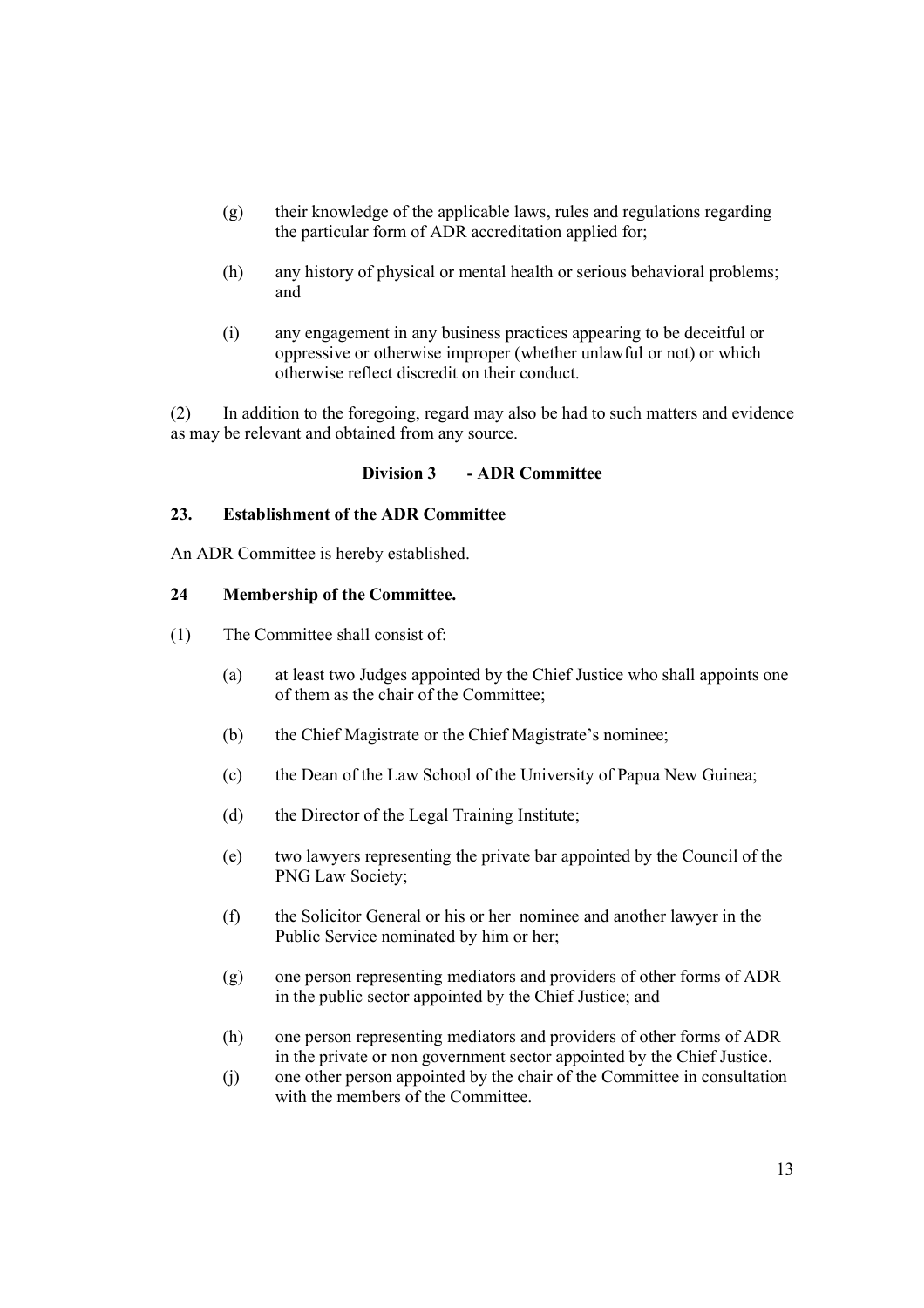(g) their knowledge of the applicable laws, rules and regulations regarding the particular form of ADR accreditation applied for;

(h) any history of physical or mental health or serious behavioral problems; and

(i) any engagement in any business practices appearing to be deceitful or oppressive or otherwise improper (whether unlawful or not) or which otherwise reflect discredit on their conduct.

(2) In addition to the foregoing, regard may also be had to such matters and evidence as may be relevant and obtained from any source.

**Division 3 - ADR Committee**

**23. Establishment of the ADR Committee**

An ADR Committee is hereby established.

**24 Membership of the Committee.**

(1) The Committee shall consist of:

(a) at least two Judges appointed by the Chief Justice who shall appoints one of them as the chair of the Committee;

(b) the Chief Magistrate or the Chief Magistrate's nominee;

(c) the Dean of the Law School of the University of Papua New Guinea;

(d) the Director of the Legal Training Institute;

(e) two lawyers representing the private bar appointed by the Council of the PNG Law Society;

(f) the Solicitor General or his or her nominee and another lawyer in the Public Service nominated by him or her;

(g) one person representing mediators and providers of other forms of ADR in the public sector appointed by the Chief Justice; and

(h) one person representing mediators and providers of other forms of ADR in the private or non government sector appointed by the Chief Justice.

(j) one other person appointed by the chair of the Committee in consultation with the members of the Committee.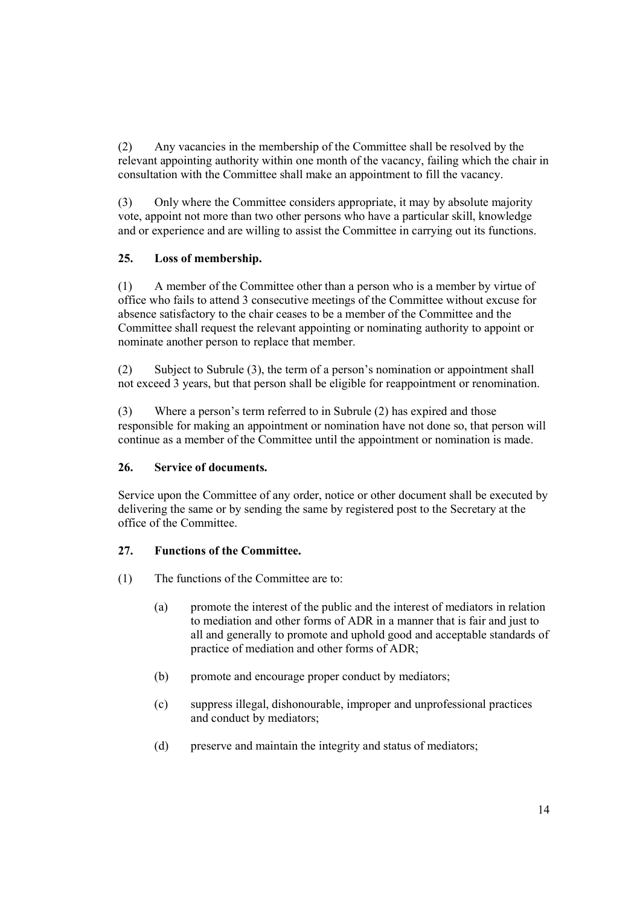(2) Any vacancies in the membership of the Committee shall be resolved by the relevant appointing authority within one month of the vacancy, failing which the chair in consultation with the Committee shall make an appointment to fill the vacancy.

(3) Only where the Committee considers appropriate, it may by absolute majority vote, appoint not more than two other persons who have a particular skill, knowledge and or experience and are willing to assist the Committee in carrying out its functions.

### 25. Loss of membership.

(1) A member of the Committee other than a person who is a member by virtue of office who fails to attend 3 consecutive meetings of the Committee without excuse for absence satisfactory to the chair ceases to be a member of the Committee and the Committee shall request the relevant appointing or nominating authority to appoint or nominate another person to replace that member.

(2) Subject to Subrule (3), the term of a person's nomination or appointment shall not exceed 3 years, but that person shall be eligible for reappointment or renomination.

(3) Where a person's term referred to in Subrule (2) has expired and those responsible for making an appointment or nomination have not done so, that person will continue as a member of the Committee until the appointment or nomination is made.

### 26. Service of documents.

Service upon the Committee of any order, notice or other document shall be executed by delivering the same or by sending the same by registered post to the Secretary at the office of the Committee.

### 27. Functions of the Committee.

(1) The functions of the Committee are to:

- (a) promote the interest of the public and the interest of mediators in relation to mediation and other forms of ADR in a manner that is fair and just to all and generally to promote and uphold good and acceptable standards of practice of mediation and other forms of ADR;
- (b) promote and encourage proper conduct by mediators;
- (c) suppress illegal, dishonourable, improper and unprofessional practices and conduct by mediators;
- (d) preserve and maintain the integrity and status of mediators;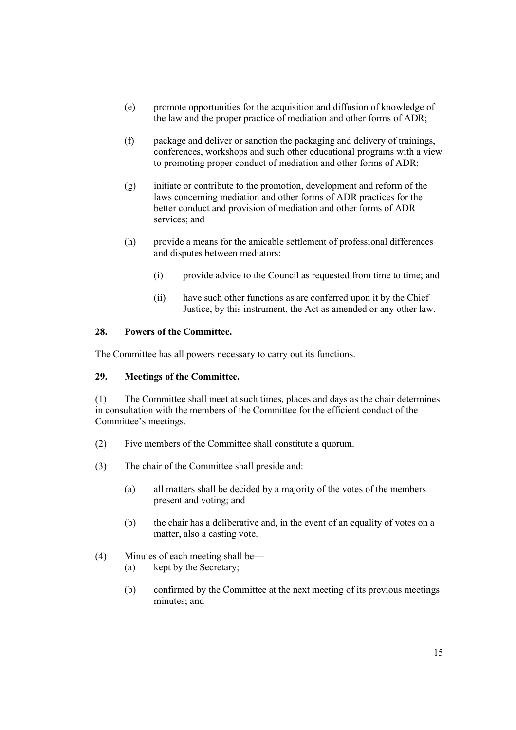(e) promote opportunities for the acquisition and diffusion of knowledge of the law and the proper practice of mediation and other forms of ADR;

(f) package and deliver or sanction the packaging and delivery of trainings, conferences, workshops and such other educational programs with a view to promoting proper conduct of mediation and other forms of ADR;

(g) initiate or contribute to the promotion, development and reform of the laws concerning mediation and other forms of ADR practices for the better conduct and provision of mediation and other forms of ADR services; and

(h) provide a means for the amicable settlement of professional differences and disputes between mediators:

   (i) provide advice to the Council as requested from time to time; and

   (ii) have such other functions as are conferred upon it by the Chief Justice, by this instrument, the Act as amended or any other law.

**28. Powers of the Committee.**

The Committee has all powers necessary to carry out its functions.

**29. Meetings of the Committee.**

(1) The Committee shall meet at such times, places and days as the chair determines in consultation with the members of the Committee for the efficient conduct of the Committee's meetings.

(2) Five members of the Committee shall constitute a quorum.

(3) The chair of the Committee shall preside and:

   (a) all matters shall be decided by a majority of the votes of the members present and voting; and

   (b) the chair has a deliberative and, in the event of an equality of votes on a matter, also a casting vote.

(4) Minutes of each meeting shall be—

   (a) kept by the Secretary;

   (b) confirmed by the Committee at the next meeting of its previous meetings minutes; and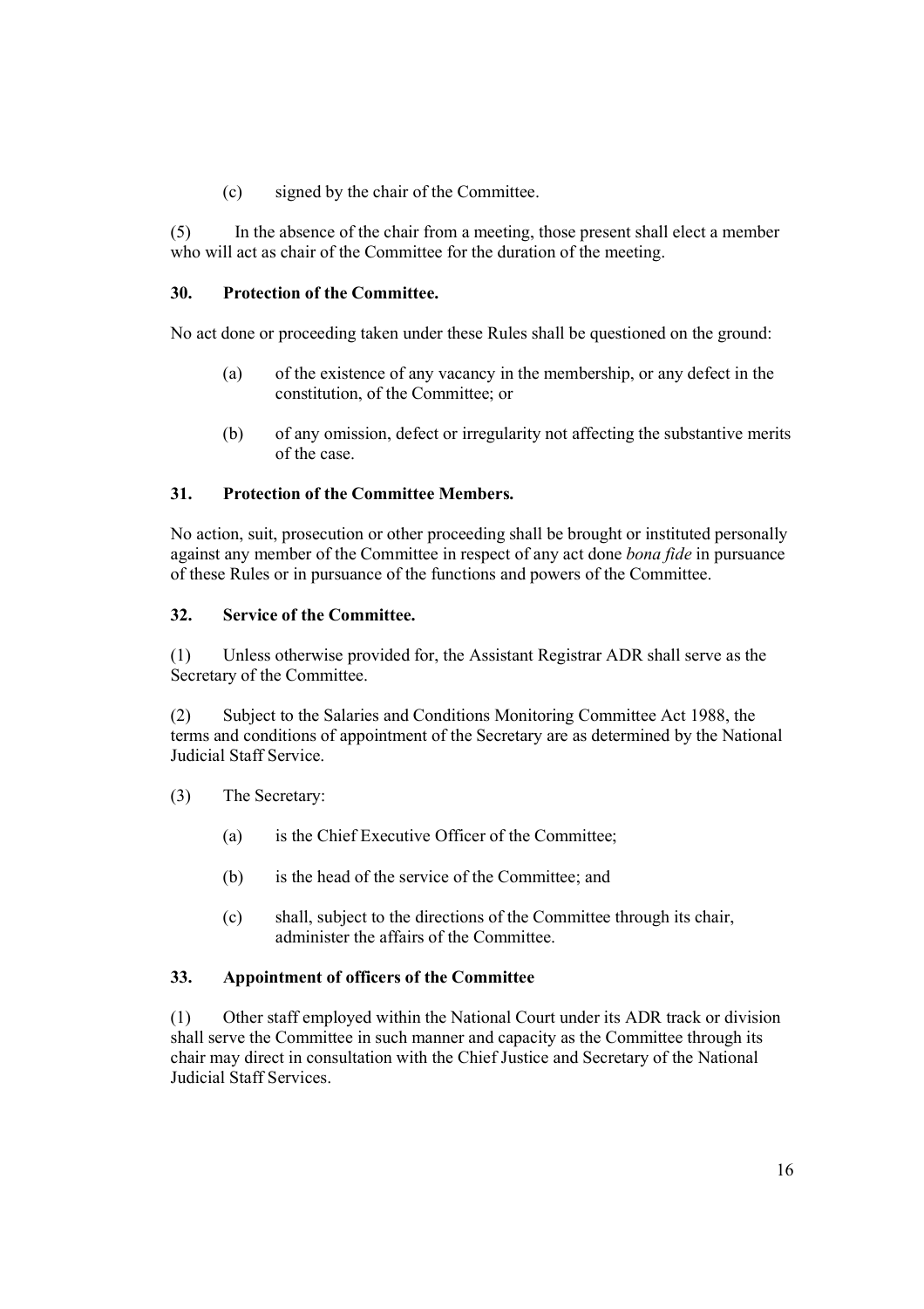(c) signed by the chair of the Committee.

(5) In the absence of the chair from a meeting, those present shall elect a member who will act as chair of the Committee for the duration of the meeting.

**30. Protection of the Committee.**

No act done or proceeding taken under these Rules shall be questioned on the ground:

(a) of the existence of any vacancy in the membership, or any defect in the constitution, of the Committee; or

(b) of any omission, defect or irregularity not affecting the substantive merits of the case.

**31. Protection of the Committee Members.**

No action, suit, prosecution or other proceeding shall be brought or instituted personally against any member of the Committee in respect of any act done *bona fide* in pursuance of these Rules or in pursuance of the functions and powers of the Committee.

**32. Service of the Committee.**

(1) Unless otherwise provided for, the Assistant Registrar ADR shall serve as the Secretary of the Committee.

(2) Subject to the Salaries and Conditions Monitoring Committee Act 1988, the terms and conditions of appointment of the Secretary are as determined by the National Judicial Staff Service.

(3) The Secretary:

(a) is the Chief Executive Officer of the Committee;

(b) is the head of the service of the Committee; and

(c) shall, subject to the directions of the Committee through its chair, administer the affairs of the Committee.

**33. Appointment of officers of the Committee**

(1) Other staff employed within the National Court under its ADR track or division shall serve the Committee in such manner and capacity as the Committee through its chair may direct in consultation with the Chief Justice and Secretary of the National Judicial Staff Services.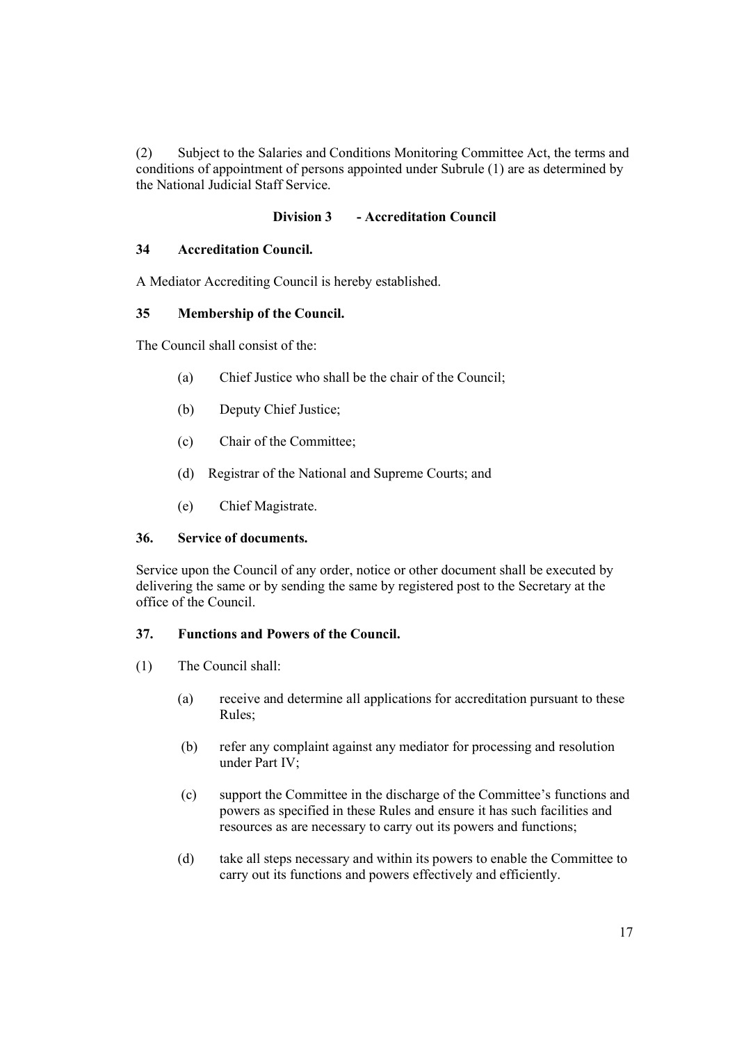(2) Subject to the Salaries and Conditions Monitoring Committee Act, the terms and conditions of appointment of persons appointed under Subrule (1) are as determined by the National Judicial Staff Service.

## Division 3 - Accreditation Council

### 34 Accreditation Council.

A Mediator Accrediting Council is hereby established.

### 35 Membership of the Council.

The Council shall consist of the:

(a) Chief Justice who shall be the chair of the Council;

(b) Deputy Chief Justice;

(c) Chair of the Committee;

(d) Registrar of the National and Supreme Courts; and

(e) Chief Magistrate.

### 36. Service of documents.

Service upon the Council of any order, notice or other document shall be executed by delivering the same or by sending the same by registered post to the Secretary at the office of the Council.

### 37. Functions and Powers of the Council.

(1) The Council shall:

(a) receive and determine all applications for accreditation pursuant to these Rules;

(b) refer any complaint against any mediator for processing and resolution under Part IV;

(c) support the Committee in the discharge of the Committee's functions and powers as specified in these Rules and ensure it has such facilities and resources as are necessary to carry out its powers and functions;

(d) take all steps necessary and within its powers to enable the Committee to carry out its functions and powers effectively and efficiently.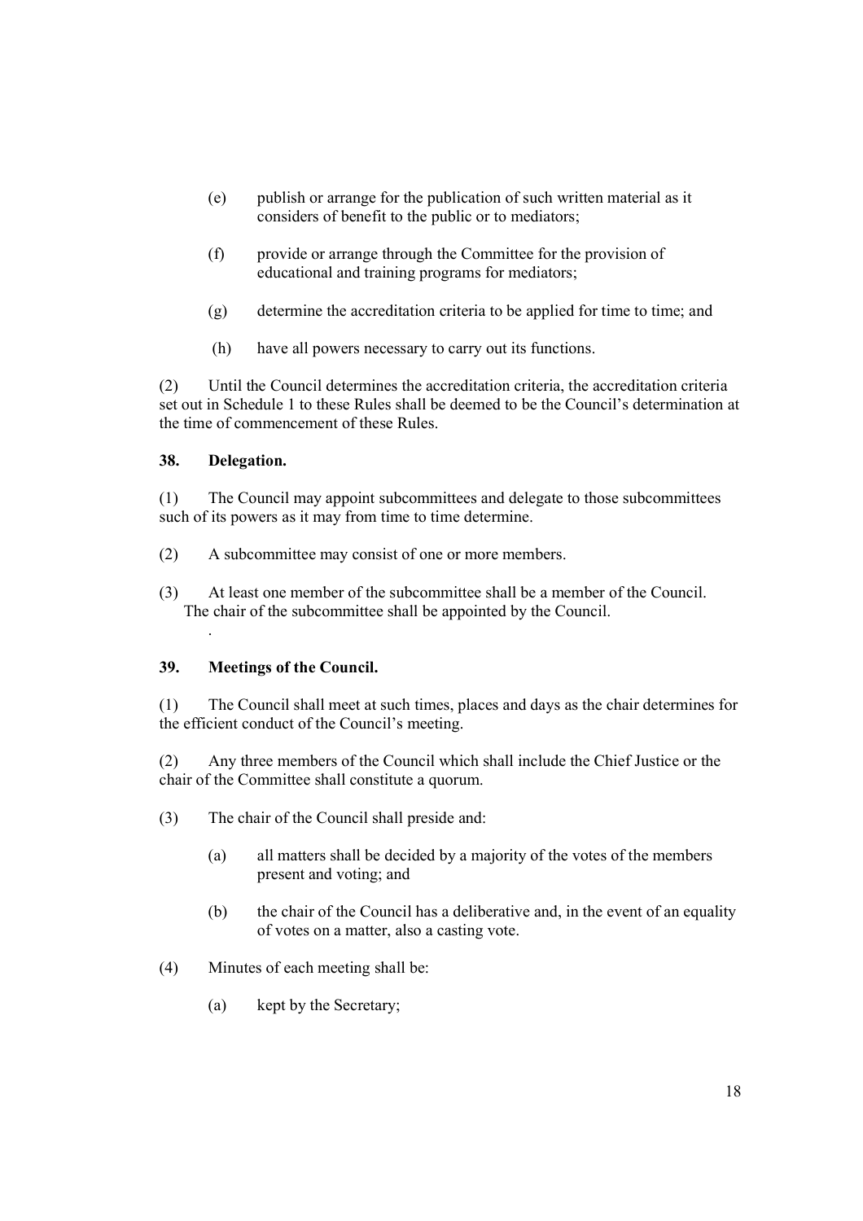(e) publish or arrange for the publication of such written material as it considers of benefit to the public or to mediators;

(f) provide or arrange through the Committee for the provision of educational and training programs for mediators;

(g) determine the accreditation criteria to be applied for time to time; and

(h) have all powers necessary to carry out its functions.

(2) Until the Council determines the accreditation criteria, the accreditation criteria set out in Schedule 1 to these Rules shall be deemed to be the Council's determination at the time of commencement of these Rules.

**38. Delegation.**

(1) The Council may appoint subcommittees and delegate to those subcommittees such of its powers as it may from time to time determine.

(2) A subcommittee may consist of one or more members.

(3) At least one member of the subcommittee shall be a member of the Council. The chair of the subcommittee shall be appointed by the Council.

**39. Meetings of the Council.**

(1) The Council shall meet at such times, places and days as the chair determines for the efficient conduct of the Council's meeting.

(2) Any three members of the Council which shall include the Chief Justice or the chair of the Committee shall constitute a quorum.

(3) The chair of the Council shall preside and:

(a) all matters shall be decided by a majority of the votes of the members present and voting; and

(b) the chair of the Council has a deliberative and, in the event of an equality of votes on a matter, also a casting vote.

(4) Minutes of each meeting shall be:

(a) kept by the Secretary;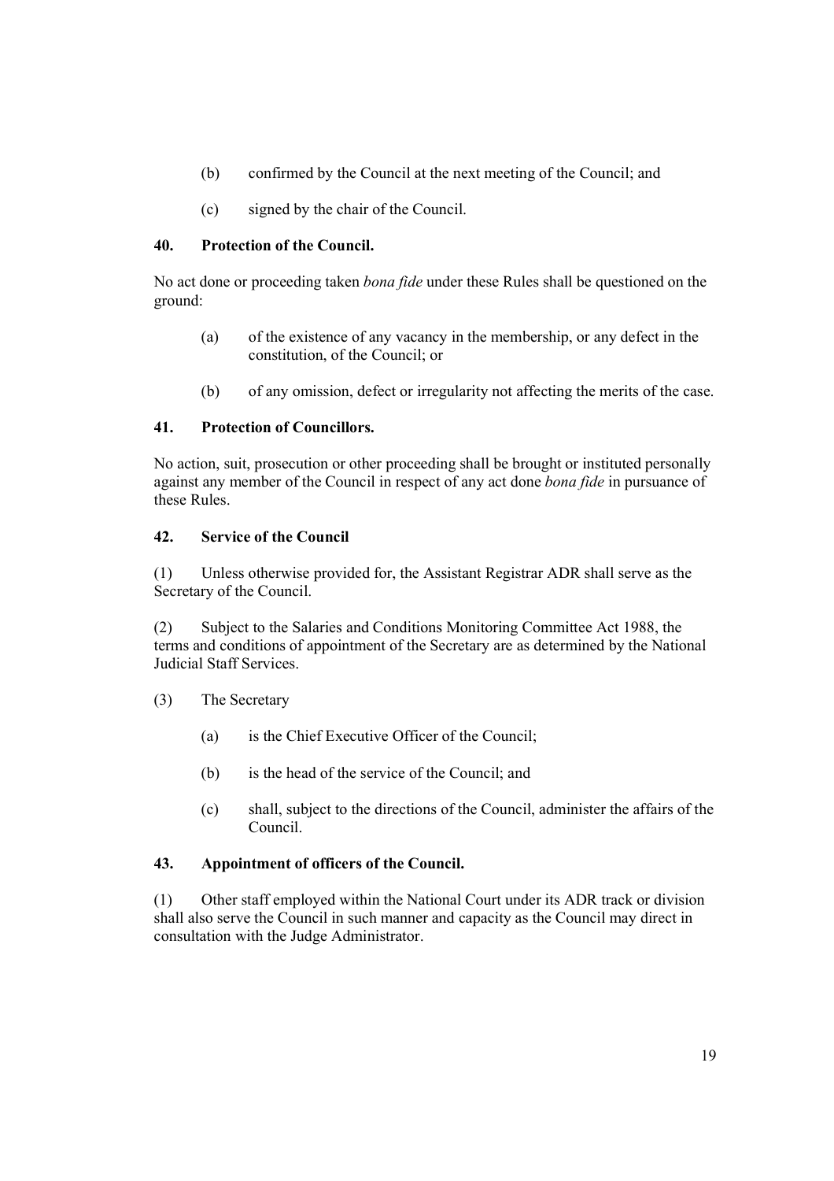(b) confirmed by the Council at the next meeting of the Council; and

(c) signed by the chair of the Council.

### 40. Protection of the Council.

No act done or proceeding taken *bona fide* under these Rules shall be questioned on the ground:

(a) of the existence of any vacancy in the membership, or any defect in the constitution, of the Council; or

(b) of any omission, defect or irregularity not affecting the merits of the case.

### 41. Protection of Councillors.

No action, suit, prosecution or other proceeding shall be brought or instituted personally against any member of the Council in respect of any act done *bona fide* in pursuance of these Rules.

### 42. Service of the Council

(1) Unless otherwise provided for, the Assistant Registrar ADR shall serve as the Secretary of the Council.

(2) Subject to the Salaries and Conditions Monitoring Committee Act 1988, the terms and conditions of appointment of the Secretary are as determined by the National Judicial Staff Services.

(3) The Secretary

(a) is the Chief Executive Officer of the Council;

(b) is the head of the service of the Council; and

(c) shall, subject to the directions of the Council, administer the affairs of the Council.

### 43. Appointment of officers of the Council.

(1) Other staff employed within the National Court under its ADR track or division shall also serve the Council in such manner and capacity as the Council may direct in consultation with the Judge Administrator.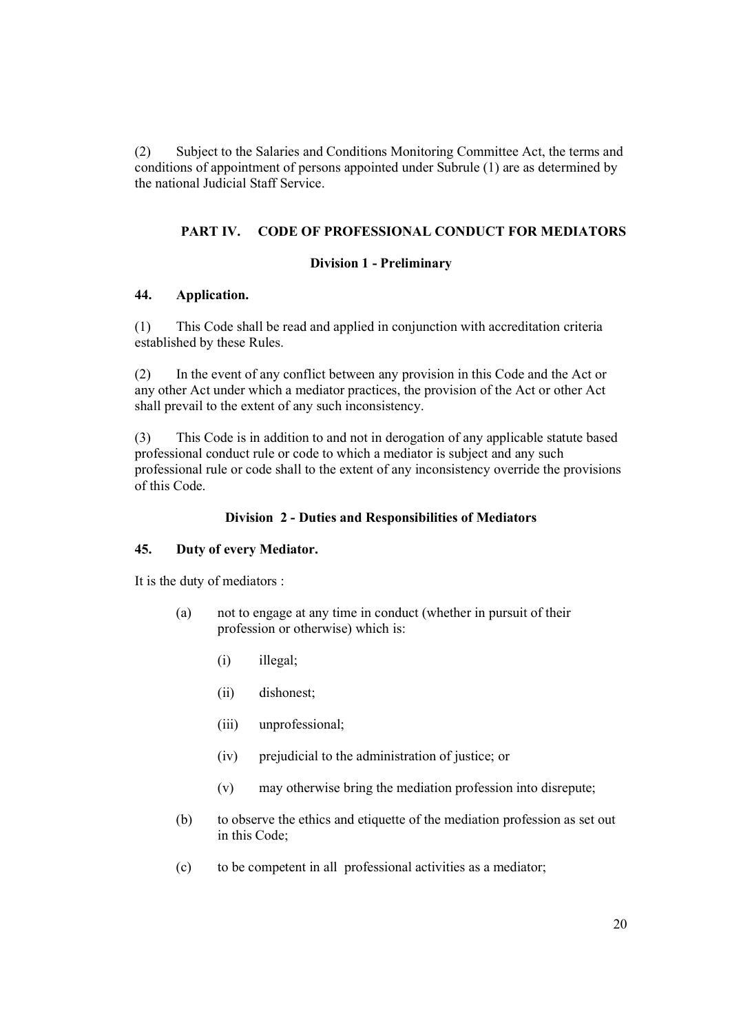(2) Subject to the Salaries and Conditions Monitoring Committee Act, the terms and conditions of appointment of persons appointed under Subrule (1) are as determined by the national Judicial Staff Service.

## PART IV. CODE OF PROFESSIONAL CONDUCT FOR MEDIATORS

### Division 1 - Preliminary

**44. Application.**

(1) This Code shall be read and applied in conjunction with accreditation criteria established by these Rules.

(2) In the event of any conflict between any provision in this Code and the Act or any other Act under which a mediator practices, the provision of the Act or other Act shall prevail to the extent of any such inconsistency.

(3) This Code is in addition to and not in derogation of any applicable statute based professional conduct rule or code to which a mediator is subject and any such professional rule or code shall to the extent of any inconsistency override the provisions of this Code.

### Division 2 - Duties and Responsibilities of Mediators

**45. Duty of every Mediator.**

It is the duty of mediators :

- (a) not to engage at any time in conduct (whether in pursuit of their profession or otherwise) which is:
  - (i) illegal;
  - (ii) dishonest;
  - (iii) unprofessional;
  - (iv) prejudicial to the administration of justice; or
  - (v) may otherwise bring the mediation profession into disrepute;
- (b) to observe the ethics and etiquette of the mediation profession as set out in this Code;
- (c) to be competent in all professional activities as a mediator;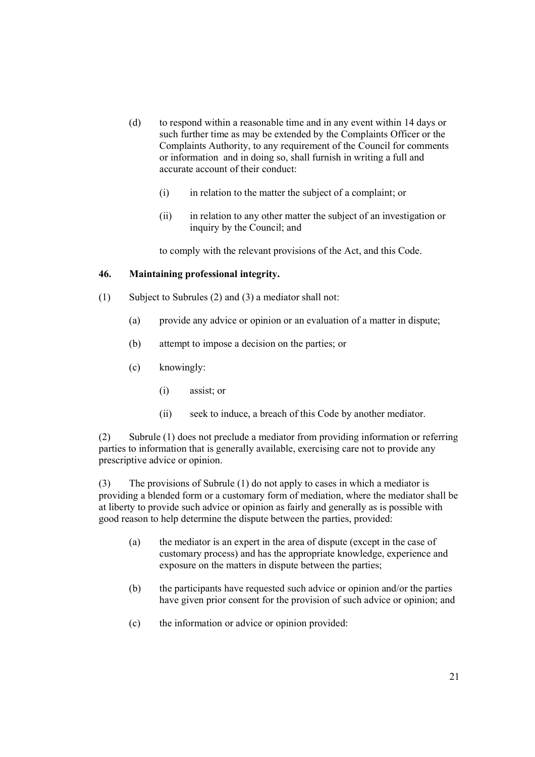(d) to respond within a reasonable time and in any event within 14 days or such further time as may be extended by the Complaints Officer or the Complaints Authority, to any requirement of the Council for comments or information and in doing so, shall furnish in writing a full and accurate account of their conduct:

   (i) in relation to the matter the subject of a complaint; or

   (ii) in relation to any other matter the subject of an investigation or inquiry by the Council; and

   to comply with the relevant provisions of the Act, and this Code.

### 46. Maintaining professional integrity.

(1) Subject to Subrules (2) and (3) a mediator shall not:

   (a) provide any advice or opinion or an evaluation of a matter in dispute;

   (b) attempt to impose a decision on the parties; or

   (c) knowingly:

      (i) assist; or

      (ii) seek to induce, a breach of this Code by another mediator.

(2) Subrule (1) does not preclude a mediator from providing information or referring parties to information that is generally available, exercising care not to provide any prescriptive advice or opinion.

(3) The provisions of Subrule (1) do not apply to cases in which a mediator is providing a blended form or a customary form of mediation, where the mediator shall be at liberty to provide such advice or opinion as fairly and generally as is possible with good reason to help determine the dispute between the parties, provided:

   (a) the mediator is an expert in the area of dispute (except in the case of customary process) and has the appropriate knowledge, experience and exposure on the matters in dispute between the parties;

   (b) the participants have requested such advice or opinion and/or the parties have given prior consent for the provision of such advice or opinion; and

   (c) the information or advice or opinion provided: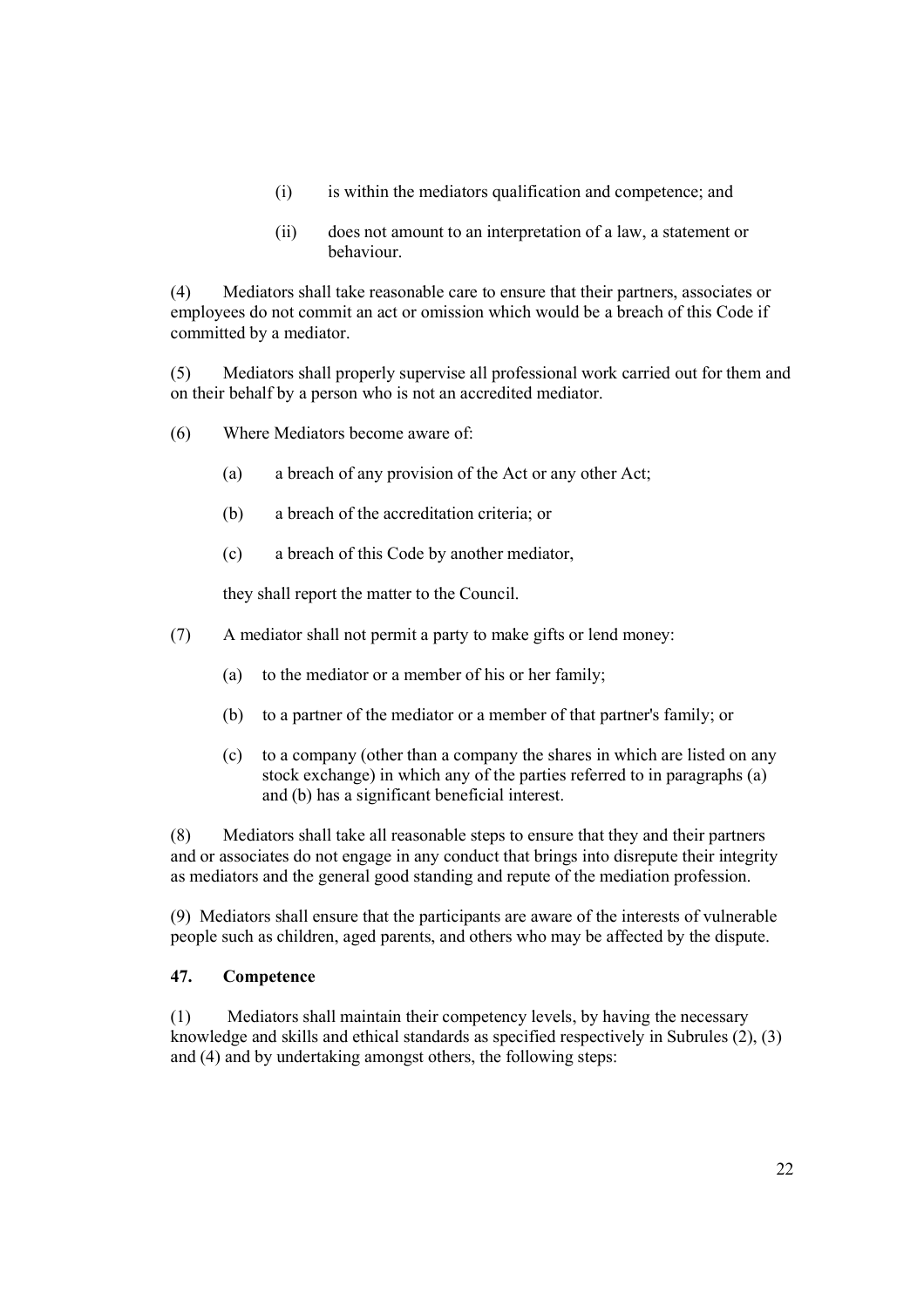(i) is within the mediators qualification and competence; and

(ii) does not amount to an interpretation of a law, a statement or behaviour.

(4) Mediators shall take reasonable care to ensure that their partners, associates or employees do not commit an act or omission which would be a breach of this Code if committed by a mediator.

(5) Mediators shall properly supervise all professional work carried out for them and on their behalf by a person who is not an accredited mediator.

(6) Where Mediators become aware of:

(a) a breach of any provision of the Act or any other Act;

(b) a breach of the accreditation criteria; or

(c) a breach of this Code by another mediator,

they shall report the matter to the Council.

(7) A mediator shall not permit a party to make gifts or lend money:

(a) to the mediator or a member of his or her family;

(b) to a partner of the mediator or a member of that partner's family; or

(c) to a company (other than a company the shares in which are listed on any stock exchange) in which any of the parties referred to in paragraphs (a) and (b) has a significant beneficial interest.

(8) Mediators shall take all reasonable steps to ensure that they and their partners and or associates do not engage in any conduct that brings into disrepute their integrity as mediators and the general good standing and repute of the mediation profession.

(9) Mediators shall ensure that the participants are aware of the interests of vulnerable people such as children, aged parents, and others who may be affected by the dispute.

**47. Competence**

(1) Mediators shall maintain their competency levels, by having the necessary knowledge and skills and ethical standards as specified respectively in Subrules (2), (3) and (4) and by undertaking amongst others, the following steps: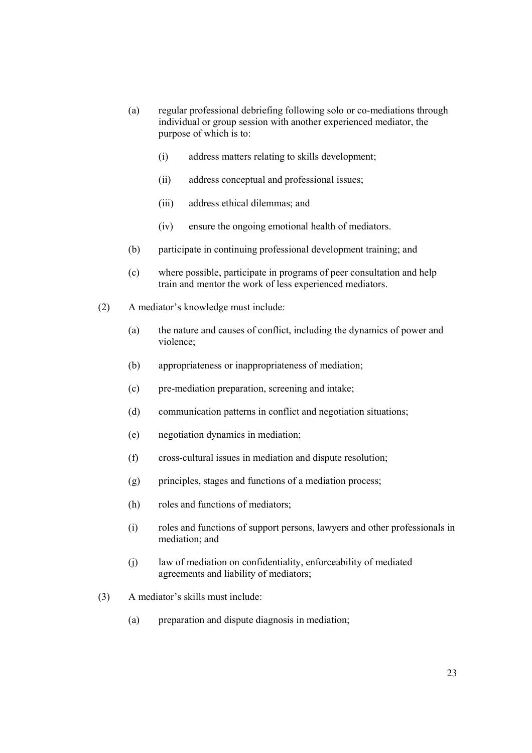(a) regular professional debriefing following solo or co-mediations through individual or group session with another experienced mediator, the purpose of which is to:

  (i) address matters relating to skills development;

  (ii) address conceptual and professional issues;

  (iii) address ethical dilemmas; and

  (iv) ensure the ongoing emotional health of mediators.

(b) participate in continuing professional development training; and

(c) where possible, participate in programs of peer consultation and help train and mentor the work of less experienced mediators.

(2) A mediator's knowledge must include:

  (a) the nature and causes of conflict, including the dynamics of power and violence;

  (b) appropriateness or inappropriateness of mediation;

  (c) pre-mediation preparation, screening and intake;

  (d) communication patterns in conflict and negotiation situations;

  (e) negotiation dynamics in mediation;

  (f) cross-cultural issues in mediation and dispute resolution;

  (g) principles, stages and functions of a mediation process;

  (h) roles and functions of mediators;

  (i) roles and functions of support persons, lawyers and other professionals in mediation; and

  (j) law of mediation on confidentiality, enforceability of mediated agreements and liability of mediators;

(3) A mediator's skills must include:

  (a) preparation and dispute diagnosis in mediation;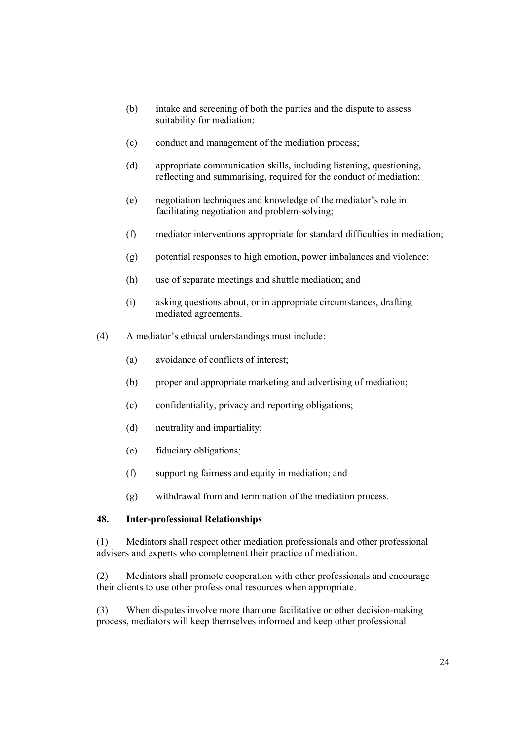(b) intake and screening of both the parties and the dispute to assess suitability for mediation;

(c) conduct and management of the mediation process;

(d) appropriate communication skills, including listening, questioning, reflecting and summarising, required for the conduct of mediation;

(e) negotiation techniques and knowledge of the mediator's role in facilitating negotiation and problem-solving;

(f) mediator interventions appropriate for standard difficulties in mediation;

(g) potential responses to high emotion, power imbalances and violence;

(h) use of separate meetings and shuttle mediation; and

(i) asking questions about, or in appropriate circumstances, drafting mediated agreements.

(4) A mediator's ethical understandings must include:

(a) avoidance of conflicts of interest;

(b) proper and appropriate marketing and advertising of mediation;

(c) confidentiality, privacy and reporting obligations;

(d) neutrality and impartiality;

(e) fiduciary obligations;

(f) supporting fairness and equity in mediation; and

(g) withdrawal from and termination of the mediation process.

### 48. Inter-professional Relationships

(1) Mediators shall respect other mediation professionals and other professional advisers and experts who complement their practice of mediation.

(2) Mediators shall promote cooperation with other professionals and encourage their clients to use other professional resources when appropriate.

(3) When disputes involve more than one facilitative or other decision-making process, mediators will keep themselves informed and keep other professional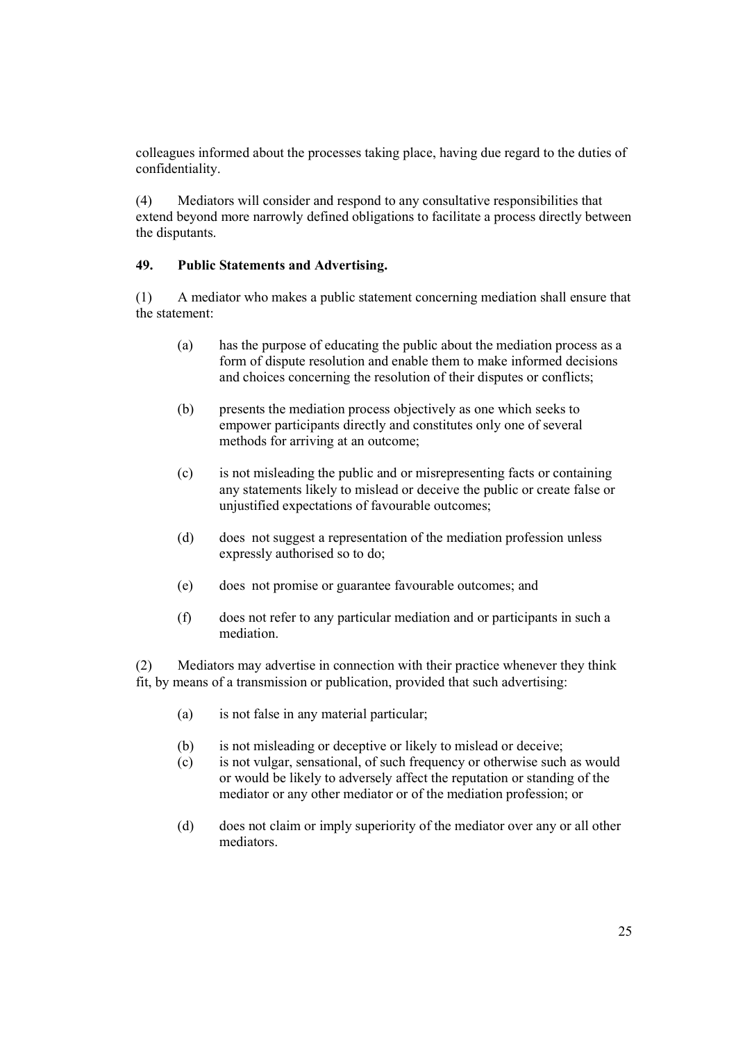colleagues informed about the processes taking place, having due regard to the duties of confidentiality.

(4) Mediators will consider and respond to any consultative responsibilities that extend beyond more narrowly defined obligations to facilitate a process directly between the disputants.

### 49. Public Statements and Advertising.

(1) A mediator who makes a public statement concerning mediation shall ensure that the statement:

- (a) has the purpose of educating the public about the mediation process as a form of dispute resolution and enable them to make informed decisions and choices concerning the resolution of their disputes or conflicts;
- (b) presents the mediation process objectively as one which seeks to empower participants directly and constitutes only one of several methods for arriving at an outcome;
- (c) is not misleading the public and or misrepresenting facts or containing any statements likely to mislead or deceive the public or create false or unjustified expectations of favourable outcomes;
- (d) does not suggest a representation of the mediation profession unless expressly authorised so to do;
- (e) does not promise or guarantee favourable outcomes; and
- (f) does not refer to any particular mediation and or participants in such a mediation.

(2) Mediators may advertise in connection with their practice whenever they think fit, by means of a transmission or publication, provided that such advertising:

- (a) is not false in any material particular;
- (b) is not misleading or deceptive or likely to mislead or deceive;
- (c) is not vulgar, sensational, of such frequency or otherwise such as would or would be likely to adversely affect the reputation or standing of the mediator or any other mediator or of the mediation profession; or
- (d) does not claim or imply superiority of the mediator over any or all other mediators.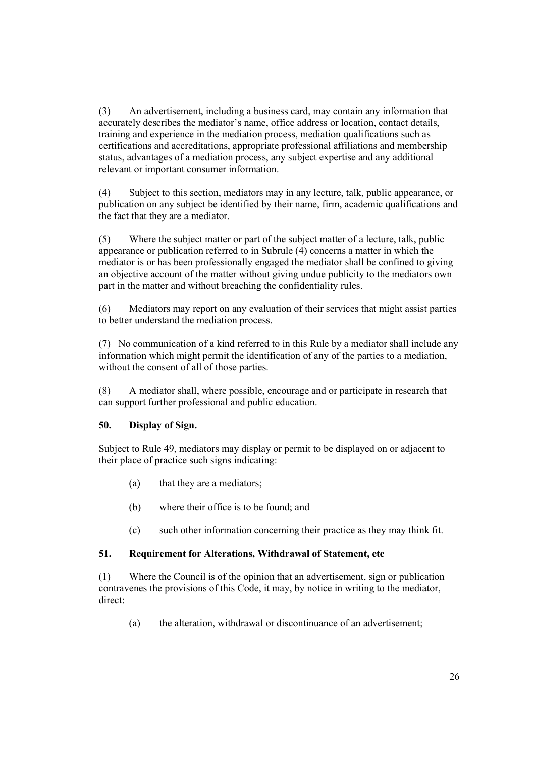(3) An advertisement, including a business card, may contain any information that accurately describes the mediator's name, office address or location, contact details, training and experience in the mediation process, mediation qualifications such as certifications and accreditations, appropriate professional affiliations and membership status, advantages of a mediation process, any subject expertise and any additional relevant or important consumer information.

(4) Subject to this section, mediators may in any lecture, talk, public appearance, or publication on any subject be identified by their name, firm, academic qualifications and the fact that they are a mediator.

(5) Where the subject matter or part of the subject matter of a lecture, talk, public appearance or publication referred to in Subrule (4) concerns a matter in which the mediator is or has been professionally engaged the mediator shall be confined to giving an objective account of the matter without giving undue publicity to the mediators own part in the matter and without breaching the confidentiality rules.

(6) Mediators may report on any evaluation of their services that might assist parties to better understand the mediation process.

(7) No communication of a kind referred to in this Rule by a mediator shall include any information which might permit the identification of any of the parties to a mediation, without the consent of all of those parties.

(8) A mediator shall, where possible, encourage and or participate in research that can support further professional and public education.

### 50. Display of Sign.

Subject to Rule 49, mediators may display or permit to be displayed on or adjacent to their place of practice such signs indicating:

- (a) that they are a mediators;
- (b) where their office is to be found; and
- (c) such other information concerning their practice as they may think fit.

### 51. Requirement for Alterations, Withdrawal of Statement, etc

(1) Where the Council is of the opinion that an advertisement, sign or publication contravenes the provisions of this Code, it may, by notice in writing to the mediator, direct:

- (a) the alteration, withdrawal or discontinuance of an advertisement;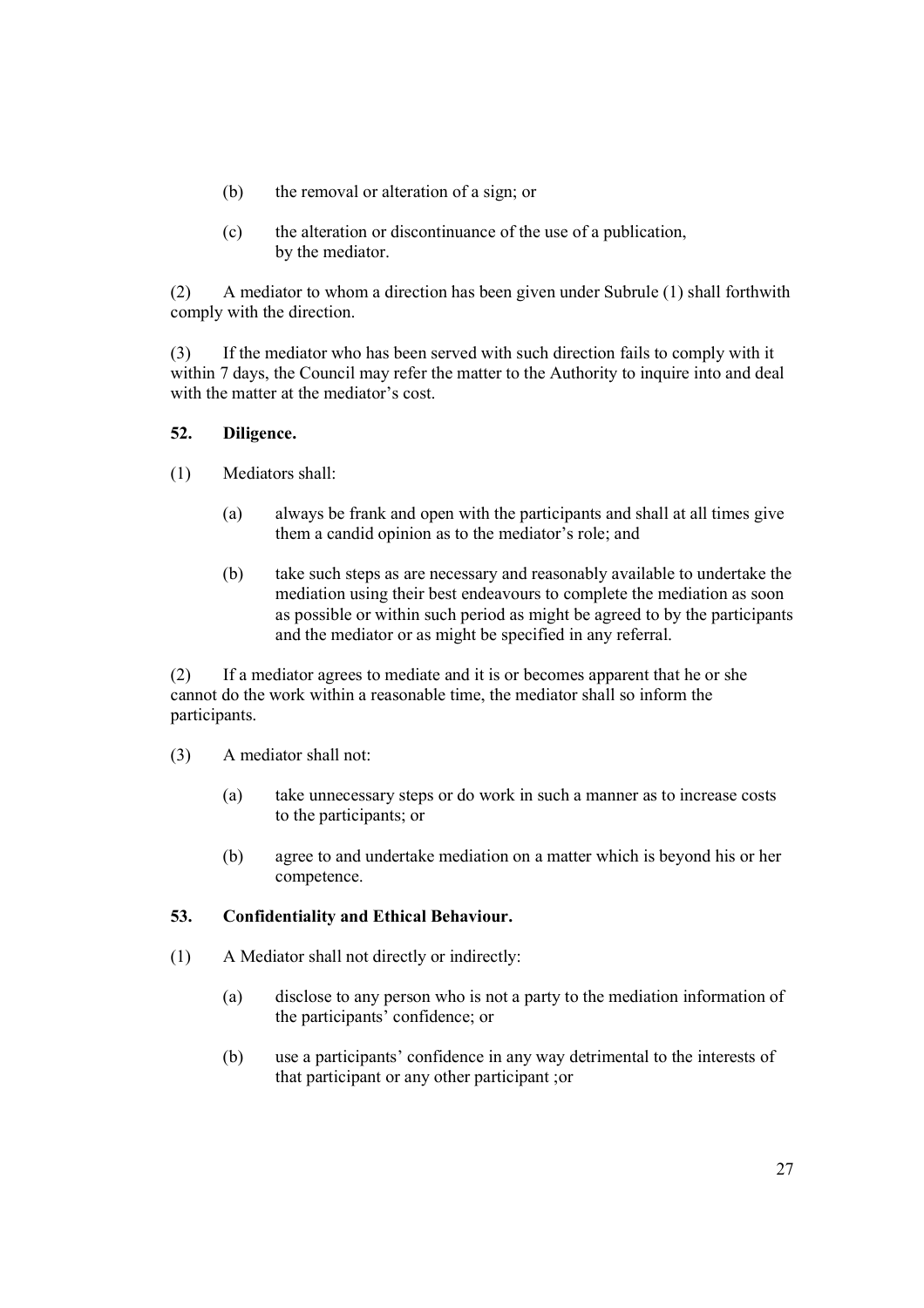(b) the removal or alteration of a sign; or

(c) the alteration or discontinuance of the use of a publication, by the mediator.

(2) A mediator to whom a direction has been given under Subrule (1) shall forthwith comply with the direction.

(3) If the mediator who has been served with such direction fails to comply with it within 7 days, the Council may refer the matter to the Authority to inquire into and deal with the matter at the mediator's cost.

**52. Diligence.**

(1) Mediators shall:

(a) always be frank and open with the participants and shall at all times give them a candid opinion as to the mediator's role; and

(b) take such steps as are necessary and reasonably available to undertake the mediation using their best endeavours to complete the mediation as soon as possible or within such period as might be agreed to by the participants and the mediator or as might be specified in any referral.

(2) If a mediator agrees to mediate and it is or becomes apparent that he or she cannot do the work within a reasonable time, the mediator shall so inform the participants.

(3) A mediator shall not:

(a) take unnecessary steps or do work in such a manner as to increase costs to the participants; or

(b) agree to and undertake mediation on a matter which is beyond his or her competence.

**53. Confidentiality and Ethical Behaviour.**

(1) A Mediator shall not directly or indirectly:

(a) disclose to any person who is not a party to the mediation information of the participants' confidence; or

(b) use a participants' confidence in any way detrimental to the interests of that participant or any other participant ;or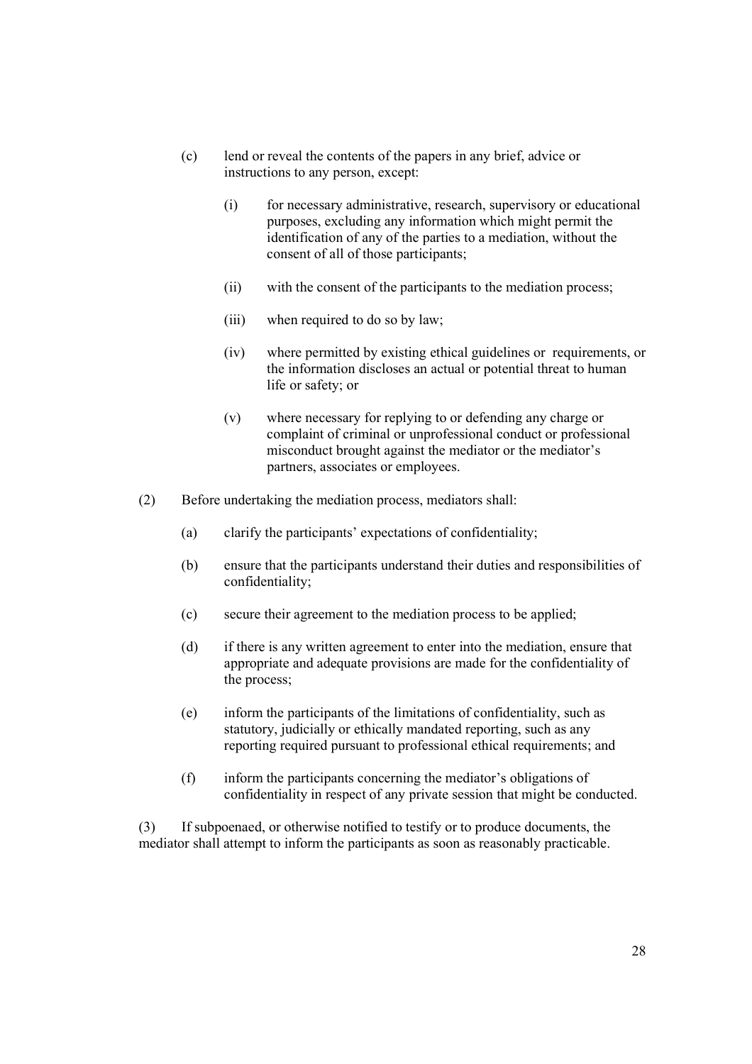(c) lend or reveal the contents of the papers in any brief, advice or instructions to any person, except:

   (i) for necessary administrative, research, supervisory or educational purposes, excluding any information which might permit the identification of any of the parties to a mediation, without the consent of all of those participants;

   (ii) with the consent of the participants to the mediation process;

   (iii) when required to do so by law;

   (iv) where permitted by existing ethical guidelines or requirements, or the information discloses an actual or potential threat to human life or safety; or

   (v) where necessary for replying to or defending any charge or complaint of criminal or unprofessional conduct or professional misconduct brought against the mediator or the mediator's partners, associates or employees.

(2) Before undertaking the mediation process, mediators shall:

   (a) clarify the participants' expectations of confidentiality;

   (b) ensure that the participants understand their duties and responsibilities of confidentiality;

   (c) secure their agreement to the mediation process to be applied;

   (d) if there is any written agreement to enter into the mediation, ensure that appropriate and adequate provisions are made for the confidentiality of the process;

   (e) inform the participants of the limitations of confidentiality, such as statutory, judicially or ethically mandated reporting, such as any reporting required pursuant to professional ethical requirements; and

   (f) inform the participants concerning the mediator's obligations of confidentiality in respect of any private session that might be conducted.

(3) If subpoenaed, or otherwise notified to testify or to produce documents, the mediator shall attempt to inform the participants as soon as reasonably practicable.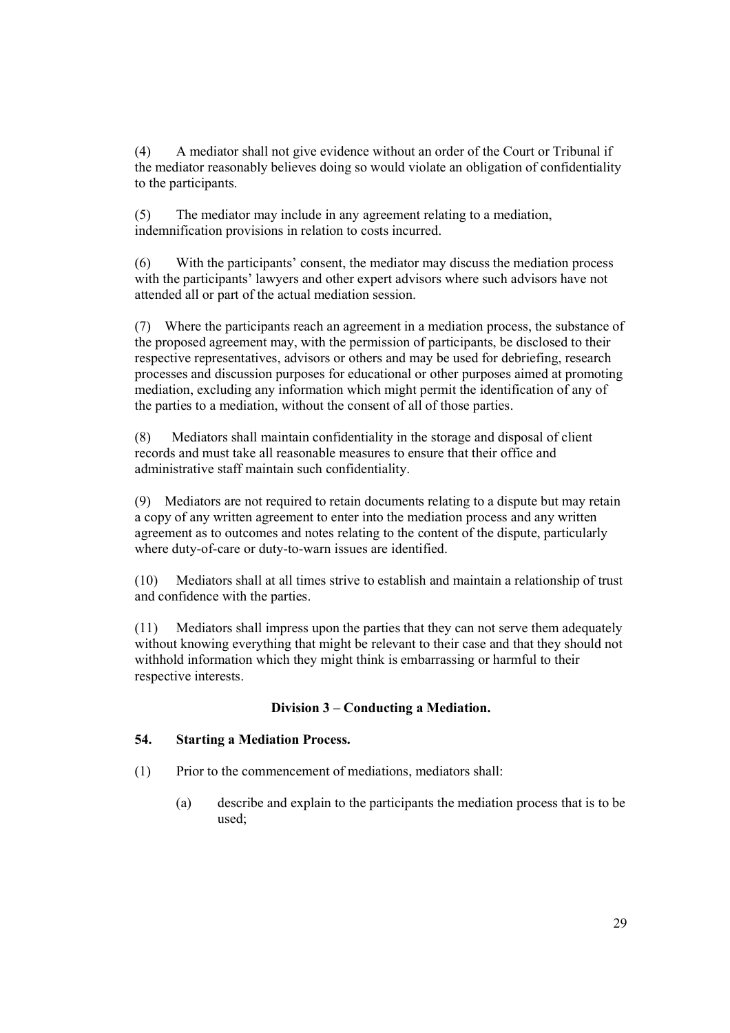(4) A mediator shall not give evidence without an order of the Court or Tribunal if the mediator reasonably believes doing so would violate an obligation of confidentiality to the participants.

(5) The mediator may include in any agreement relating to a mediation, indemnification provisions in relation to costs incurred.

(6) With the participants' consent, the mediator may discuss the mediation process with the participants' lawyers and other expert advisors where such advisors have not attended all or part of the actual mediation session.

(7) Where the participants reach an agreement in a mediation process, the substance of the proposed agreement may, with the permission of participants, be disclosed to their respective representatives, advisors or others and may be used for debriefing, research processes and discussion purposes for educational or other purposes aimed at promoting mediation, excluding any information which might permit the identification of any of the parties to a mediation, without the consent of all of those parties.

(8) Mediators shall maintain confidentiality in the storage and disposal of client records and must take all reasonable measures to ensure that their office and administrative staff maintain such confidentiality.

(9) Mediators are not required to retain documents relating to a dispute but may retain a copy of any written agreement to enter into the mediation process and any written agreement as to outcomes and notes relating to the content of the dispute, particularly where duty-of-care or duty-to-warn issues are identified.

(10) Mediators shall at all times strive to establish and maintain a relationship of trust and confidence with the parties.

(11) Mediators shall impress upon the parties that they can not serve them adequately without knowing everything that might be relevant to their case and that they should not withhold information which they might think is embarrassing or harmful to their respective interests.

### Division 3 – Conducting a Mediation.

**54. Starting a Mediation Process.**

(1) Prior to the commencement of mediations, mediators shall:

- (a) describe and explain to the participants the mediation process that is to be used;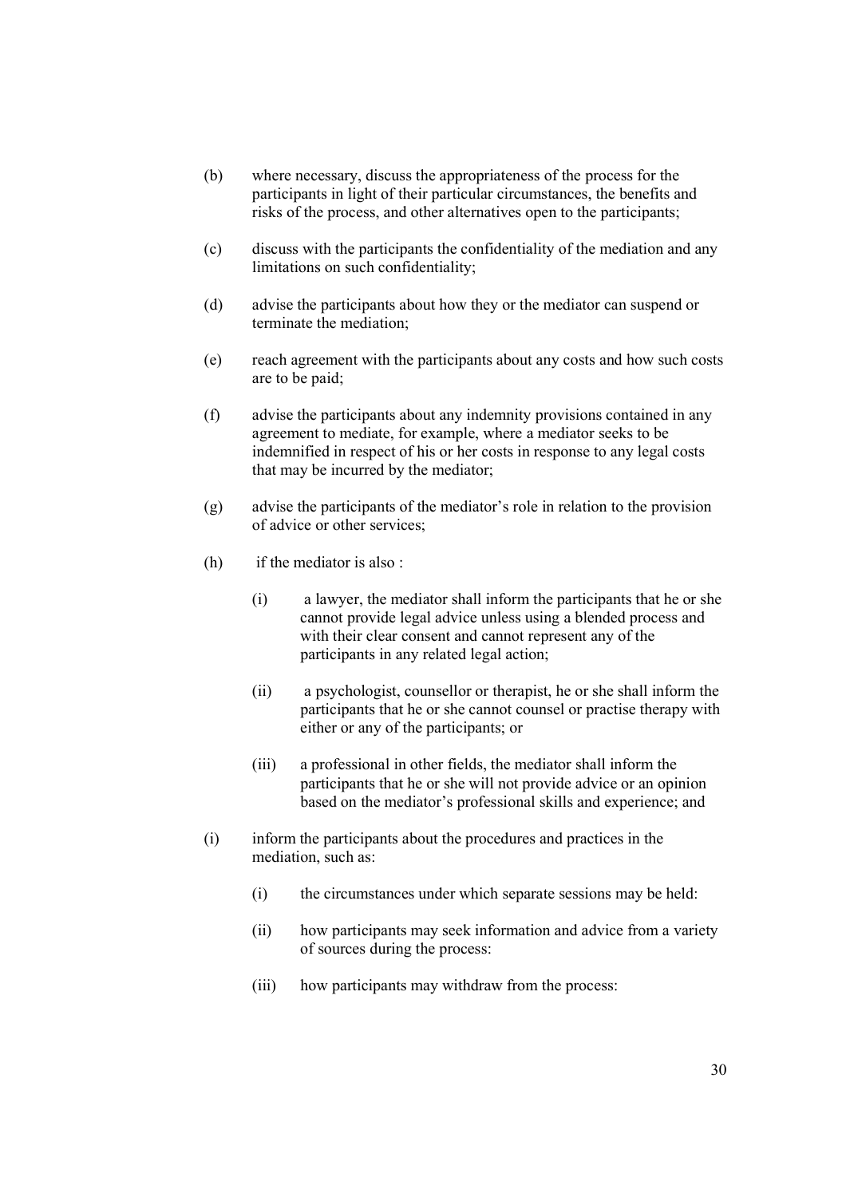(b) where necessary, discuss the appropriateness of the process for the participants in light of their particular circumstances, the benefits and risks of the process, and other alternatives open to the participants;

(c) discuss with the participants the confidentiality of the mediation and any limitations on such confidentiality;

(d) advise the participants about how they or the mediator can suspend or terminate the mediation;

(e) reach agreement with the participants about any costs and how such costs are to be paid;

(f) advise the participants about any indemnity provisions contained in any agreement to mediate, for example, where a mediator seeks to be indemnified in respect of his or her costs in response to any legal costs that may be incurred by the mediator;

(g) advise the participants of the mediator's role in relation to the provision of advice or other services;

(h) if the mediator is also :

    (i) a lawyer, the mediator shall inform the participants that he or she cannot provide legal advice unless using a blended process and with their clear consent and cannot represent any of the participants in any related legal action;

    (ii) a psychologist, counsellor or therapist, he or she shall inform the participants that he or she cannot counsel or practise therapy with either or any of the participants; or

    (iii) a professional in other fields, the mediator shall inform the participants that he or she will not provide advice or an opinion based on the mediator's professional skills and experience; and

(i) inform the participants about the procedures and practices in the mediation, such as:

    (i) the circumstances under which separate sessions may be held:

    (ii) how participants may seek information and advice from a variety of sources during the process:

    (iii) how participants may withdraw from the process: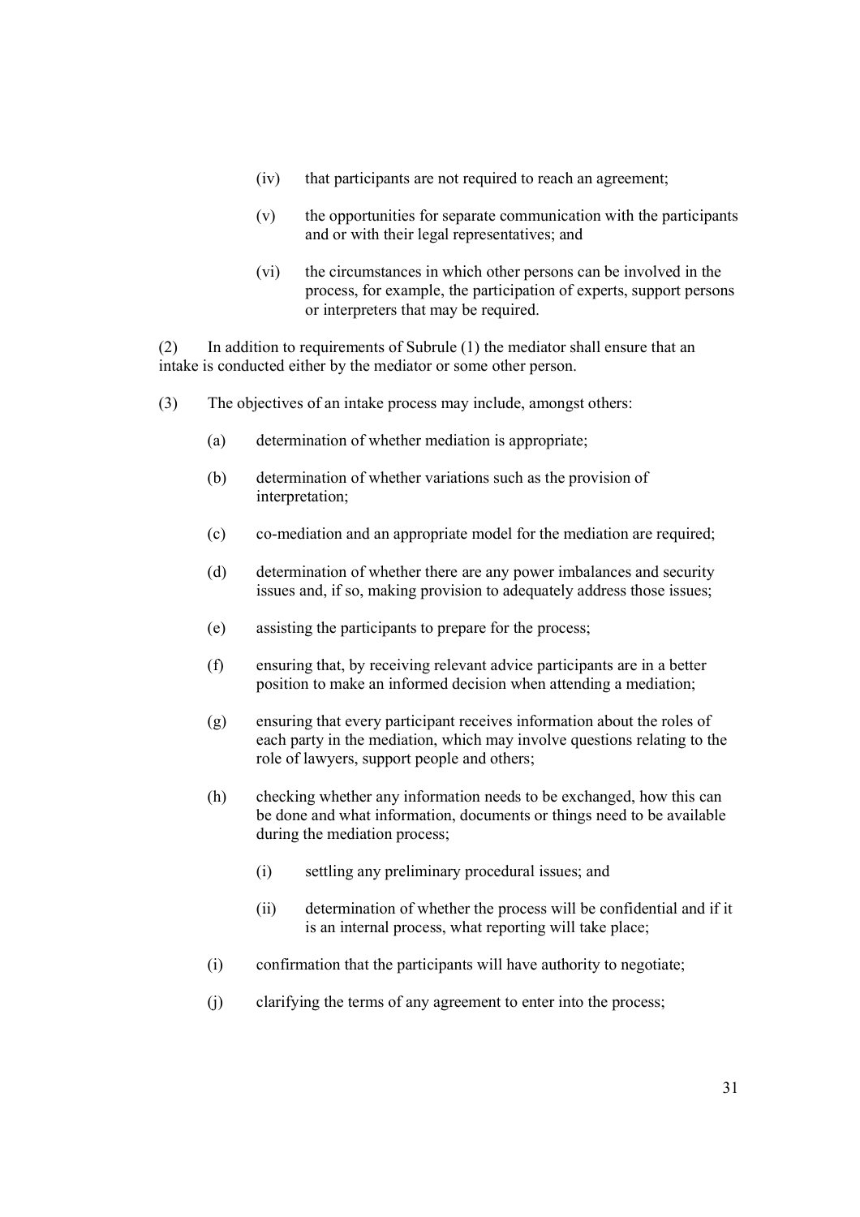(iv) that participants are not required to reach an agreement;

(v) the opportunities for separate communication with the participants and or with their legal representatives; and

(vi) the circumstances in which other persons can be involved in the process, for example, the participation of experts, support persons or interpreters that may be required.

(2) In addition to requirements of Subrule (1) the mediator shall ensure that an intake is conducted either by the mediator or some other person.

(3) The objectives of an intake process may include, amongst others:

(a) determination of whether mediation is appropriate;

(b) determination of whether variations such as the provision of interpretation;

(c) co-mediation and an appropriate model for the mediation are required;

(d) determination of whether there are any power imbalances and security issues and, if so, making provision to adequately address those issues;

(e) assisting the participants to prepare for the process;

(f) ensuring that, by receiving relevant advice participants are in a better position to make an informed decision when attending a mediation;

(g) ensuring that every participant receives information about the roles of each party in the mediation, which may involve questions relating to the role of lawyers, support people and others;

(h) checking whether any information needs to be exchanged, how this can be done and what information, documents or things need to be available during the mediation process;

   (i) settling any preliminary procedural issues; and

   (ii) determination of whether the process will be confidential and if it is an internal process, what reporting will take place;

(i) confirmation that the participants will have authority to negotiate;

(j) clarifying the terms of any agreement to enter into the process;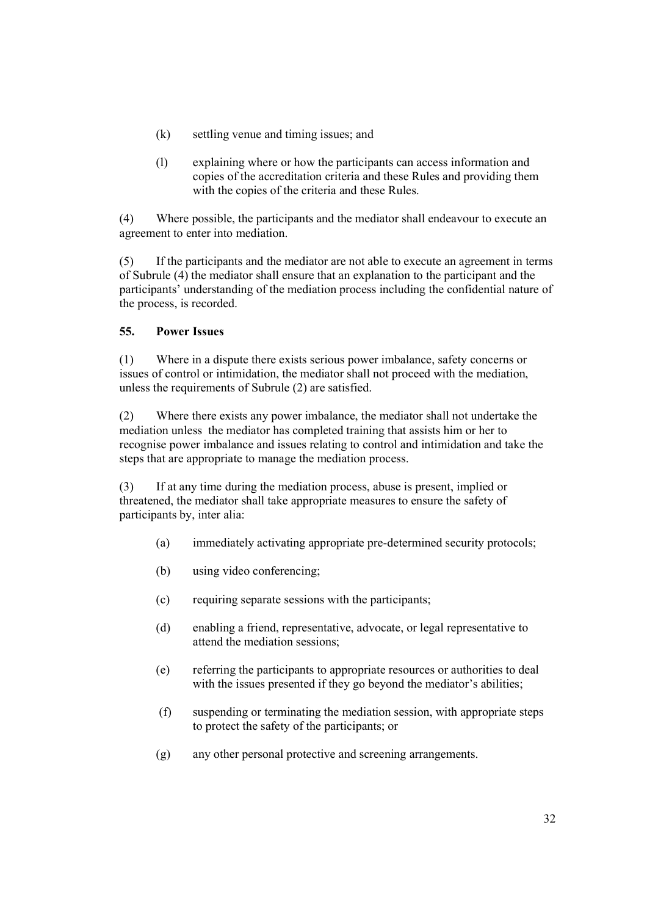(k) settling venue and timing issues; and

(l) explaining where or how the participants can access information and copies of the accreditation criteria and these Rules and providing them with the copies of the criteria and these Rules.

(4) Where possible, the participants and the mediator shall endeavour to execute an agreement to enter into mediation.

(5) If the participants and the mediator are not able to execute an agreement in terms of Subrule (4) the mediator shall ensure that an explanation to the participant and the participants' understanding of the mediation process including the confidential nature of the process, is recorded.

**55. Power Issues**

(1) Where in a dispute there exists serious power imbalance, safety concerns or issues of control or intimidation, the mediator shall not proceed with the mediation, unless the requirements of Subrule (2) are satisfied.

(2) Where there exists any power imbalance, the mediator shall not undertake the mediation unless the mediator has completed training that assists him or her to recognise power imbalance and issues relating to control and intimidation and take the steps that are appropriate to manage the mediation process.

(3) If at any time during the mediation process, abuse is present, implied or threatened, the mediator shall take appropriate measures to ensure the safety of participants by, inter alia:

(a) immediately activating appropriate pre-determined security protocols;

(b) using video conferencing;

(c) requiring separate sessions with the participants;

(d) enabling a friend, representative, advocate, or legal representative to attend the mediation sessions;

(e) referring the participants to appropriate resources or authorities to deal with the issues presented if they go beyond the mediator's abilities;

(f) suspending or terminating the mediation session, with appropriate steps to protect the safety of the participants; or

(g) any other personal protective and screening arrangements.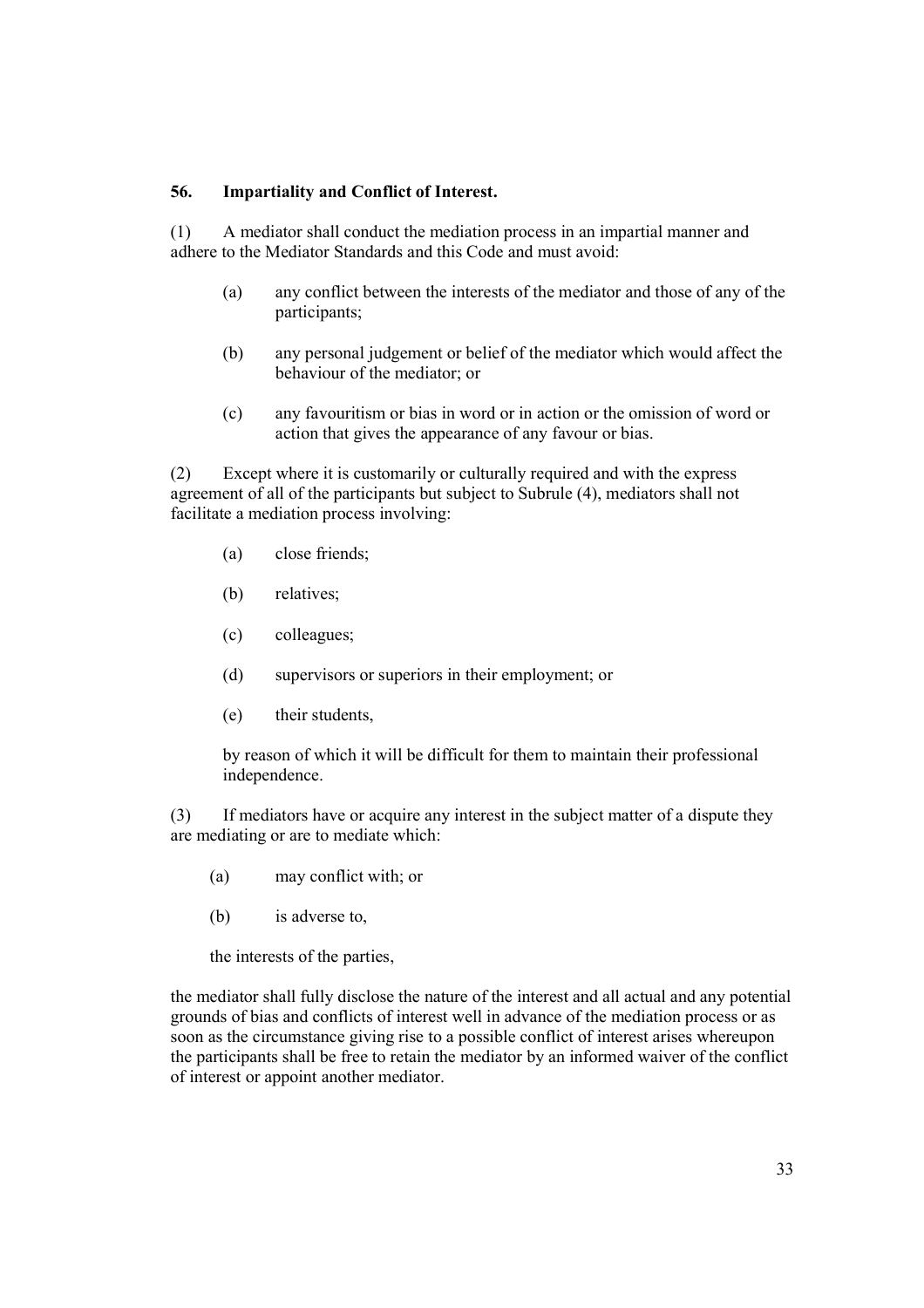### 56. Impartiality and Conflict of Interest.

(1) A mediator shall conduct the mediation process in an impartial manner and adhere to the Mediator Standards and this Code and must avoid:

- (a) any conflict between the interests of the mediator and those of any of the participants;
- (b) any personal judgement or belief of the mediator which would affect the behaviour of the mediator; or
- (c) any favouritism or bias in word or in action or the omission of word or action that gives the appearance of any favour or bias.

(2) Except where it is customarily or culturally required and with the express agreement of all of the participants but subject to Subrule (4), mediators shall not facilitate a mediation process involving:

- (a) close friends;
- (b) relatives;
- (c) colleagues;
- (d) supervisors or superiors in their employment; or
- (e) their students,

by reason of which it will be difficult for them to maintain their professional independence.

(3) If mediators have or acquire any interest in the subject matter of a dispute they are mediating or are to mediate which:

- (a) may conflict with; or
- (b) is adverse to,

the interests of the parties,

the mediator shall fully disclose the nature of the interest and all actual and any potential grounds of bias and conflicts of interest well in advance of the mediation process or as soon as the circumstance giving rise to a possible conflict of interest arises whereupon the participants shall be free to retain the mediator by an informed waiver of the conflict of interest or appoint another mediator.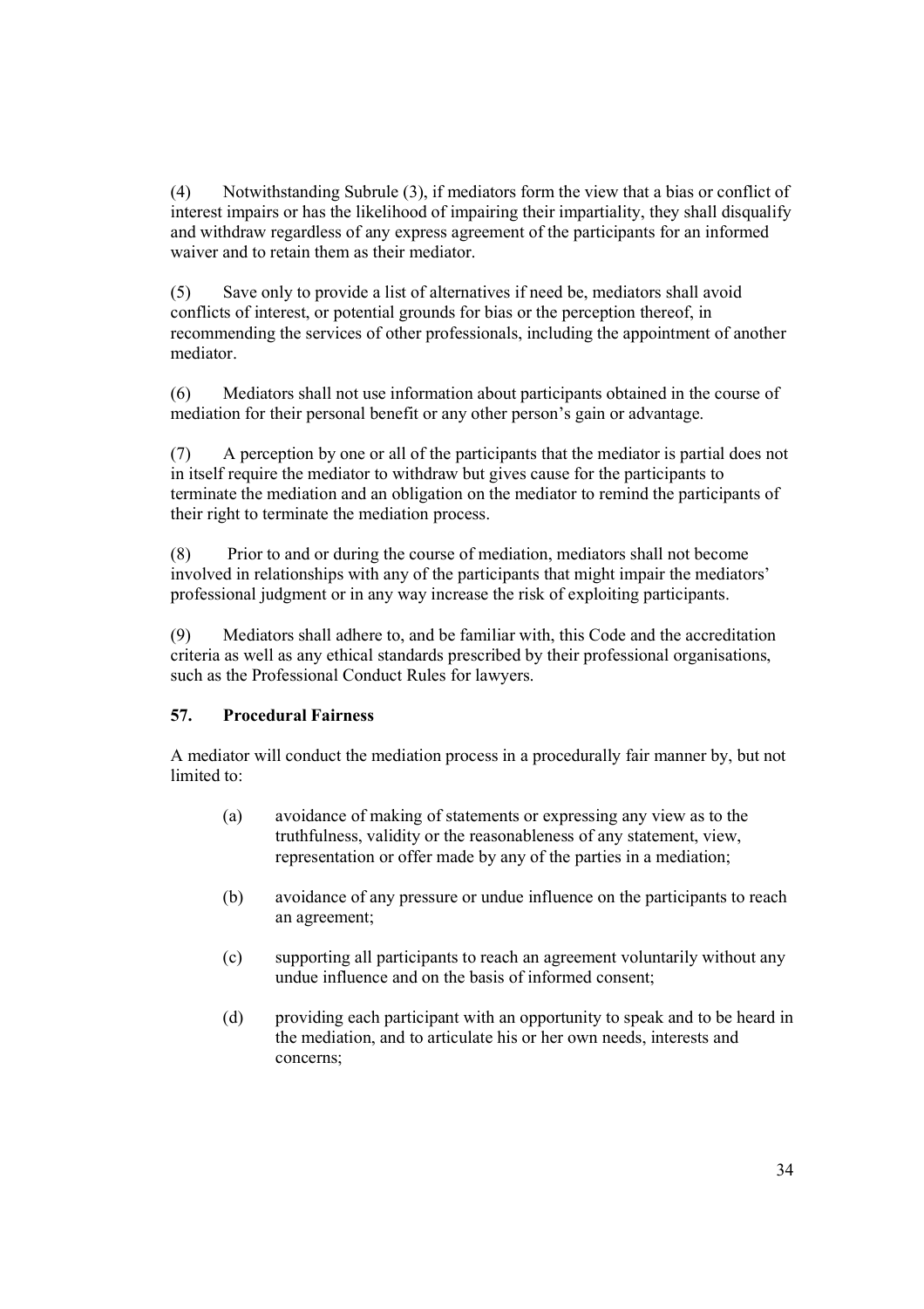(4) Notwithstanding Subrule (3), if mediators form the view that a bias or conflict of interest impairs or has the likelihood of impairing their impartiality, they shall disqualify and withdraw regardless of any express agreement of the participants for an informed waiver and to retain them as their mediator.

(5) Save only to provide a list of alternatives if need be, mediators shall avoid conflicts of interest, or potential grounds for bias or the perception thereof, in recommending the services of other professionals, including the appointment of another mediator.

(6) Mediators shall not use information about participants obtained in the course of mediation for their personal benefit or any other person's gain or advantage.

(7) A perception by one or all of the participants that the mediator is partial does not in itself require the mediator to withdraw but gives cause for the participants to terminate the mediation and an obligation on the mediator to remind the participants of their right to terminate the mediation process.

(8) Prior to and or during the course of mediation, mediators shall not become involved in relationships with any of the participants that might impair the mediators' professional judgment or in any way increase the risk of exploiting participants.

(9) Mediators shall adhere to, and be familiar with, this Code and the accreditation criteria as well as any ethical standards prescribed by their professional organisations, such as the Professional Conduct Rules for lawyers.

### 57. Procedural Fairness

A mediator will conduct the mediation process in a procedurally fair manner by, but not limited to:

(a) avoidance of making of statements or expressing any view as to the truthfulness, validity or the reasonableness of any statement, view, representation or offer made by any of the parties in a mediation;

(b) avoidance of any pressure or undue influence on the participants to reach an agreement;

(c) supporting all participants to reach an agreement voluntarily without any undue influence and on the basis of informed consent;

(d) providing each participant with an opportunity to speak and to be heard in the mediation, and to articulate his or her own needs, interests and concerns;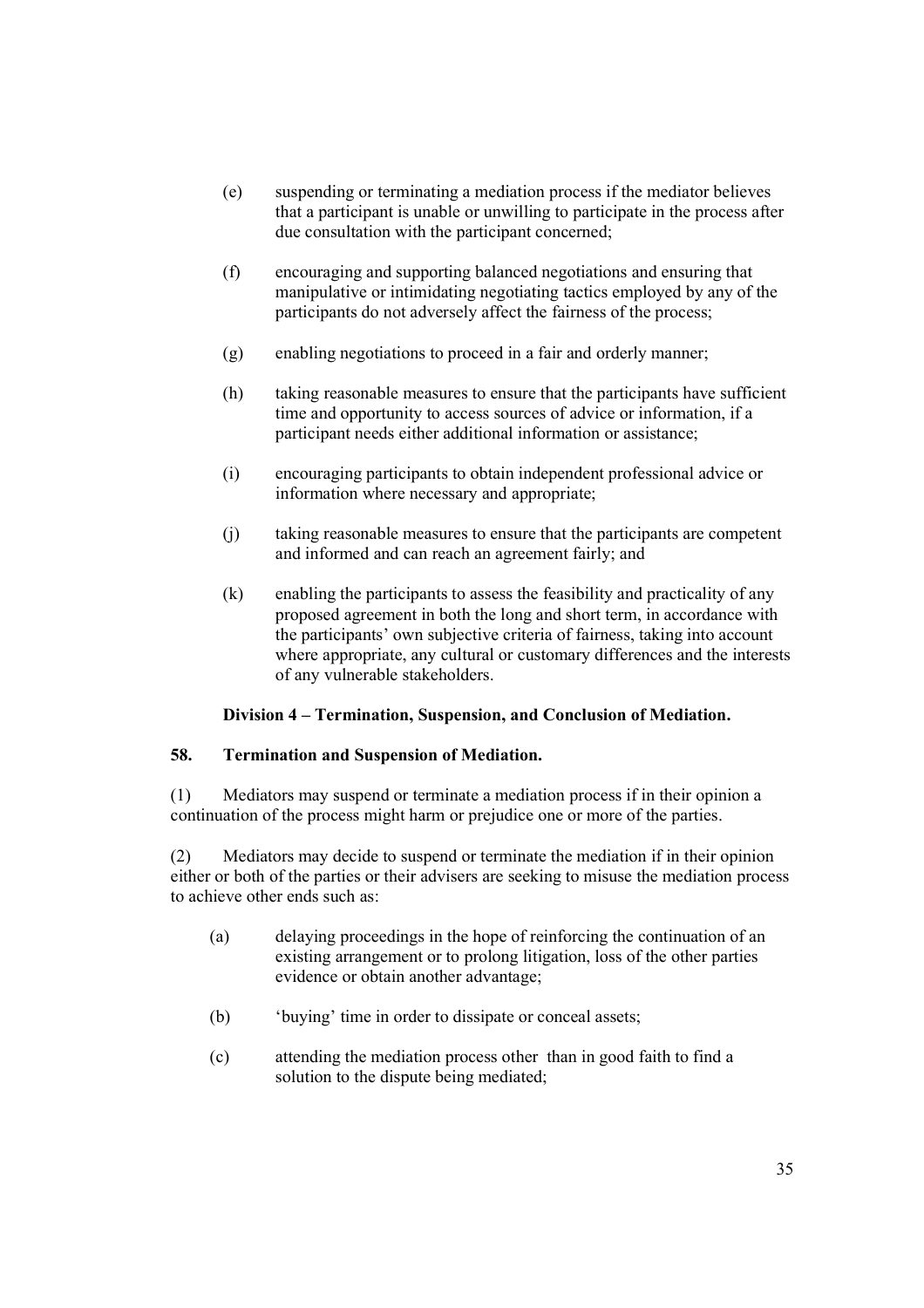(e) suspending or terminating a mediation process if the mediator believes that a participant is unable or unwilling to participate in the process after due consultation with the participant concerned;

(f) encouraging and supporting balanced negotiations and ensuring that manipulative or intimidating negotiating tactics employed by any of the participants do not adversely affect the fairness of the process;

(g) enabling negotiations to proceed in a fair and orderly manner;

(h) taking reasonable measures to ensure that the participants have sufficient time and opportunity to access sources of advice or information, if a participant needs either additional information or assistance;

(i) encouraging participants to obtain independent professional advice or information where necessary and appropriate;

(j) taking reasonable measures to ensure that the participants are competent and informed and can reach an agreement fairly; and

(k) enabling the participants to assess the feasibility and practicality of any proposed agreement in both the long and short term, in accordance with the participants' own subjective criteria of fairness, taking into account where appropriate, any cultural or customary differences and the interests of any vulnerable stakeholders.

### Division 4 – Termination, Suspension, and Conclusion of Mediation.

### 58. Termination and Suspension of Mediation.

(1) Mediators may suspend or terminate a mediation process if in their opinion a continuation of the process might harm or prejudice one or more of the parties.

(2) Mediators may decide to suspend or terminate the mediation if in their opinion either or both of the parties or their advisers are seeking to misuse the mediation process to achieve other ends such as:

(a) delaying proceedings in the hope of reinforcing the continuation of an existing arrangement or to prolong litigation, loss of the other parties evidence or obtain another advantage;

(b) 'buying' time in order to dissipate or conceal assets;

(c) attending the mediation process other than in good faith to find a solution to the dispute being mediated;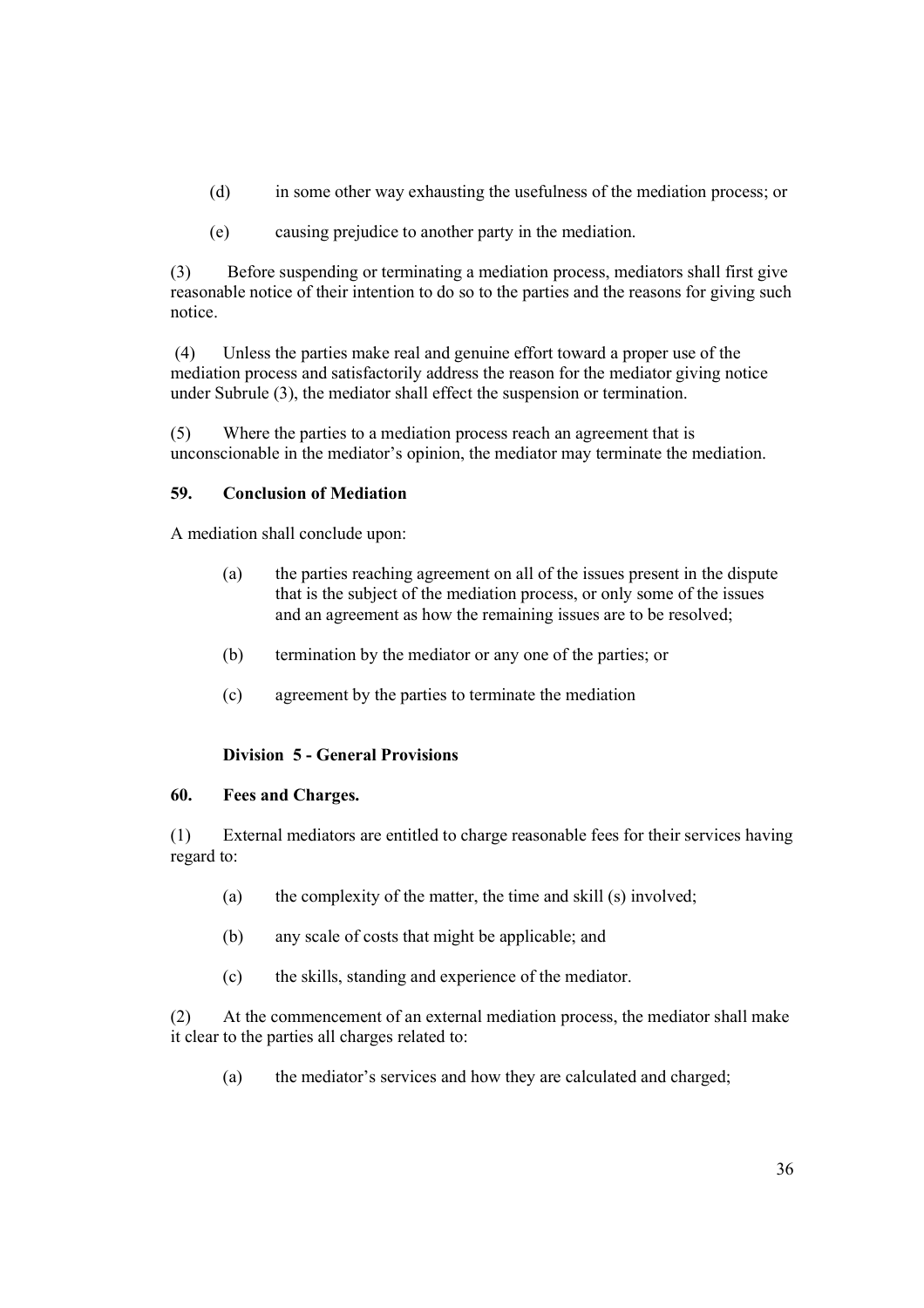(d) in some other way exhausting the usefulness of the mediation process; or

(e) causing prejudice to another party in the mediation.

(3) Before suspending or terminating a mediation process, mediators shall first give reasonable notice of their intention to do so to the parties and the reasons for giving such notice.

(4) Unless the parties make real and genuine effort toward a proper use of the mediation process and satisfactorily address the reason for the mediator giving notice under Subrule (3), the mediator shall effect the suspension or termination.

(5) Where the parties to a mediation process reach an agreement that is unconscionable in the mediator's opinion, the mediator may terminate the mediation.

**59. Conclusion of Mediation**

A mediation shall conclude upon:

(a) the parties reaching agreement on all of the issues present in the dispute that is the subject of the mediation process, or only some of the issues and an agreement as how the remaining issues are to be resolved;

(b) termination by the mediator or any one of the parties; or

(c) agreement by the parties to terminate the mediation

**Division 5 - General Provisions**

**60. Fees and Charges.**

(1) External mediators are entitled to charge reasonable fees for their services having regard to:

(a) the complexity of the matter, the time and skill (s) involved;

(b) any scale of costs that might be applicable; and

(c) the skills, standing and experience of the mediator.

(2) At the commencement of an external mediation process, the mediator shall make it clear to the parties all charges related to:

(a) the mediator's services and how they are calculated and charged;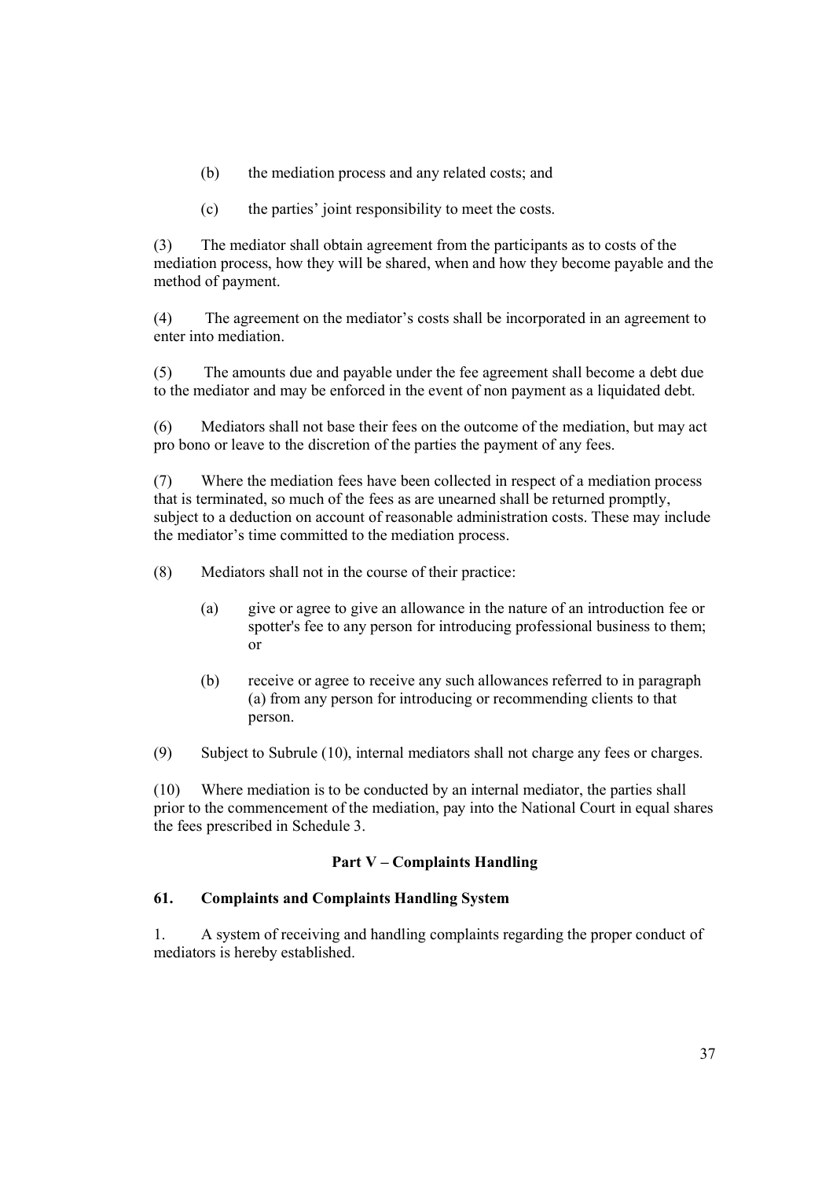(b) the mediation process and any related costs; and

(c) the parties' joint responsibility to meet the costs.

(3) The mediator shall obtain agreement from the participants as to costs of the mediation process, how they will be shared, when and how they become payable and the method of payment.

(4) The agreement on the mediator's costs shall be incorporated in an agreement to enter into mediation.

(5) The amounts due and payable under the fee agreement shall become a debt due to the mediator and may be enforced in the event of non payment as a liquidated debt.

(6) Mediators shall not base their fees on the outcome of the mediation, but may act pro bono or leave to the discretion of the parties the payment of any fees.

(7) Where the mediation fees have been collected in respect of a mediation process that is terminated, so much of the fees as are unearned shall be returned promptly, subject to a deduction on account of reasonable administration costs. These may include the mediator's time committed to the mediation process.

(8) Mediators shall not in the course of their practice:

> (a) give or agree to give an allowance in the nature of an introduction fee or spotter's fee to any person for introducing professional business to them; or
>
> (b) receive or agree to receive any such allowances referred to in paragraph (a) from any person for introducing or recommending clients to that person.

(9) Subject to Subrule (10), internal mediators shall not charge any fees or charges.

(10) Where mediation is to be conducted by an internal mediator, the parties shall prior to the commencement of the mediation, pay into the National Court in equal shares the fees prescribed in Schedule 3.

## Part V – Complaints Handling

### 61. Complaints and Complaints Handling System

1. A system of receiving and handling complaints regarding the proper conduct of mediators is hereby established.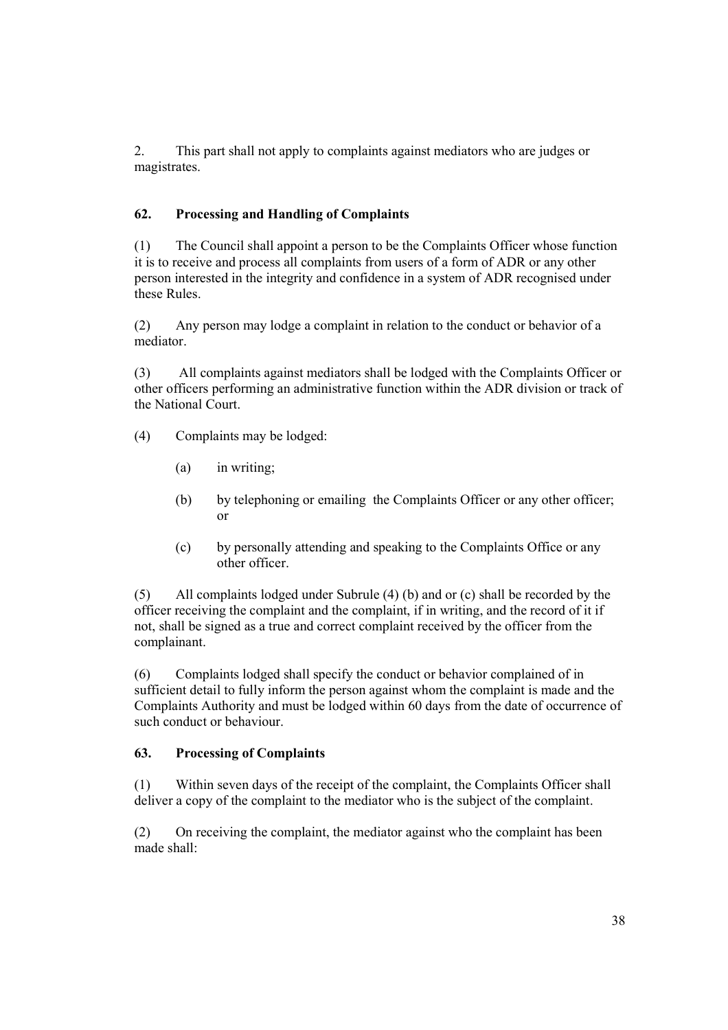2. This part shall not apply to complaints against mediators who are judges or magistrates.

### 62. Processing and Handling of Complaints

(1) The Council shall appoint a person to be the Complaints Officer whose function it is to receive and process all complaints from users of a form of ADR or any other person interested in the integrity and confidence in a system of ADR recognised under these Rules.

(2) Any person may lodge a complaint in relation to the conduct or behavior of a mediator.

(3) All complaints against mediators shall be lodged with the Complaints Officer or other officers performing an administrative function within the ADR division or track of the National Court.

(4) Complaints may be lodged:

- (a) in writing;
- (b) by telephoning or emailing the Complaints Officer or any other officer; or
- (c) by personally attending and speaking to the Complaints Office or any other officer.

(5) All complaints lodged under Subrule (4) (b) and or (c) shall be recorded by the officer receiving the complaint and the complaint, if in writing, and the record of it if not, shall be signed as a true and correct complaint received by the officer from the complainant.

(6) Complaints lodged shall specify the conduct or behavior complained of in sufficient detail to fully inform the person against whom the complaint is made and the Complaints Authority and must be lodged within 60 days from the date of occurrence of such conduct or behaviour.

### 63. Processing of Complaints

(1) Within seven days of the receipt of the complaint, the Complaints Officer shall deliver a copy of the complaint to the mediator who is the subject of the complaint.

(2) On receiving the complaint, the mediator against who the complaint has been made shall: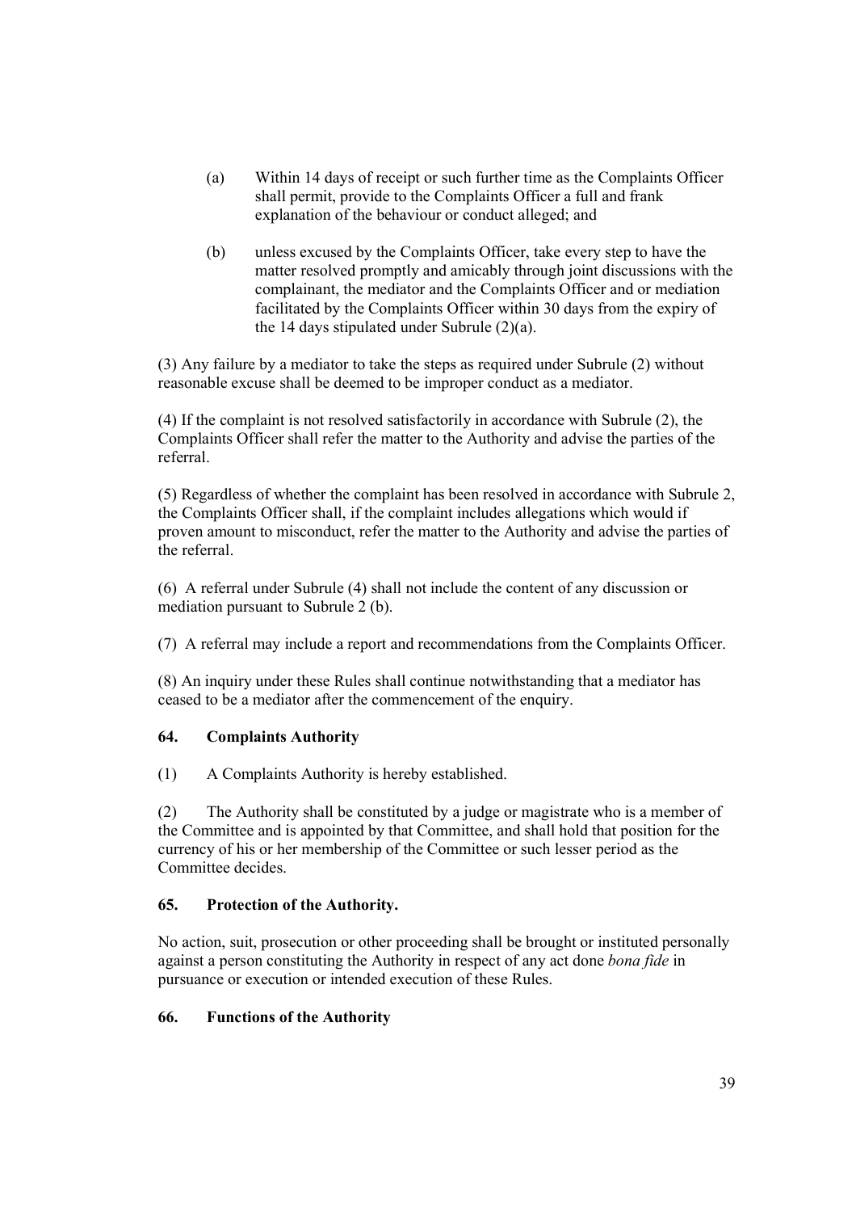(a) Within 14 days of receipt or such further time as the Complaints Officer shall permit, provide to the Complaints Officer a full and frank explanation of the behaviour or conduct alleged; and

(b) unless excused by the Complaints Officer, take every step to have the matter resolved promptly and amicably through joint discussions with the complainant, the mediator and the Complaints Officer and or mediation facilitated by the Complaints Officer within 30 days from the expiry of the 14 days stipulated under Subrule (2)(a).

(3) Any failure by a mediator to take the steps as required under Subrule (2) without reasonable excuse shall be deemed to be improper conduct as a mediator.

(4) If the complaint is not resolved satisfactorily in accordance with Subrule (2), the Complaints Officer shall refer the matter to the Authority and advise the parties of the referral.

(5) Regardless of whether the complaint has been resolved in accordance with Subrule 2, the Complaints Officer shall, if the complaint includes allegations which would if proven amount to misconduct, refer the matter to the Authority and advise the parties of the referral.

(6) A referral under Subrule (4) shall not include the content of any discussion or mediation pursuant to Subrule 2 (b).

(7) A referral may include a report and recommendations from the Complaints Officer.

(8) An inquiry under these Rules shall continue notwithstanding that a mediator has ceased to be a mediator after the commencement of the enquiry.

### 64. Complaints Authority

(1) A Complaints Authority is hereby established.

(2) The Authority shall be constituted by a judge or magistrate who is a member of the Committee and is appointed by that Committee, and shall hold that position for the currency of his or her membership of the Committee or such lesser period as the Committee decides.

### 65. Protection of the Authority.

No action, suit, prosecution or other proceeding shall be brought or instituted personally against a person constituting the Authority in respect of any act done *bona fide* in pursuance or execution or intended execution of these Rules.

### 66. Functions of the Authority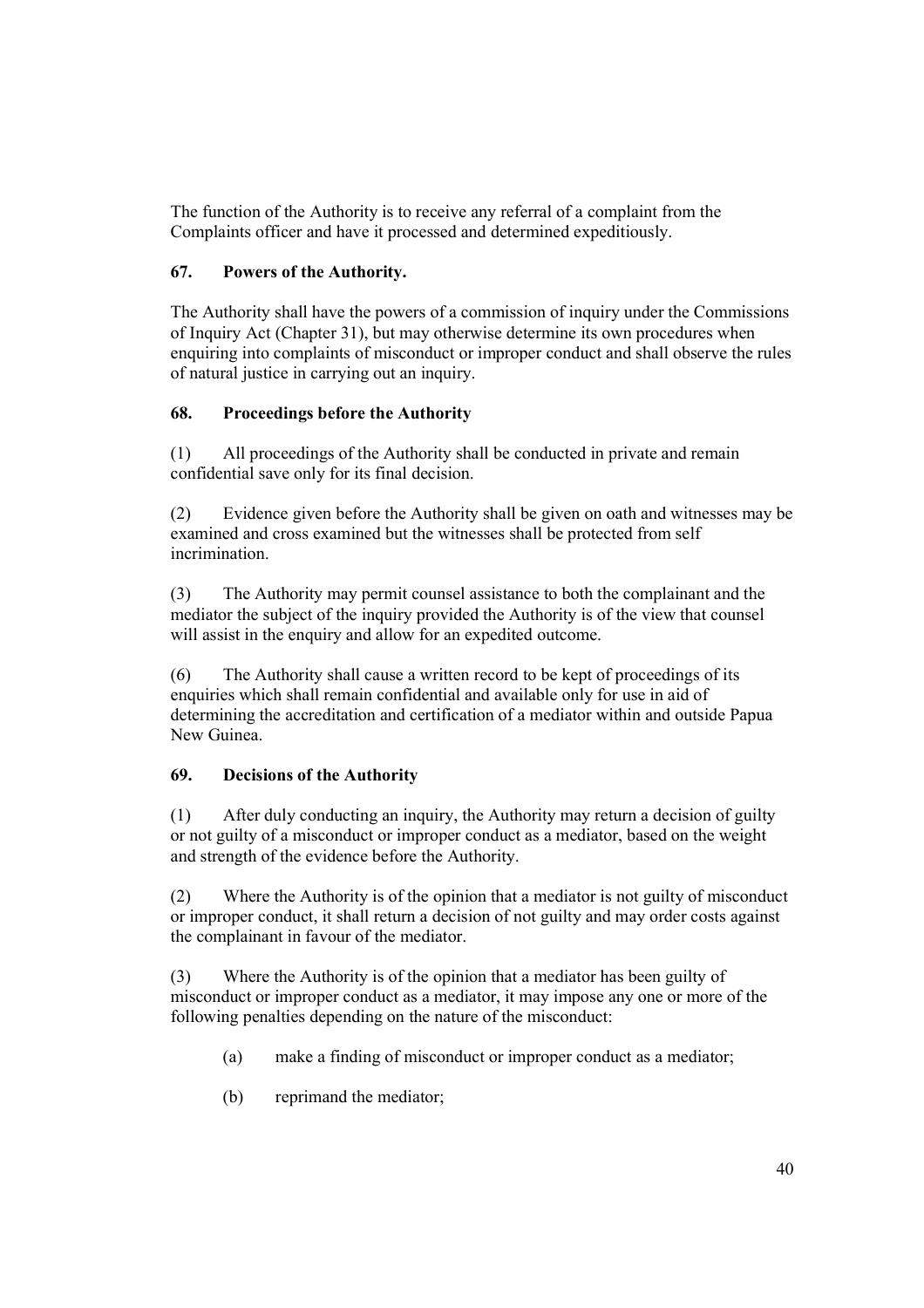The function of the Authority is to receive any referral of a complaint from the Complaints officer and have it processed and determined expeditiously.

### 67. Powers of the Authority.

The Authority shall have the powers of a commission of inquiry under the Commissions of Inquiry Act (Chapter 31), but may otherwise determine its own procedures when enquiring into complaints of misconduct or improper conduct and shall observe the rules of natural justice in carrying out an inquiry.

### 68. Proceedings before the Authority

(1) All proceedings of the Authority shall be conducted in private and remain confidential save only for its final decision.

(2) Evidence given before the Authority shall be given on oath and witnesses may be examined and cross examined but the witnesses shall be protected from self incrimination.

(3) The Authority may permit counsel assistance to both the complainant and the mediator the subject of the inquiry provided the Authority is of the view that counsel will assist in the enquiry and allow for an expedited outcome.

(6) The Authority shall cause a written record to be kept of proceedings of its enquiries which shall remain confidential and available only for use in aid of determining the accreditation and certification of a mediator within and outside Papua New Guinea.

### 69. Decisions of the Authority

(1) After duly conducting an inquiry, the Authority may return a decision of guilty or not guilty of a misconduct or improper conduct as a mediator, based on the weight and strength of the evidence before the Authority.

(2) Where the Authority is of the opinion that a mediator is not guilty of misconduct or improper conduct, it shall return a decision of not guilty and may order costs against the complainant in favour of the mediator.

(3) Where the Authority is of the opinion that a mediator has been guilty of misconduct or improper conduct as a mediator, it may impose any one or more of the following penalties depending on the nature of the misconduct:

(a) make a finding of misconduct or improper conduct as a mediator;

(b) reprimand the mediator;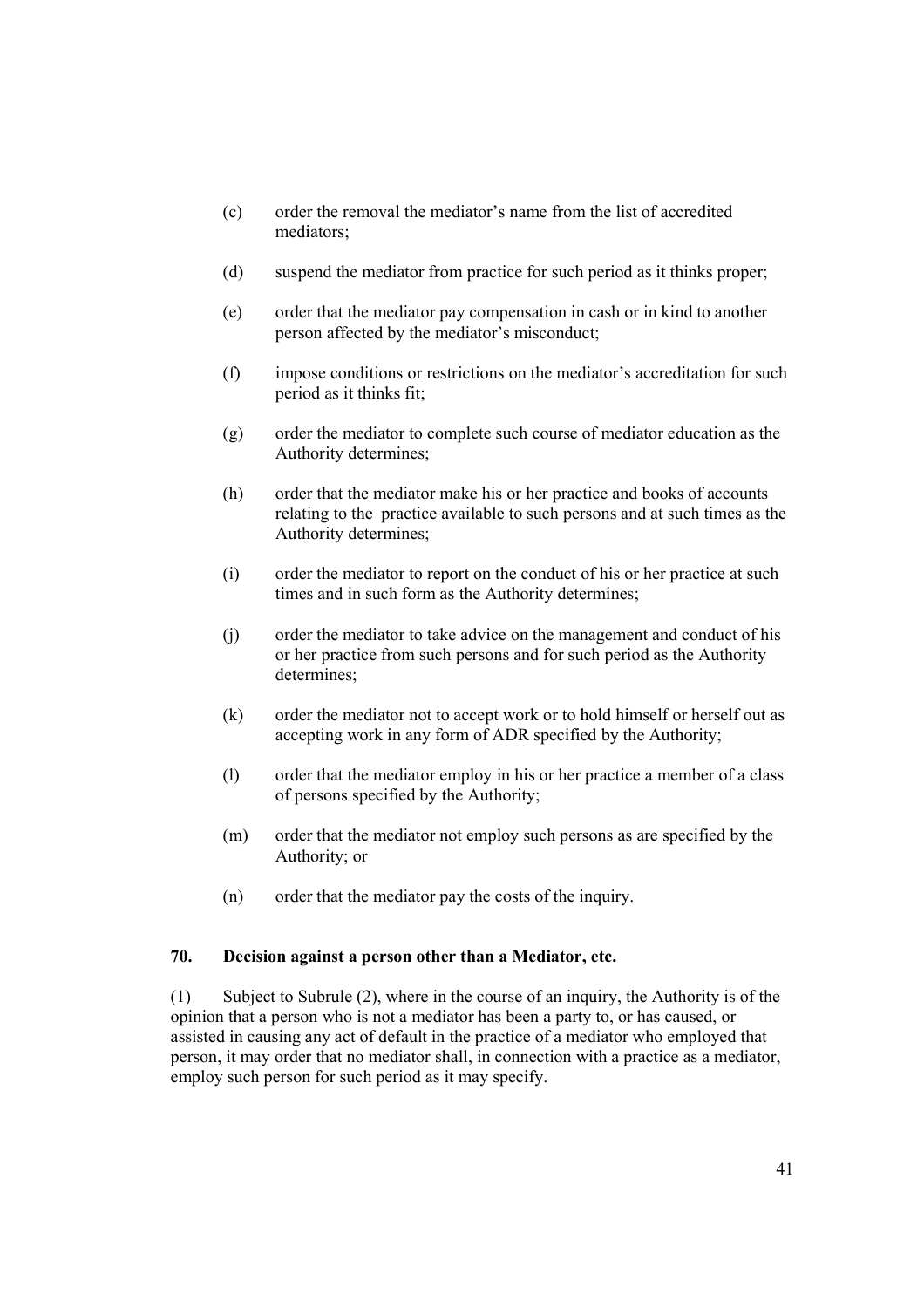(c) order the removal the mediator’s name from the list of accredited mediators;

(d) suspend the mediator from practice for such period as it thinks proper;

(e) order that the mediator pay compensation in cash or in kind to another person affected by the mediator’s misconduct;

(f) impose conditions or restrictions on the mediator’s accreditation for such period as it thinks fit;

(g) order the mediator to complete such course of mediator education as the Authority determines;

(h) order that the mediator make his or her practice and books of accounts relating to the practice available to such persons and at such times as the Authority determines;

(i) order the mediator to report on the conduct of his or her practice at such times and in such form as the Authority determines;

(j) order the mediator to take advice on the management and conduct of his or her practice from such persons and for such period as the Authority determines;

(k) order the mediator not to accept work or to hold himself or herself out as accepting work in any form of ADR specified by the Authority;

(l) order that the mediator employ in his or her practice a member of a class of persons specified by the Authority;

(m) order that the mediator not employ such persons as are specified by the Authority; or

(n) order that the mediator pay the costs of the inquiry.

**70. Decision against a person other than a Mediator, etc.**

(1) Subject to Subrule (2), where in the course of an inquiry, the Authority is of the opinion that a person who is not a mediator has been a party to, or has caused, or assisted in causing any act of default in the practice of a mediator who employed that person, it may order that no mediator shall, in connection with a practice as a mediator, employ such person for such period as it may specify.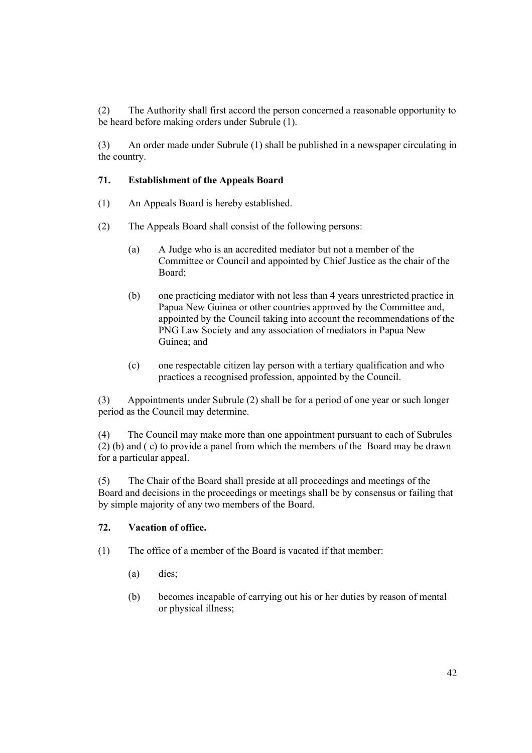(2) The Authority shall first accord the person concerned a reasonable opportunity to be heard before making orders under Subrule (1).

(3) An order made under Subrule (1) shall be published in a newspaper circulating in the country.

### 71. Establishment of the Appeals Board

(1) An Appeals Board is hereby established.

(2) The Appeals Board shall consist of the following persons:

(a) A Judge who is an accredited mediator but not a member of the Committee or Council and appointed by Chief Justice as the chair of the Board;

(b) one practicing mediator with not less than 4 years unrestricted practice in Papua New Guinea or other countries approved by the Committee and, appointed by the Council taking into account the recommendations of the PNG Law Society and any association of mediators in Papua New Guinea; and

(c) one respectable citizen lay person with a tertiary qualification and who practices a recognised profession, appointed by the Council.

(3) Appointments under Subrule (2) shall be for a period of one year or such longer period as the Council may determine.

(4) The Council may make more than one appointment pursuant to each of Subrules (2) (b) and ( c) to provide a panel from which the members of the Board may be drawn for a particular appeal.

(5) The Chair of the Board shall preside at all proceedings and meetings of the Board and decisions in the proceedings or meetings shall be by consensus or failing that by simple majority of any two members of the Board.

### 72. Vacation of office.

(1) The office of a member of the Board is vacated if that member:

(a) dies;

(b) becomes incapable of carrying out his or her duties by reason of mental or physical illness;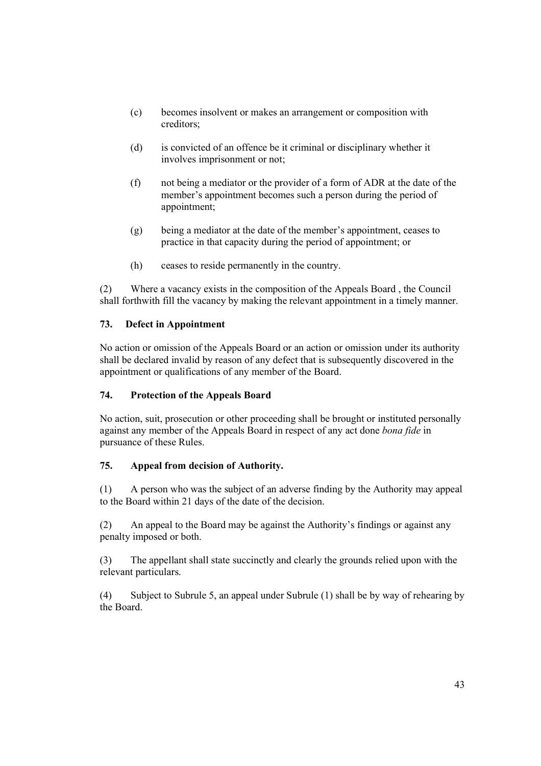(c) becomes insolvent or makes an arrangement or composition with creditors;

(d) is convicted of an offence be it criminal or disciplinary whether it involves imprisonment or not;

(f) not being a mediator or the provider of a form of ADR at the date of the member's appointment becomes such a person during the period of appointment;

(g) being a mediator at the date of the member's appointment, ceases to practice in that capacity during the period of appointment; or

(h) ceases to reside permanently in the country.

(2) Where a vacancy exists in the composition of the Appeals Board , the Council shall forthwith fill the vacancy by making the relevant appointment in a timely manner.

**73. Defect in Appointment**

No action or omission of the Appeals Board or an action or omission under its authority shall be declared invalid by reason of any defect that is subsequently discovered in the appointment or qualifications of any member of the Board.

**74. Protection of the Appeals Board**

No action, suit, prosecution or other proceeding shall be brought or instituted personally against any member of the Appeals Board in respect of any act done *bona fide* in pursuance of these Rules.

**75. Appeal from decision of Authority.**

(1) A person who was the subject of an adverse finding by the Authority may appeal to the Board within 21 days of the date of the decision.

(2) An appeal to the Board may be against the Authority's findings or against any penalty imposed or both.

(3) The appellant shall state succinctly and clearly the grounds relied upon with the relevant particulars.

(4) Subject to Subrule 5, an appeal under Subrule (1) shall be by way of rehearing by the Board.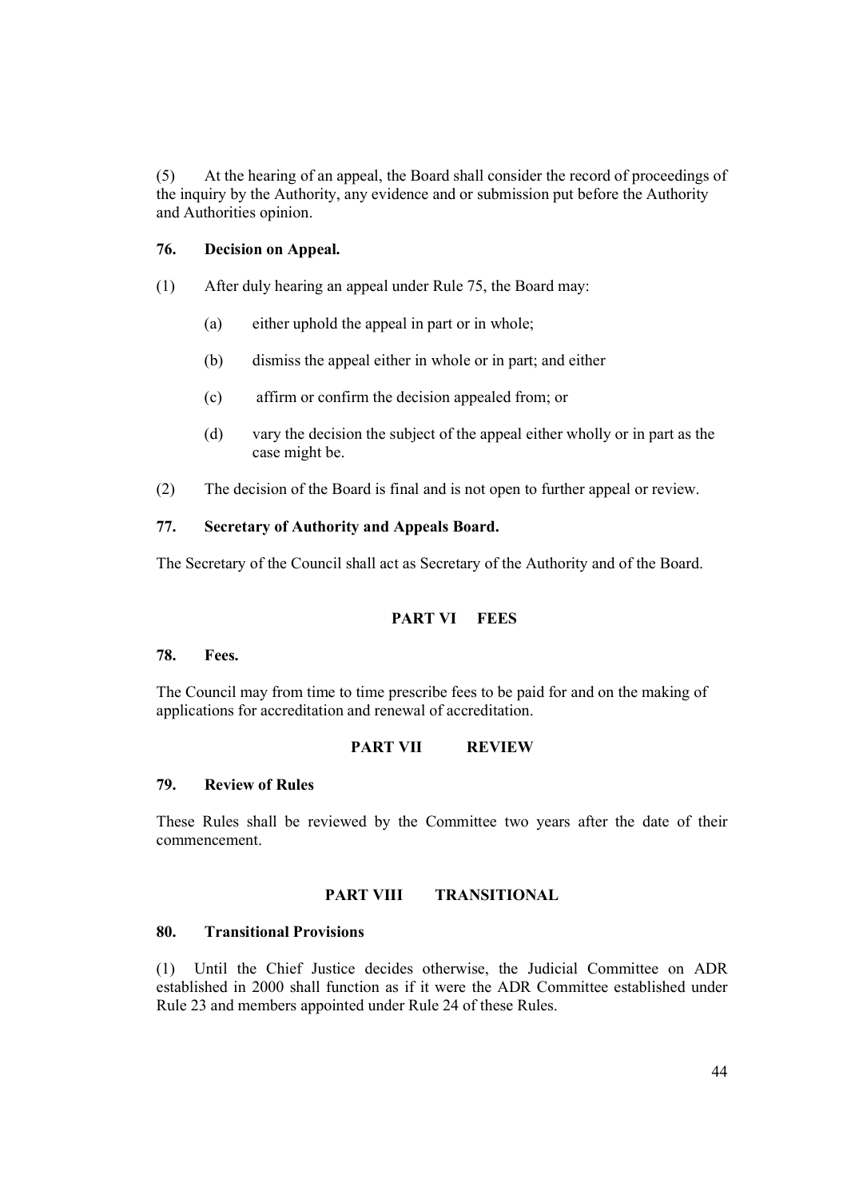(5) At the hearing of an appeal, the Board shall consider the record of proceedings of the inquiry by the Authority, any evidence and or submission put before the Authority and Authorities opinion.

### 76. Decision on Appeal.

(1) After duly hearing an appeal under Rule 75, the Board may:

- (a) either uphold the appeal in part or in whole;
- (b) dismiss the appeal either in whole or in part; and either
- (c) affirm or confirm the decision appealed from; or
- (d) vary the decision the subject of the appeal either wholly or in part as the case might be.

(2) The decision of the Board is final and is not open to further appeal or review.

### 77. Secretary of Authority and Appeals Board.

The Secretary of the Council shall act as Secretary of the Authority and of the Board.

## PART VI FEES

### 78. Fees.

The Council may from time to time prescribe fees to be paid for and on the making of applications for accreditation and renewal of accreditation.

## PART VII REVIEW

### 79. Review of Rules

These Rules shall be reviewed by the Committee two years after the date of their commencement.

## PART VIII TRANSITIONAL

### 80. Transitional Provisions

(1) Until the Chief Justice decides otherwise, the Judicial Committee on ADR established in 2000 shall function as if it were the ADR Committee established under Rule 23 and members appointed under Rule 24 of these Rules.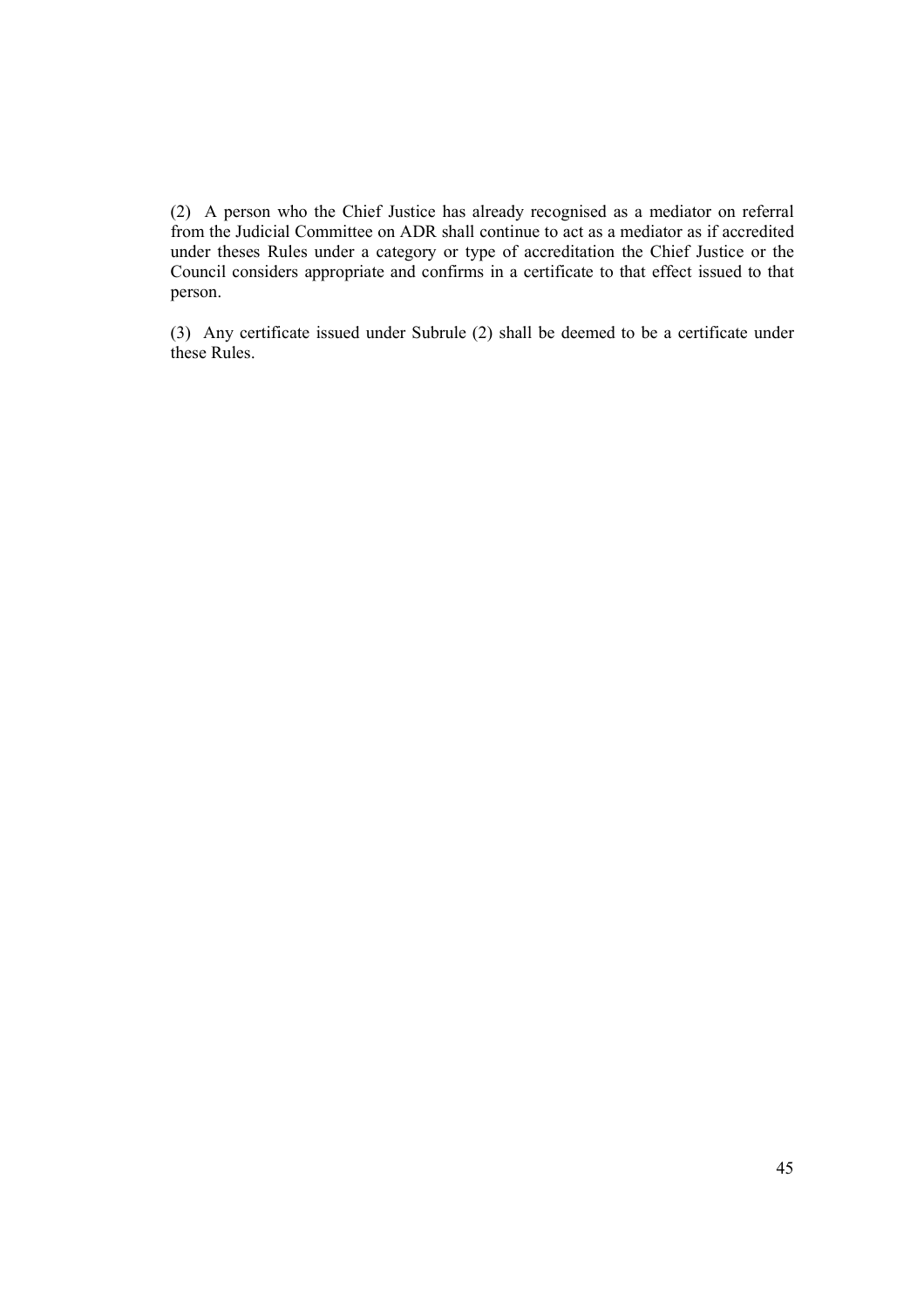(2) A person who the Chief Justice has already recognised as a mediator on referral from the Judicial Committee on ADR shall continue to act as a mediator as if accredited under theses Rules under a category or type of accreditation the Chief Justice or the Council considers appropriate and confirms in a certificate to that effect issued to that person.

(3) Any certificate issued under Subrule (2) shall be deemed to be a certificate under these Rules.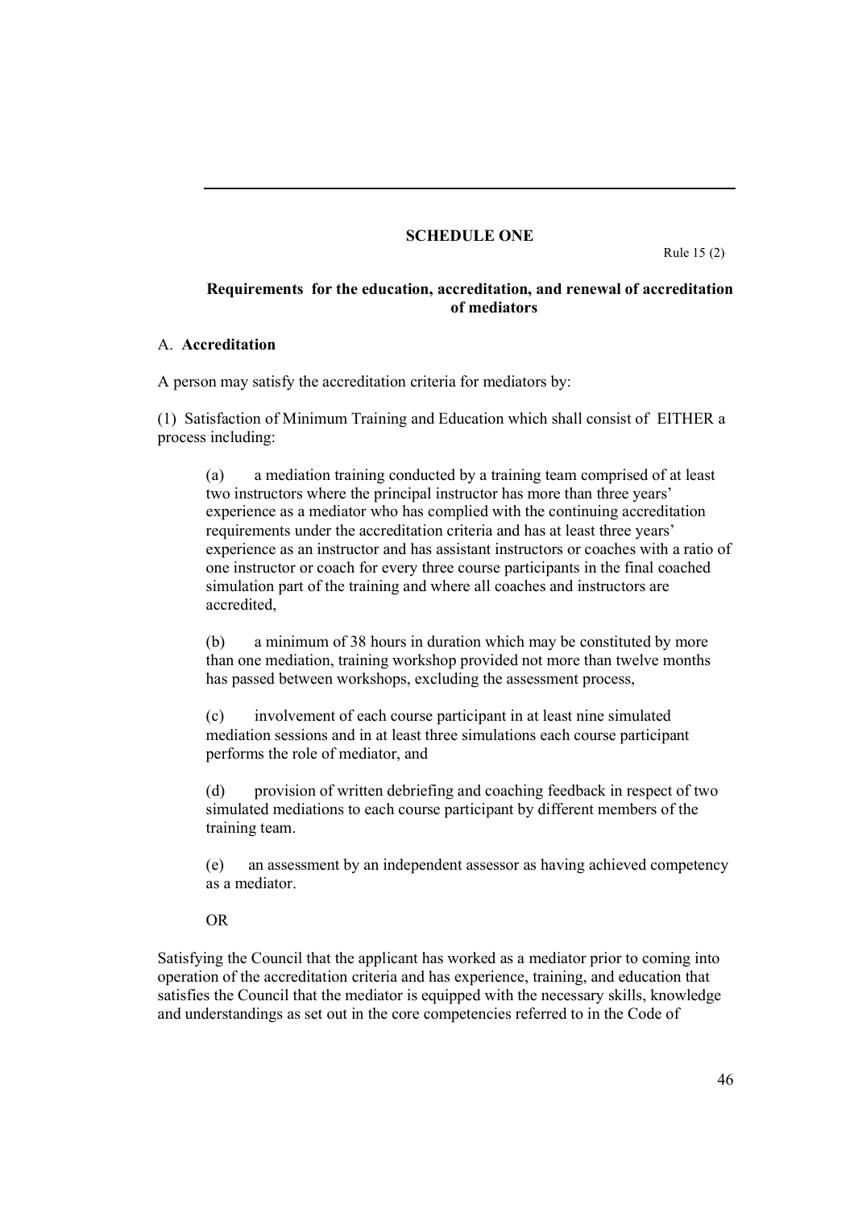## SCHEDULE ONE

Rule 15 (2)

### Requirements for the education, accreditation, and renewal of accreditation of mediators

A. **Accreditation**

A person may satisfy the accreditation criteria for mediators by:

(1) Satisfaction of Minimum Training and Education which shall consist of EITHER a process including:

> (a) a mediation training conducted by a training team comprised of at least two instructors where the principal instructor has more than three years' experience as a mediator who has complied with the continuing accreditation requirements under the accreditation criteria and has at least three years' experience as an instructor and has assistant instructors or coaches with a ratio of one instructor or coach for every three course participants in the final coached simulation part of the training and where all coaches and instructors are accredited,
>
> (b) a minimum of 38 hours in duration which may be constituted by more than one mediation, training workshop provided not more than twelve months has passed between workshops, excluding the assessment process,
>
> (c) involvement of each course participant in at least nine simulated mediation sessions and in at least three simulations each course participant performs the role of mediator, and
>
> (d) provision of written debriefing and coaching feedback in respect of two simulated mediations to each course participant by different members of the training team.
>
> (e) an assessment by an independent assessor as having achieved competency as a mediator.
>
> OR

Satisfying the Council that the applicant has worked as a mediator prior to coming into operation of the accreditation criteria and has experience, training, and education that satisfies the Council that the mediator is equipped with the necessary skills, knowledge and understandings as set out in the core competencies referred to in the Code of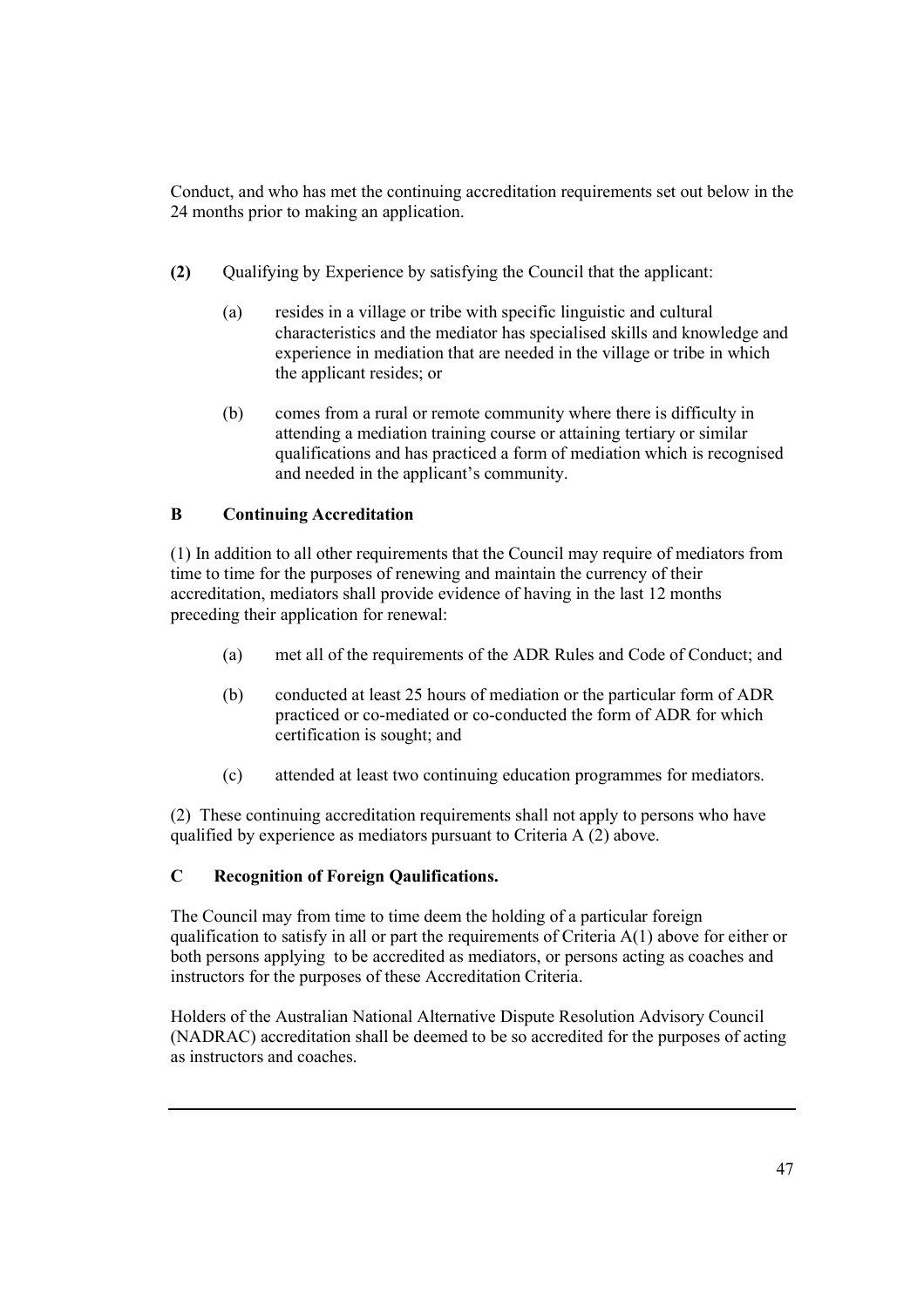Conduct, and who has met the continuing accreditation requirements set out below in the 24 months prior to making an application.

**(2)** Qualifying by Experience by satisfying the Council that the applicant:

(a) resides in a village or tribe with specific linguistic and cultural characteristics and the mediator has specialised skills and knowledge and experience in mediation that are needed in the village or tribe in which the applicant resides; or

(b) comes from a rural or remote community where there is difficulty in attending a mediation training course or attaining tertiary or similar qualifications and has practiced a form of mediation which is recognised and needed in the applicant's community.

**B Continuing Accreditation**

(1) In addition to all other requirements that the Council may require of mediators from time to time for the purposes of renewing and maintain the currency of their accreditation, mediators shall provide evidence of having in the last 12 months preceding their application for renewal:

(a) met all of the requirements of the ADR Rules and Code of Conduct; and

(b) conducted at least 25 hours of mediation or the particular form of ADR practiced or co-mediated or co-conducted the form of ADR for which certification is sought; and

(c) attended at least two continuing education programmes for mediators.

(2) These continuing accreditation requirements shall not apply to persons who have qualified by experience as mediators pursuant to Criteria A (2) above.

**C Recognition of Foreign Qaulifications.**

The Council may from time to time deem the holding of a particular foreign qualification to satisfy in all or part the requirements of Criteria A(1) above for either or both persons applying to be accredited as mediators, or persons acting as coaches and instructors for the purposes of these Accreditation Criteria.

Holders of the Australian National Alternative Dispute Resolution Advisory Council (NADRAC) accreditation shall be deemed to be so accredited for the purposes of acting as instructors and coaches.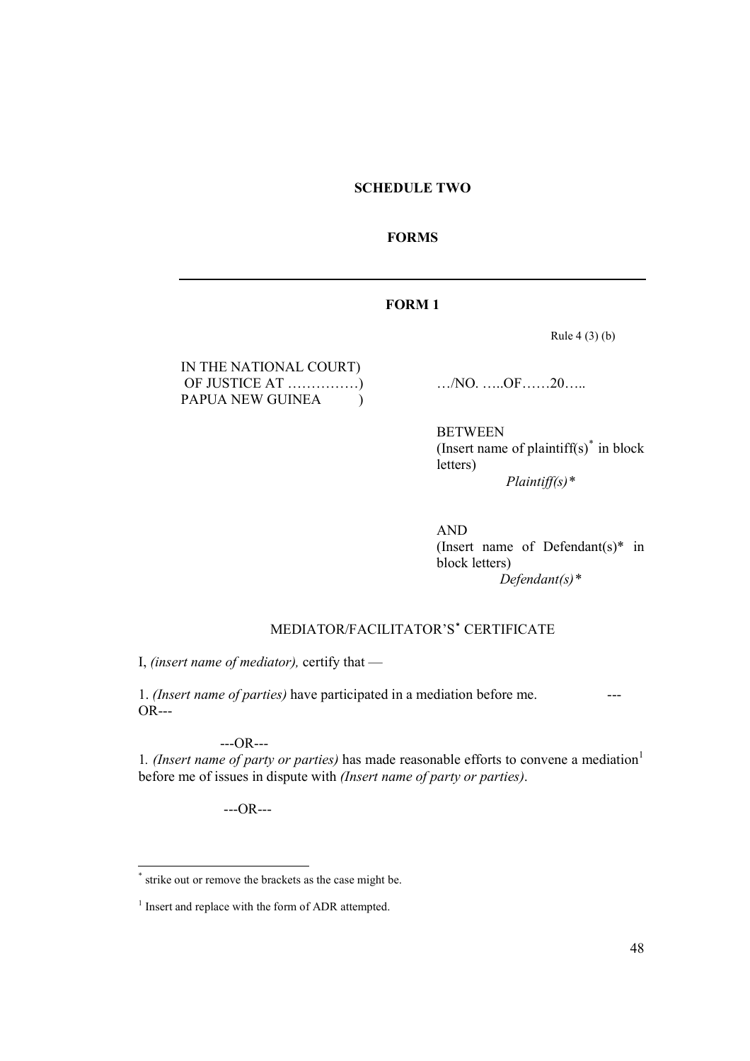**SCHEDULE TWO**

**FORMS**

---

**FORM 1**

Rule 4 (3) (b)

IN THE NATIONAL COURT)
OF JUSTICE AT ……………)
PAPUA NEW GUINEA )

…/NO. …..OF……20…..

BETWEEN
(Insert name of plaintiff(s)* in block letters)
*Plaintiff(s)**

AND
(Insert name of Defendant(s)* in block letters)
*Defendant(s)**

MEDIATOR/FACILITATOR'S* CERTIFICATE

I, *(insert name of mediator),* certify that —

1. *(Insert name of parties)* have participated in a mediation before me. ---OR---

---OR---

1. *(Insert name of party or parties)* has made reasonable efforts to convene a mediation[1] before me of issues in dispute with *(Insert name of party or parties)*.

---OR---

---

* strike out or remove the brackets as the case might be.

[1] Insert and replace with the form of ADR attempted.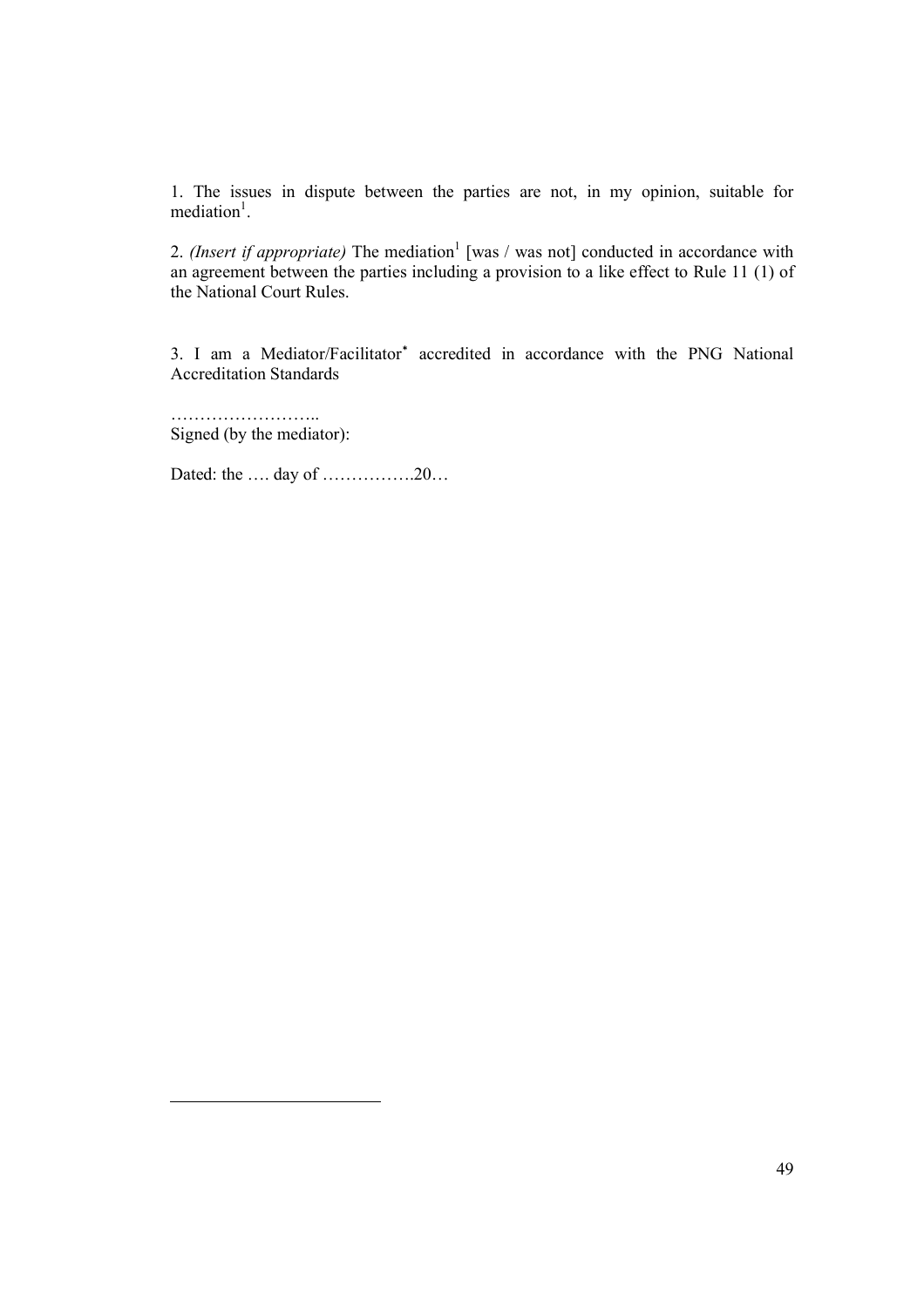1. The issues in dispute between the parties are not, in my opinion, suitable for mediation[1].

2. *(Insert if appropriate)* The mediation[1] [was / was not] conducted in accordance with an agreement between the parties including a provision to a like effect to Rule 11 (1) of the National Court Rules.

3. I am a Mediator/Facilitator* accredited in accordance with the PNG National Accreditation Standards

……………………..
Signed (by the mediator):

Dated: the …. day of …………….20…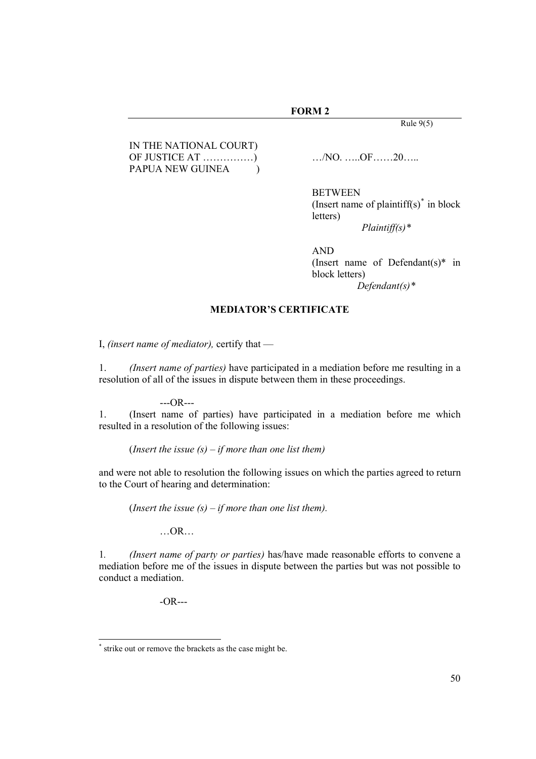**FORM 2**

Rule 9(5)

IN THE NATIONAL COURT)
OF JUSTICE AT ……………)
PAPUA NEW GUINEA )

…/NO. …..OF……20…..

BETWEEN
(Insert name of plaintiff(s)[*] in block letters)
*Plaintiff(s)\**

AND
(Insert name of Defendant(s)\* in block letters)
*Defendant(s)\**

**MEDIATOR'S CERTIFICATE**

I, *(insert name of mediator),* certify that —

1. *(Insert name of parties)* have participated in a mediation before me resulting in a resolution of all of the issues in dispute between them in these proceedings.

---OR---

1. (Insert name of parties) have participated in a mediation before me which resulted in a resolution of the following issues:

(*Insert the issue (s) – if more than one list them)*

and were not able to resolution the following issues on which the parties agreed to return to the Court of hearing and determination:

(*Insert the issue (s) – if more than one list them).*

…OR…

1. *(Insert name of party or parties)* has/have made reasonable efforts to convene a mediation before me of the issues in dispute between the parties but was not possible to conduct a mediation.

-OR---

[*] strike out or remove the brackets as the case might be.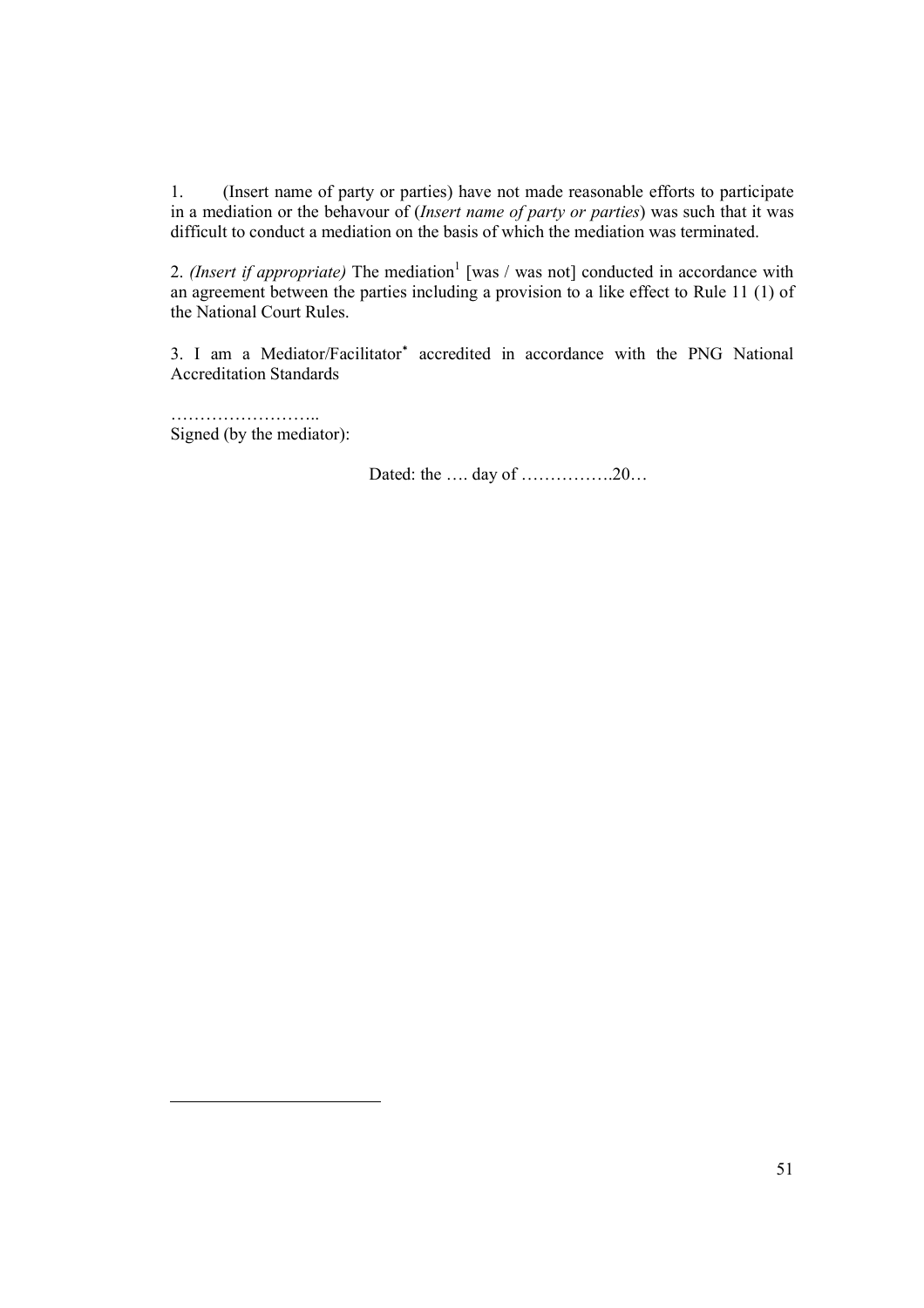1. (Insert name of party or parties) have not made reasonable efforts to participate in a mediation or the behavour of (*Insert name of party or parties*) was such that it was difficult to conduct a mediation on the basis of which the mediation was terminated.

2. *(Insert if appropriate)* The mediation[1] [was / was not] conducted in accordance with an agreement between the parties including a provision to a like effect to Rule 11 (1) of the National Court Rules.

3. I am a Mediator/Facilitator* accredited in accordance with the PNG National Accreditation Standards

……………………..
Signed (by the mediator):

Dated: the …. day of …………….20…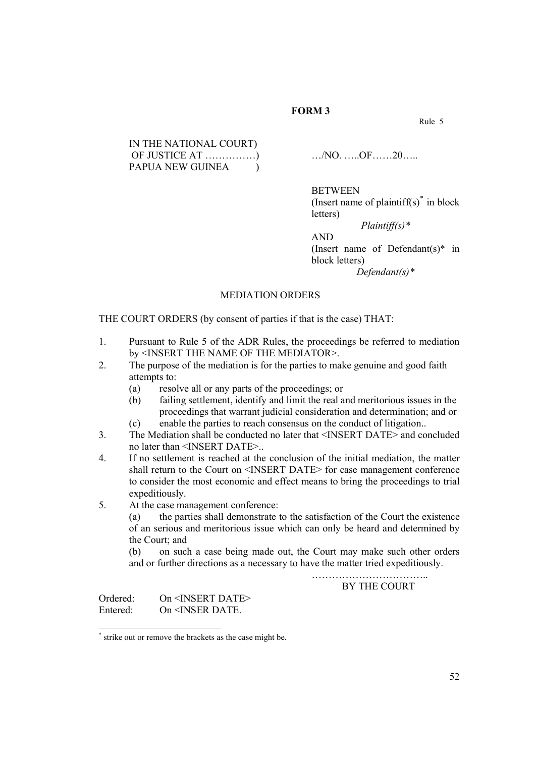**FORM 3**

Rule 5

IN THE NATIONAL COURT)
OF JUSTICE AT ……………)
PAPUA NEW GUINEA )

…/NO. …..OF……20…..

BETWEEN
(Insert name of plaintiff(s)[*] in block letters)
*Plaintiff(s)**
AND
(Insert name of Defendant(s)* in block letters)
*Defendant(s)**

MEDIATION ORDERS

THE COURT ORDERS (by consent of parties if that is the case) THAT:

1. Pursuant to Rule 5 of the ADR Rules, the proceedings be referred to mediation by <INSERT THE NAME OF THE MEDIATOR>.
2. The purpose of the mediation is for the parties to make genuine and good faith attempts to:
   (a) resolve all or any parts of the proceedings; or
   (b) failing settlement, identify and limit the real and meritorious issues in the proceedings that warrant judicial consideration and determination; and or
   (c) enable the parties to reach consensus on the conduct of litigation..
3. The Mediation shall be conducted no later that <INSERT DATE> and concluded no later than <INSERT DATE>..
4. If no settlement is reached at the conclusion of the initial mediation, the matter shall return to the Court on <INSERT DATE> for case management conference to consider the most economic and effect means to bring the proceedings to trial expeditiously.
5. At the case management conference:
   (a) the parties shall demonstrate to the satisfaction of the Court the existence of an serious and meritorious issue which can only be heard and determined by the Court; and
   (b) on such a case being made out, the Court may make such other orders and or further directions as a necessary to have the matter tried expeditiously.

……………………………..
BY THE COURT

Ordered: On <INSERT DATE>
Entered: On <INSER DATE.

[*] strike out or remove the brackets as the case might be.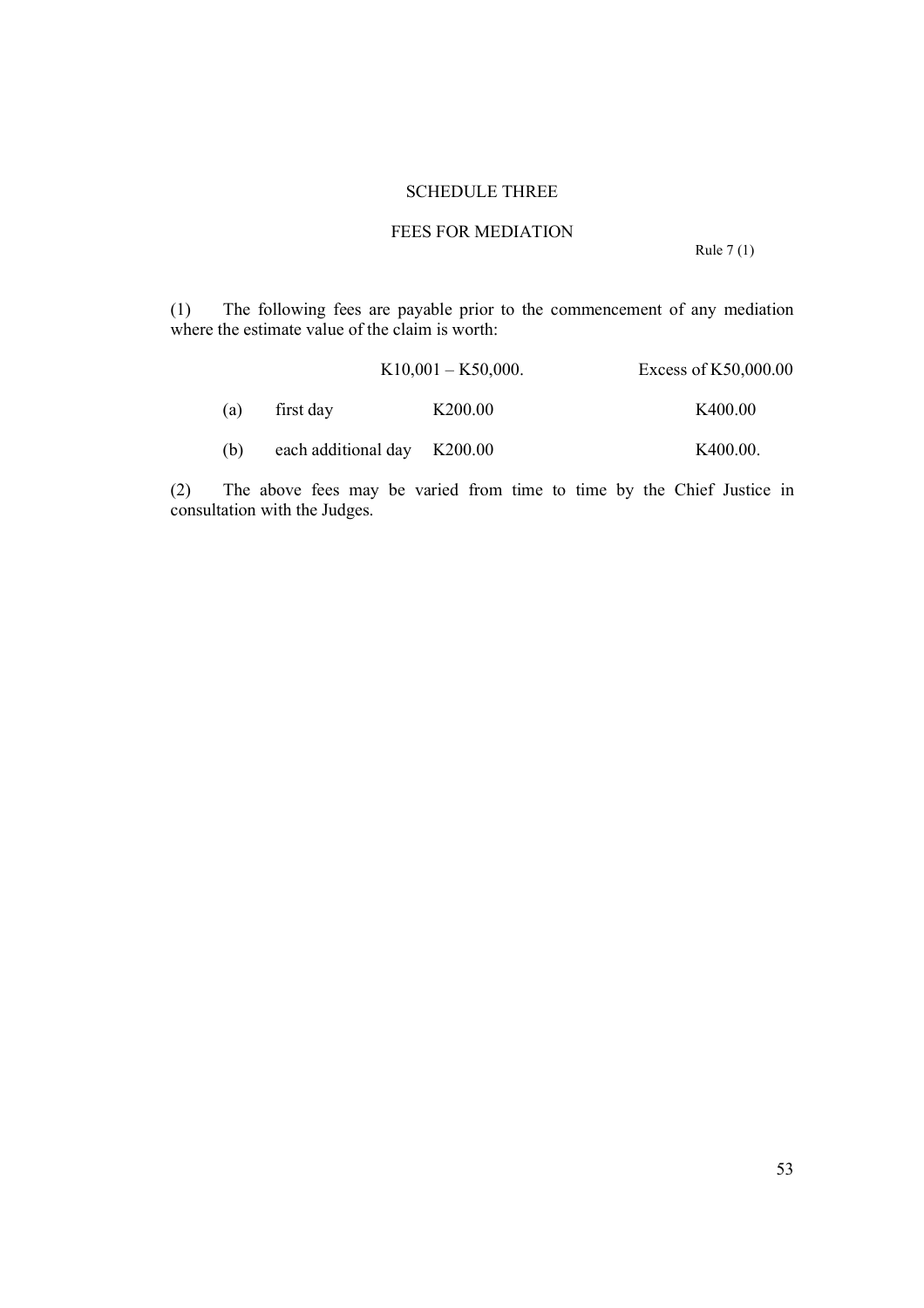## SCHEDULE THREE

## FEES FOR MEDIATION

Rule 7 (1)

(1) The following fees are payable prior to the commencement of any mediation where the estimate value of the claim is worth:

| | | K10,001 – K50,000. | Excess of K50,000.00 |
|---|---|---|---|
| (a) | first day | K200.00 | K400.00 |
| (b) | each additional day | K200.00 | K400.00. |

(2) The above fees may be varied from time to time by the Chief Justice in consultation with the Judges.